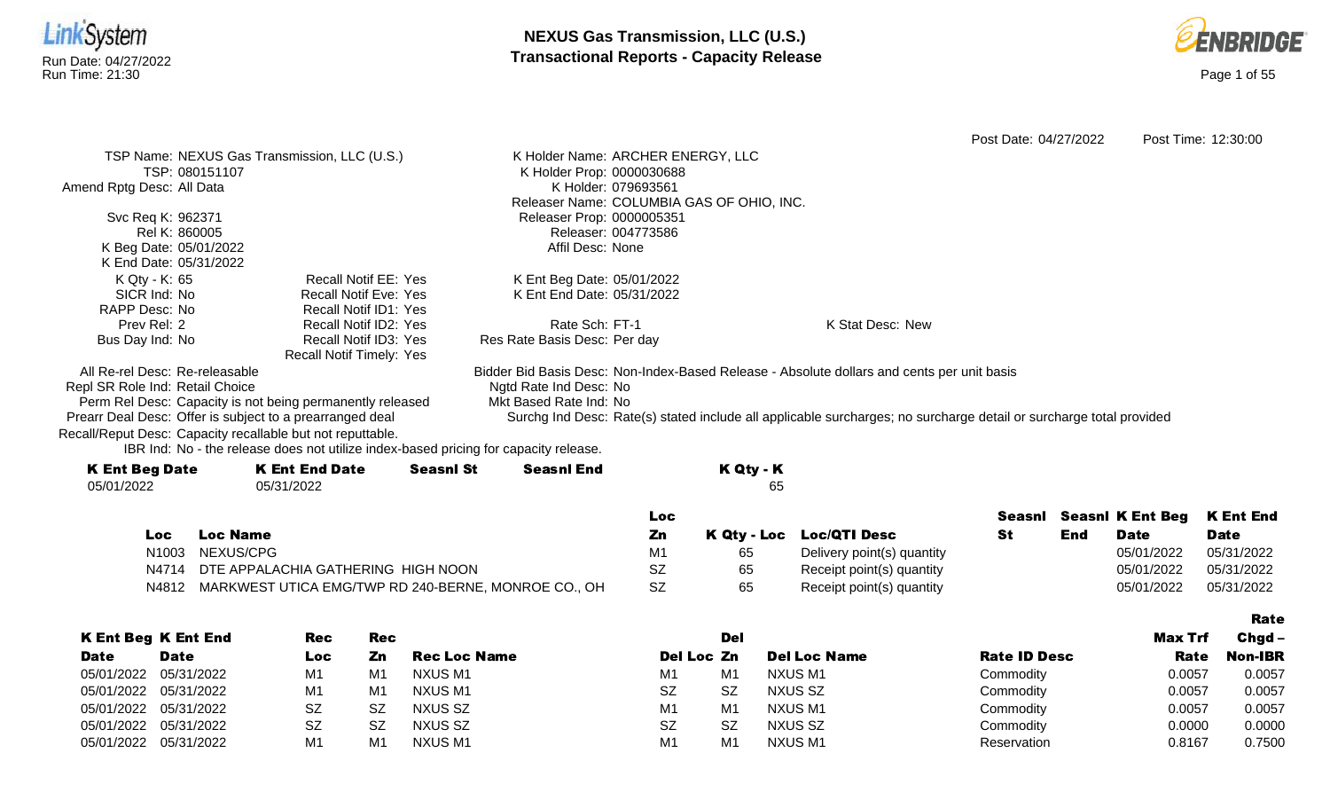# NEXUS Gas Transmission, LLC (U.S.)
## Transactional Reports - Capacity Release

Run Date: 04/27/2022
Run Time: 21:30

Post Date: 04/27/2022 Post Time: 12:30:00

TSP Name: NEXUS Gas Transmission, LLC (U.S.)
TSP: 080151107
Amend Rptg Desc: All Data

Svc Req K: 962371
Rel K: 860005
K Beg Date: 05/01/2022
K End Date: 05/31/2022
K Qty - K: 65
SICR Ind: No
RAPP Desc: No
Prev Rel: 2
Bus Day Ind: No

Recall Notif EE: Yes
Recall Notif Eve: Yes
Recall Notif ID1: Yes
Recall Notif ID2: Yes
Recall Notif ID3: Yes
Recall Notif Timely: Yes

K Holder Name: ARCHER ENERGY, LLC
K Holder Prop: 0000030688
K Holder: 079693561
Releaser Name: COLUMBIA GAS OF OHIO, INC.
Releaser Prop: 0000005351
Releaser: 004773586
Affil Desc: None

K Ent Beg Date: 05/01/2022
K Ent End Date: 05/31/2022

Rate Sch: FT-1
Res Rate Basis Desc: Per day

K Stat Desc: New

All Re-rel Desc: Re-releasable
Repl SR Role Ind: Retail Choice
Perm Rel Desc: Capacity is not being permanently released
Prearr Deal Desc: Offer is subject to a prearranged deal
Recall/Reput Desc: Capacity recallable but not reputtable.
IBR Ind: No - the release does not utilize index-based pricing for capacity release.

Bidder Bid Basis Desc: Non-Index-Based Release - Absolute dollars and cents per unit basis
Ngtd Rate Ind Desc: No
Mkt Based Rate Ind: No
Surchg Ind Desc: Rate(s) stated include all applicable surcharges; no surcharge detail or surcharge total provided

| K Ent Beg Date | K Ent End Date | Seasnl St | Seasnl End | K Qty - K |
|---|---|---|---|---|
| 05/01/2022 | 05/31/2022 | | | 65 |

| Loc | Loc Name | Loc Zn | K Qty - Loc | Loc/QTI Desc | Seasnl St | Seasnl End | K Ent Beg Date | K Ent End Date |
|---|---|---|---|---|---|---|---|---|
| N1003 | NEXUS/CPG | M1 | 65 | Delivery point(s) quantity | | | 05/01/2022 | 05/31/2022 |
| N4714 | DTE APPALACHIA GATHERING HIGH NOON | SZ | 65 | Receipt point(s) quantity | | | 05/01/2022 | 05/31/2022 |
| N4812 | MARKWEST UTICA EMG/TWP RD 240-BERNE, MONROE CO., OH | SZ | 65 | Receipt point(s) quantity | | | 05/01/2022 | 05/31/2022 |

| K Ent Beg Date | K Ent End Date | Rec Loc | Rec Zn | Rec Loc Name | Del Loc | Del Zn | Del Loc Name | Rate ID Desc | Max Trf Rate | Rate Chgd – Non-IBR |
|---|---|---|---|---|---|---|---|---|---|---|
| 05/01/2022 | 05/31/2022 | M1 | M1 | NXUS M1 | M1 | M1 | NXUS M1 | Commodity | 0.0057 | 0.0057 |
| 05/01/2022 | 05/31/2022 | M1 | M1 | NXUS M1 | SZ | SZ | NXUS SZ | Commodity | 0.0057 | 0.0057 |
| 05/01/2022 | 05/31/2022 | SZ | SZ | NXUS SZ | M1 | M1 | NXUS M1 | Commodity | 0.0057 | 0.0057 |
| 05/01/2022 | 05/31/2022 | SZ | SZ | NXUS SZ | SZ | SZ | NXUS SZ | Commodity | 0.0000 | 0.0000 |
| 05/01/2022 | 05/31/2022 | M1 | M1 | NXUS M1 | M1 | M1 | NXUS M1 | Reservation | 0.8167 | 0.7500 |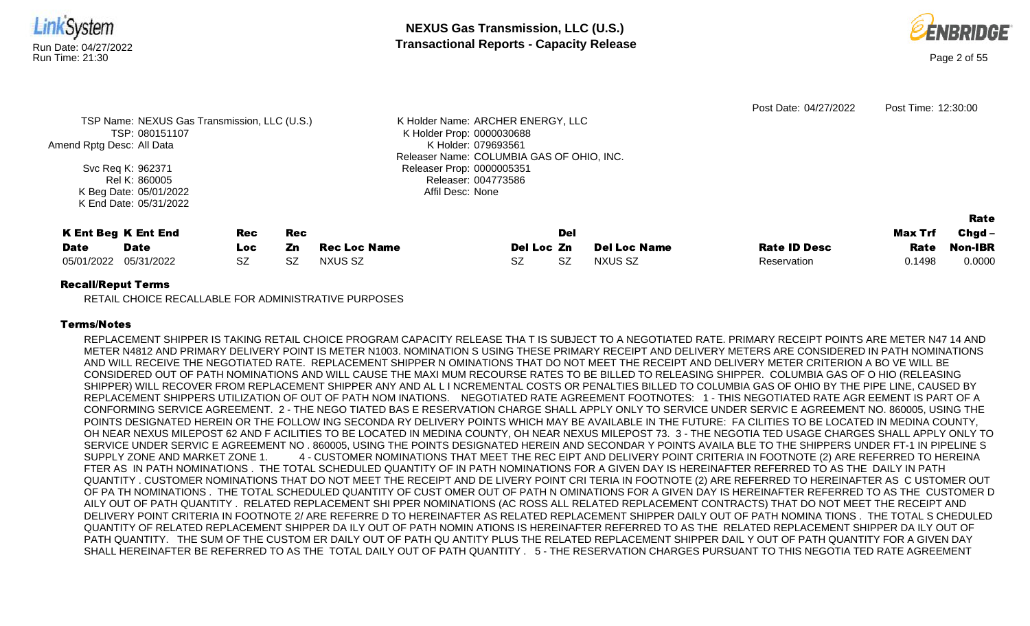Post Date: 04/27/2022 Post Time: 12:30:00

TSP Name: NEXUS Gas Transmission, LLC (U.S.)
TSP: 080151107
Amend Rptg Desc: All Data
Svc Req K: 962371
Rel K: 860005
K Beg Date: 05/01/2022
K End Date: 05/31/2022

K Holder Name: ARCHER ENERGY, LLC
K Holder Prop: 0000030688
K Holder: 079693561
Releaser Name: COLUMBIA GAS OF OHIO, INC.
Releaser Prop: 0000005351
Releaser: 004773586
Affil Desc: None

| K Ent Beg Date | K Ent End Date | Rec Loc | Rec Zn | Rec Loc Name | Del Loc | Del Zn | Del Loc Name | Rate ID Desc | Max Trf Rate | Rate Chgd – Non-IBR |
|---|---|---|---|---|---|---|---|---|---|---|
| 05/01/2022 | 05/31/2022 | SZ | SZ | NXUS SZ | SZ | SZ | NXUS SZ | Reservation | 0.1498 | 0.0000 |

**Recall/Reput Terms**

RETAIL CHOICE RECALLABLE FOR ADMINISTRATIVE PURPOSES

**Terms/Notes**

REPLACEMENT SHIPPER IS TAKING RETAIL CHOICE PROGRAM CAPACITY RELEASE THA T IS SUBJECT TO A NEGOTIATED RATE. PRIMARY RECEIPT POINTS ARE METER N47 14 AND METER N4812 AND PRIMARY DELIVERY POINT IS METER N1003. NOMINATION S USING THESE PRIMARY RECEIPT AND DELIVERY METERS ARE CONSIDERED IN PATH NOMINATIONS AND WILL RECEIVE THE NEGOTIATED RATE. REPLACEMENT SHIPPER N OMINATIONS THAT DO NOT MEET THE RECEIPT AND DELIVERY METER CRITERION A BO VE WILL BE CONSIDERED OUT OF PATH NOMINATIONS AND WILL CAUSE THE MAXI MUM RECOURSE RATES TO BE BILLED TO RELEASING SHIPPER. COLUMBIA GAS OF O HIO (RELEASING SHIPPER) WILL RECOVER FROM REPLACEMENT SHIPPER ANY AND AL L I NCREMENTAL COSTS OR PENALTIES BILLED TO COLUMBIA GAS OF OHIO BY THE PIPE LINE, CAUSED BY REPLACEMENT SHIPPERS UTILIZATION OF OUT OF PATH NOM INATIONS. NEGOTIATED RATE AGREEMENT FOOTNOTES: 1 - THIS NEGOTIATED RATE AGR EEMENT IS PART OF A CONFORMING SERVICE AGREEMENT. 2 - THE NEGO TIATED BAS E RESERVATION CHARGE SHALL APPLY ONLY TO SERVICE UNDER SERVIC E AGREEMENT NO. 860005, USING THE POINTS DESIGNATED HEREIN OR THE FOLLOW ING SECONDA RY DELIVERY POINTS WHICH MAY BE AVAILABLE IN THE FUTURE: FA CILITIES TO BE LOCATED IN MEDINA COUNTY, OH NEAR NEXUS MILEPOST 62 AND F ACILITIES TO BE LOCATED IN MEDINA COUNTY, OH NEAR NEXUS MILEPOST 73. 3 - THE NEGOTIA TED USAGE CHARGES SHALL APPLY ONLY TO SERVICE UNDER SERVIC E AGREEMENT NO . 860005, USING THE POINTS DESIGNATED HEREIN AND SECONDAR Y POINTS AVAILA BLE TO THE SHIPPERS UNDER FT-1 IN PIPELINE S SUPPLY ZONE AND MARKET ZONE 1. 4 - CUSTOMER NOMINATIONS THAT MEET THE REC EIPT AND DELIVERY POINT CRITERIA IN FOOTNOTE (2) ARE REFERRED TO HEREINA FTER AS IN PATH NOMINATIONS . THE TOTAL SCHEDULED QUANTITY OF IN PATH NOMINATIONS FOR A GIVEN DAY IS HEREINAFTER REFERRED TO AS THE DAILY IN PATH QUANTITY . CUSTOMER NOMINATIONS THAT DO NOT MEET THE RECEIPT AND DE LIVERY POINT CRI TERIA IN FOOTNOTE (2) ARE REFERRED TO HEREINAFTER AS C USTOMER OUT OF PA TH NOMINATIONS . THE TOTAL SCHEDULED QUANTITY OF CUST OMER OUT OF PATH N OMINATIONS FOR A GIVEN DAY IS HEREINAFTER REFERRED TO AS THE CUSTOMER D AILY OUT OF PATH QUANTITY . RELATED REPLACEMENT SHI PPER NOMINATIONS (AC ROSS ALL RELATED REPLACEMENT CONTRACTS) THAT DO NOT MEET THE RECEIPT AND DELIVERY POINT CRITERIA IN FOOTNOTE 2/ ARE REFERRE D TO HEREINAFTER AS RELATED REPLACEMENT SHIPPER DAILY OUT OF PATH NOMINA TIONS . THE TOTAL S CHEDULED QUANTITY OF RELATED REPLACEMENT SHIPPER DA ILY OUT OF PATH NOMIN ATIONS IS HEREINAFTER REFERRED TO AS THE RELATED REPLACEMENT SHIPPER DA ILY OUT OF PATH QUANTITY. THE SUM OF THE CUSTOM ER DAILY OUT OF PATH QU ANTITY PLUS THE RELATED REPLACEMENT SHIPPER DAIL Y OUT OF PATH QUANTITY FOR A GIVEN DAY SHALL HEREINAFTER BE REFERRED TO AS THE TOTAL DAILY OUT OF PATH QUANTITY . 5 - THE RESERVATION CHARGES PURSUANT TO THIS NEGOTIA TED RATE AGREEMENT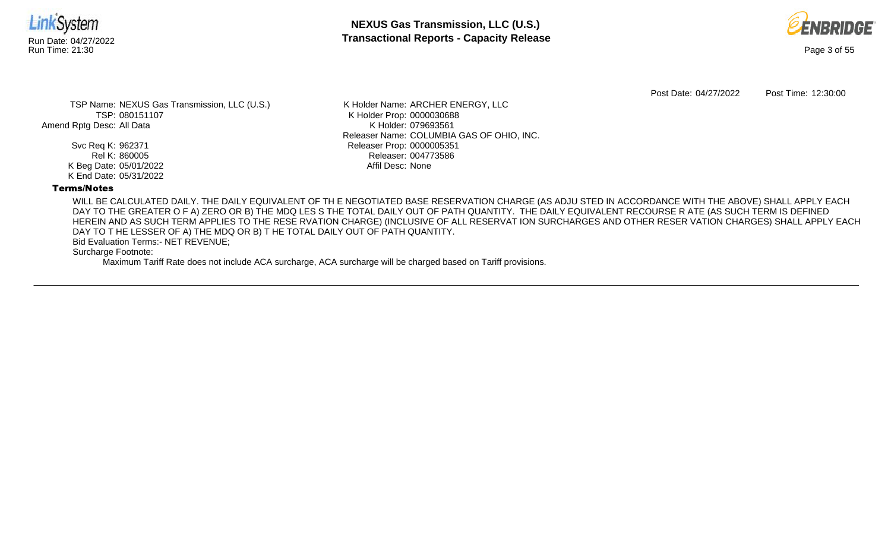Post Date: 04/27/2022 Post Time: 12:30:00

TSP Name: NEXUS Gas Transmission, LLC (U.S.)
TSP: 080151107
Amend Rptg Desc: All Data

Svc Req K: 962371
Rel K: 860005
K Beg Date: 05/01/2022
K End Date: 05/31/2022

K Holder Name: ARCHER ENERGY, LLC
K Holder Prop: 0000030688
K Holder: 079693561
Releaser Name: COLUMBIA GAS OF OHIO, INC.
Releaser Prop: 0000005351
Releaser: 004773586
Affil Desc: None

**Terms/Notes**

WILL BE CALCULATED DAILY. THE DAILY EQUIVALENT OF TH E NEGOTIATED BASE RESERVATION CHARGE (AS ADJU STED IN ACCORDANCE WITH THE ABOVE) SHALL APPLY EACH DAY TO THE GREATER O F A) ZERO OR B) THE MDQ LES S THE TOTAL DAILY OUT OF PATH QUANTITY. THE DAILY EQUIVALENT RECOURSE R ATE (AS SUCH TERM IS DEFINED HEREIN AND AS SUCH TERM APPLIES TO THE RESE RVATION CHARGE) (INCLUSIVE OF ALL RESERVAT ION SURCHARGES AND OTHER RESER VATION CHARGES) SHALL APPLY EACH DAY TO T HE LESSER OF A) THE MDQ OR B) T HE TOTAL DAILY OUT OF PATH QUANTITY.

Bid Evaluation Terms:- NET REVENUE;

Surcharge Footnote:

Maximum Tariff Rate does not include ACA surcharge, ACA surcharge will be charged based on Tariff provisions.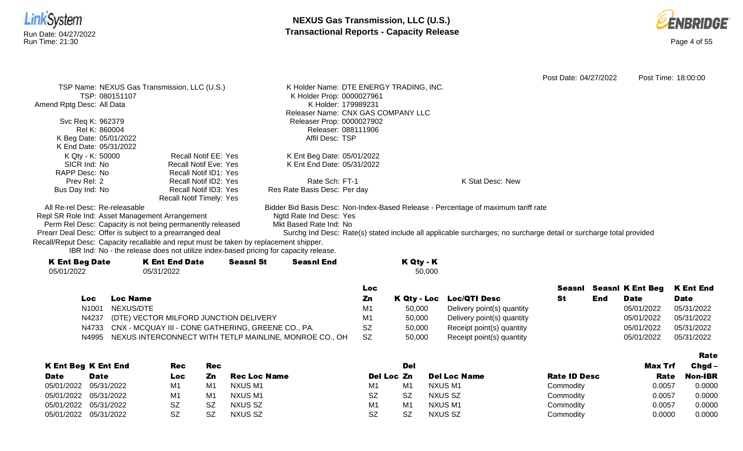# NEXUS Gas Transmission, LLC (U.S.)
## Transactional Reports - Capacity Release

Run Date: 04/27/2022
Run Time: 21:30

Post Date: 04/27/2022 Post Time: 18:00:00

TSP Name: NEXUS Gas Transmission, LLC (U.S.)
TSP: 080151107
Amend Rptg Desc: All Data

Svc Req K: 962379
Rel K: 860004
K Beg Date: 05/01/2022
K End Date: 05/31/2022
K Qty - K: 50000
SICR Ind: No
RAPP Desc: No
Prev Rel: 2
Bus Day Ind: No

Recall Notif EE: Yes
Recall Notif Eve: Yes
Recall Notif ID1: Yes
Recall Notif ID2: Yes
Recall Notif ID3: Yes
Recall Notif Timely: Yes

K Holder Name: DTE ENERGY TRADING, INC.
K Holder Prop: 0000027961
K Holder: 179989231
Releaser Name: CNX GAS COMPANY LLC
Releaser Prop: 0000027902
Releaser: 088111906
Affil Desc: TSP

K Ent Beg Date: 05/01/2022
K Ent End Date: 05/31/2022

Rate Sch: FT-1
Res Rate Basis Desc: Per day

K Stat Desc: New

All Re-rel Desc: Re-releasable
Repl SR Role Ind: Asset Management Arrangement
Perm Rel Desc: Capacity is not being permanently released
Prearr Deal Desc: Offer is subject to a prearranged deal
Recall/Reput Desc: Capacity recallable and reput must be taken by replacement shipper.
IBR Ind: No - the release does not utilize index-based pricing for capacity release.

Bidder Bid Basis Desc: Non-Index-Based Release - Percentage of maximum tariff rate
Ngtd Rate Ind Desc: Yes
Mkt Based Rate Ind: No
Surchg Ind Desc: Rate(s) stated include all applicable surcharges; no surcharge detail or surcharge total provided

| K Ent Beg Date | K Ent End Date | Seasnl St | Seasnl End | K Qty - K |
|---|---|---|---|---|
| 05/01/2022 | 05/31/2022 | | | 50,000 |

| Loc | Loc Name | Loc Zn | K Qty - Loc | Loc/QTI Desc | Seasnl St | Seasnl End | K Ent Beg Date | K Ent End Date |
|---|---|---|---|---|---|---|---|---|
| N1001 | NEXUS/DTE | M1 | 50,000 | Delivery point(s) quantity | | | 05/01/2022 | 05/31/2022 |
| N4237 | (DTE) VECTOR MILFORD JUNCTION DELIVERY | M1 | 50,000 | Delivery point(s) quantity | | | 05/01/2022 | 05/31/2022 |
| N4733 | CNX - MCQUAY III - CONE GATHERING, GREENE CO., PA. | SZ | 50,000 | Receipt point(s) quantity | | | 05/01/2022 | 05/31/2022 |
| N4995 | NEXUS INTERCONNECT WITH TETLP MAINLINE, MONROE CO., OH | SZ | 50,000 | Receipt point(s) quantity | | | 05/01/2022 | 05/31/2022 |

| K Ent Beg Date | K Ent End Date | Rec Loc | Rec Zn | Rec Loc Name | Del Loc | Del Zn | Del Loc Name | Rate ID Desc | Max Trf Rate | Rate Chgd – Non-IBR |
|---|---|---|---|---|---|---|---|---|---|---|
| 05/01/2022 | 05/31/2022 | M1 | M1 | NXUS M1 | M1 | M1 | NXUS M1 | Commodity | 0.0057 | 0.0000 |
| 05/01/2022 | 05/31/2022 | M1 | M1 | NXUS M1 | SZ | SZ | NXUS SZ | Commodity | 0.0057 | 0.0000 |
| 05/01/2022 | 05/31/2022 | SZ | SZ | NXUS SZ | M1 | M1 | NXUS M1 | Commodity | 0.0057 | 0.0000 |
| 05/01/2022 | 05/31/2022 | SZ | SZ | NXUS SZ | SZ | SZ | NXUS SZ | Commodity | 0.0000 | 0.0000 |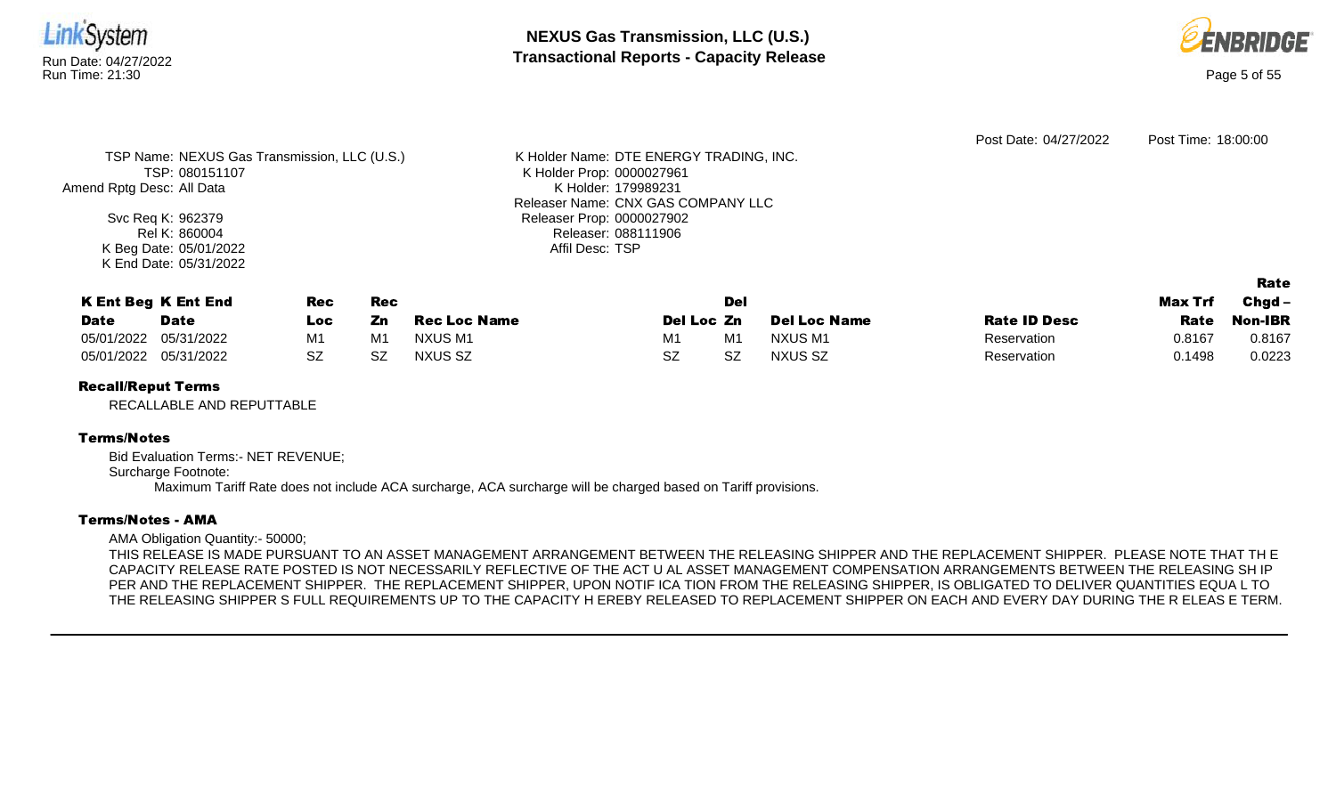Post Date: 04/27/2022 Post Time: 18:00:00

TSP Name: NEXUS Gas Transmission, LLC (U.S.)
TSP: 080151107
Amend Rptg Desc: All Data

Svc Req K: 962379
Rel K: 860004
K Beg Date: 05/01/2022
K End Date: 05/31/2022

K Holder Name: DTE ENERGY TRADING, INC.
K Holder Prop: 0000027961
K Holder: 179989231
Releaser Name: CNX GAS COMPANY LLC
Releaser Prop: 0000027902
Releaser: 088111906
Affil Desc: TSP

| K Ent Beg Date | K Ent End Date | Rec Loc | Rec Zn | Rec Loc Name | Del Loc | Del Zn | Del Loc Name | Rate ID Desc | Max Trf Rate | Rate Chgd – Non-IBR |
|---|---|---|---|---|---|---|---|---|---|---|
| 05/01/2022 | 05/31/2022 | M1 | M1 | NXUS M1 | M1 | M1 | NXUS M1 | Reservation | 0.8167 | 0.8167 |
| 05/01/2022 | 05/31/2022 | SZ | SZ | NXUS SZ | SZ | SZ | NXUS SZ | Reservation | 0.1498 | 0.0223 |

**Recall/Reput Terms**

RECALLABLE AND REPUTTABLE

**Terms/Notes**

Bid Evaluation Terms:- NET REVENUE;
Surcharge Footnote:
Maximum Tariff Rate does not include ACA surcharge, ACA surcharge will be charged based on Tariff provisions.

**Terms/Notes - AMA**

AMA Obligation Quantity:- 50000;
THIS RELEASE IS MADE PURSUANT TO AN ASSET MANAGEMENT ARRANGEMENT BETWEEN THE RELEASING SHIPPER AND THE REPLACEMENT SHIPPER. PLEASE NOTE THAT TH E CAPACITY RELEASE RATE POSTED IS NOT NECESSARILY REFLECTIVE OF THE ACT U AL ASSET MANAGEMENT COMPENSATION ARRANGEMENTS BETWEEN THE RELEASING SH IP PER AND THE REPLACEMENT SHIPPER. THE REPLACEMENT SHIPPER, UPON NOTIF ICA TION FROM THE RELEASING SHIPPER, IS OBLIGATED TO DELIVER QUANTITIES EQUA L TO THE RELEASING SHIPPER S FULL REQUIREMENTS UP TO THE CAPACITY H EREBY RELEASED TO REPLACEMENT SHIPPER ON EACH AND EVERY DAY DURING THE R ELEAS E TERM.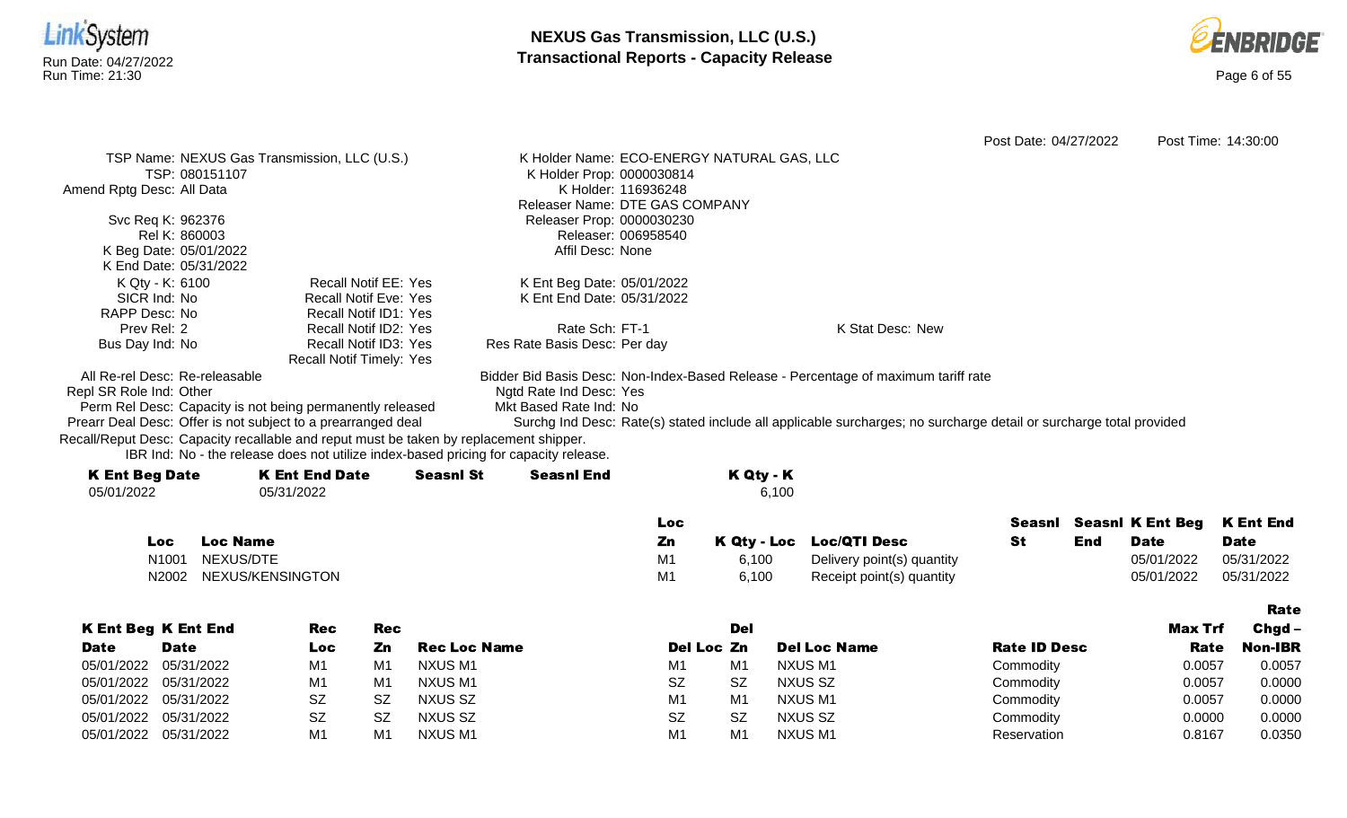Post Date: 04/27/2022 Post Time: 14:30:00

TSP Name: NEXUS Gas Transmission, LLC (U.S.)
TSP: 080151107
Amend Rptg Desc: All Data

Svc Req K: 962376
Rel K: 860003
K Beg Date: 05/01/2022
K End Date: 05/31/2022
K Qty - K: 6100
SICR Ind: No
RAPP Desc: No
Prev Rel: 2
Bus Day Ind: No

Recall Notif EE: Yes
Recall Notif Eve: Yes
Recall Notif ID1: Yes
Recall Notif ID2: Yes
Recall Notif ID3: Yes
Recall Notif Timely: Yes

K Holder Name: ECO-ENERGY NATURAL GAS, LLC
K Holder Prop: 0000030814
K Holder: 116936248
Releaser Name: DTE GAS COMPANY
Releaser Prop: 0000030230
Releaser: 006958540
Affil Desc: None

K Ent Beg Date: 05/01/2022
K Ent End Date: 05/31/2022

Rate Sch: FT-1
Res Rate Basis Desc: Per day

K Stat Desc: New

All Re-rel Desc: Re-releasable
Repl SR Role Ind: Other
Perm Rel Desc: Capacity is not being permanently released
Prearr Deal Desc: Offer is not subject to a prearranged deal
Recall/Reput Desc: Capacity recallable and reput must be taken by replacement shipper.
IBR Ind: No - the release does not utilize index-based pricing for capacity release.

Bidder Bid Basis Desc: Non-Index-Based Release - Percentage of maximum tariff rate
Ngtd Rate Ind Desc: Yes
Mkt Based Rate Ind: No
Surchg Ind Desc: Rate(s) stated include all applicable surcharges; no surcharge detail or surcharge total provided

| K Ent Beg Date | K Ent End Date | Seasnl St | Seasnl End | K Qty - K |
|---|---|---|---|---|
| 05/01/2022 | 05/31/2022 | | | 6,100 |

| Loc | Loc Name | Loc Zn | K Qty - Loc | Loc/QTI Desc | Seasnl St | Seasnl End | K Ent Beg Date | K Ent End Date |
|---|---|---|---|---|---|---|---|---|
| N1001 | NEXUS/DTE | M1 | 6,100 | Delivery point(s) quantity | | | 05/01/2022 | 05/31/2022 |
| N2002 | NEXUS/KENSINGTON | M1 | 6,100 | Receipt point(s) quantity | | | 05/01/2022 | 05/31/2022 |

| K Ent Beg Date | K Ent End Date | Rec Loc | Rec Zn | Rec Loc Name | Del Loc | Del Zn | Del Loc Name | Rate ID Desc | Max Trf Rate | Rate Chgd – Non-IBR |
|---|---|---|---|---|---|---|---|---|---|---|
| 05/01/2022 | 05/31/2022 | M1 | M1 | NXUS M1 | M1 | M1 | NXUS M1 | Commodity | 0.0057 | 0.0057 |
| 05/01/2022 | 05/31/2022 | M1 | M1 | NXUS M1 | SZ | SZ | NXUS SZ | Commodity | 0.0057 | 0.0000 |
| 05/01/2022 | 05/31/2022 | SZ | SZ | NXUS SZ | M1 | M1 | NXUS M1 | Commodity | 0.0057 | 0.0000 |
| 05/01/2022 | 05/31/2022 | SZ | SZ | NXUS SZ | SZ | SZ | NXUS SZ | Commodity | 0.0000 | 0.0000 |
| 05/01/2022 | 05/31/2022 | M1 | M1 | NXUS M1 | M1 | M1 | NXUS M1 | Reservation | 0.8167 | 0.0350 |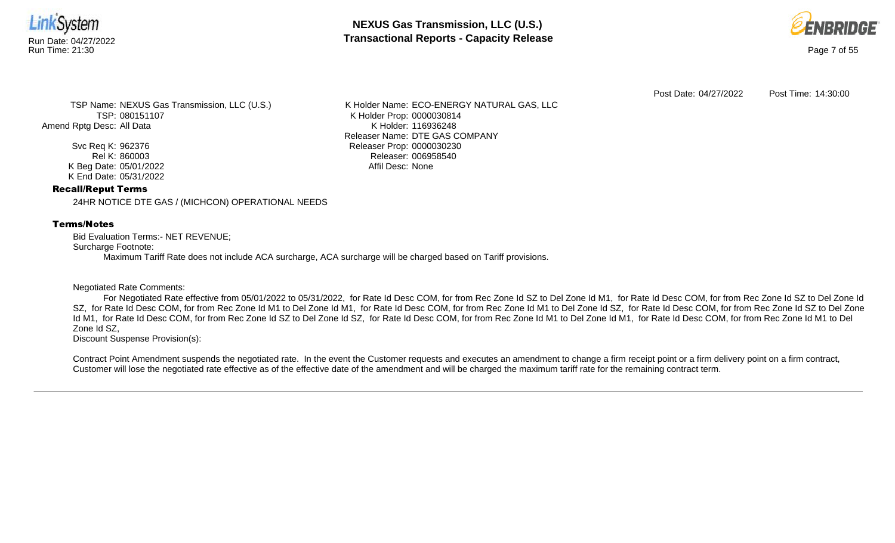Post Date: 04/27/2022    Post Time: 14:30:00

TSP Name: NEXUS Gas Transmission, LLC (U.S.)
TSP: 080151107
Amend Rptg Desc: All Data

Svc Req K: 962376
Rel K: 860003
K Beg Date: 05/01/2022
K End Date: 05/31/2022

K Holder Name: ECO-ENERGY NATURAL GAS, LLC
K Holder Prop: 0000030814
K Holder: 116936248
Releaser Name: DTE GAS COMPANY
Releaser Prop: 0000030230
Releaser: 006958540
Affil Desc: None

**Recall/Reput Terms**

24HR NOTICE DTE GAS / (MICHCON) OPERATIONAL NEEDS

**Terms/Notes**

Bid Evaluation Terms:- NET REVENUE;
Surcharge Footnote:
Maximum Tariff Rate does not include ACA surcharge, ACA surcharge will be charged based on Tariff provisions.

Negotiated Rate Comments:
For Negotiated Rate effective from 05/01/2022 to 05/31/2022, for Rate Id Desc COM, for from Rec Zone Id SZ to Del Zone Id M1, for Rate Id Desc COM, for from Rec Zone Id SZ to Del Zone Id SZ, for Rate Id Desc COM, for from Rec Zone Id M1 to Del Zone Id M1, for Rate Id Desc COM, for from Rec Zone Id M1 to Del Zone Id SZ, for Rate Id Desc COM, for from Rec Zone Id SZ to Del Zone Id M1, for Rate Id Desc COM, for from Rec Zone Id SZ to Del Zone Id SZ, for Rate Id Desc COM, for from Rec Zone Id M1 to Del Zone Id M1, for Rate Id Desc COM, for from Rec Zone Id M1 to Del Zone Id SZ,
Discount Suspense Provision(s):

Contract Point Amendment suspends the negotiated rate. In the event the Customer requests and executes an amendment to change a firm receipt point or a firm delivery point on a firm contract, Customer will lose the negotiated rate effective as of the effective date of the amendment and will be charged the maximum tariff rate for the remaining contract term.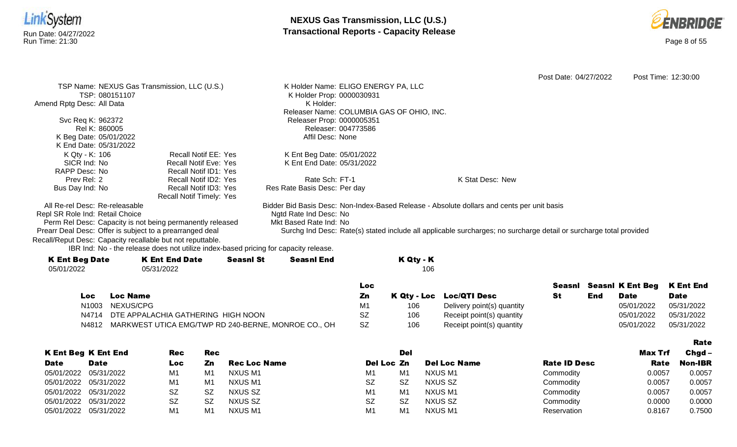Post Date: 04/27/2022 Post Time: 12:30:00

TSP Name: NEXUS Gas Transmission, LLC (U.S.)
TSP: 080151107
Amend Rptg Desc: All Data

Svc Req K: 962372
Rel K: 860005
K Beg Date: 05/01/2022
K End Date: 05/31/2022
K Qty - K: 106
SICR Ind: No
RAPP Desc: No
Prev Rel: 2
Bus Day Ind: No

Recall Notif EE: Yes
Recall Notif Eve: Yes
Recall Notif ID1: Yes
Recall Notif ID2: Yes
Recall Notif ID3: Yes
Recall Notif Timely: Yes

K Holder Name: ELIGO ENERGY PA, LLC
K Holder Prop: 0000030931
K Holder:
Releaser Name: COLUMBIA GAS OF OHIO, INC.
Releaser Prop: 0000005351
Releaser: 004773586
Affil Desc: None

K Ent Beg Date: 05/01/2022
K Ent End Date: 05/31/2022

Rate Sch: FT-1
Res Rate Basis Desc: Per day

K Stat Desc: New

All Re-rel Desc: Re-releasable
Repl SR Role Ind: Retail Choice
Perm Rel Desc: Capacity is not being permanently released
Prearr Deal Desc: Offer is subject to a prearranged deal
Recall/Reput Desc: Capacity recallable but not reputtable.
IBR Ind: No - the release does not utilize index-based pricing for capacity release.

Bidder Bid Basis Desc: Non-Index-Based Release - Absolute dollars and cents per unit basis
Ngtd Rate Ind Desc: No
Mkt Based Rate Ind: No
Surchg Ind Desc: Rate(s) stated include all applicable surcharges; no surcharge detail or surcharge total provided

| K Ent Beg Date | K Ent End Date | Seasnl St | Seasnl End | K Qty - K |
|---|---|---|---|---|
| 05/01/2022 | 05/31/2022 | | | 106 |

| Loc | Loc Name | Loc Zn | K Qty - Loc | Loc/QTI Desc | Seasnl St | Seasnl End | K Ent Beg Date | K Ent End Date |
|---|---|---|---|---|---|---|---|---|
| N1003 | NEXUS/CPG | M1 | 106 | Delivery point(s) quantity | | | 05/01/2022 | 05/31/2022 |
| N4714 | DTE APPALACHIA GATHERING HIGH NOON | SZ | 106 | Receipt point(s) quantity | | | 05/01/2022 | 05/31/2022 |
| N4812 | MARKWEST UTICA EMG/TWP RD 240-BERNE, MONROE CO., OH | SZ | 106 | Receipt point(s) quantity | | | 05/01/2022 | 05/31/2022 |

| K Ent Beg Date | K Ent End Date | Rec Loc | Rec Zn | Rec Loc Name | Del Loc | Del Zn | Del Loc Name | Rate ID Desc | Max Trf Rate | Rate Chgd – Non-IBR |
|---|---|---|---|---|---|---|---|---|---|---|
| 05/01/2022 | 05/31/2022 | M1 | M1 | NXUS M1 | M1 | M1 | NXUS M1 | Commodity | 0.0057 | 0.0057 |
| 05/01/2022 | 05/31/2022 | M1 | M1 | NXUS M1 | SZ | SZ | NXUS SZ | Commodity | 0.0057 | 0.0057 |
| 05/01/2022 | 05/31/2022 | SZ | SZ | NXUS SZ | M1 | M1 | NXUS M1 | Commodity | 0.0057 | 0.0057 |
| 05/01/2022 | 05/31/2022 | SZ | SZ | NXUS SZ | SZ | SZ | NXUS SZ | Commodity | 0.0000 | 0.0000 |
| 05/01/2022 | 05/31/2022 | M1 | M1 | NXUS M1 | M1 | M1 | NXUS M1 | Reservation | 0.8167 | 0.7500 |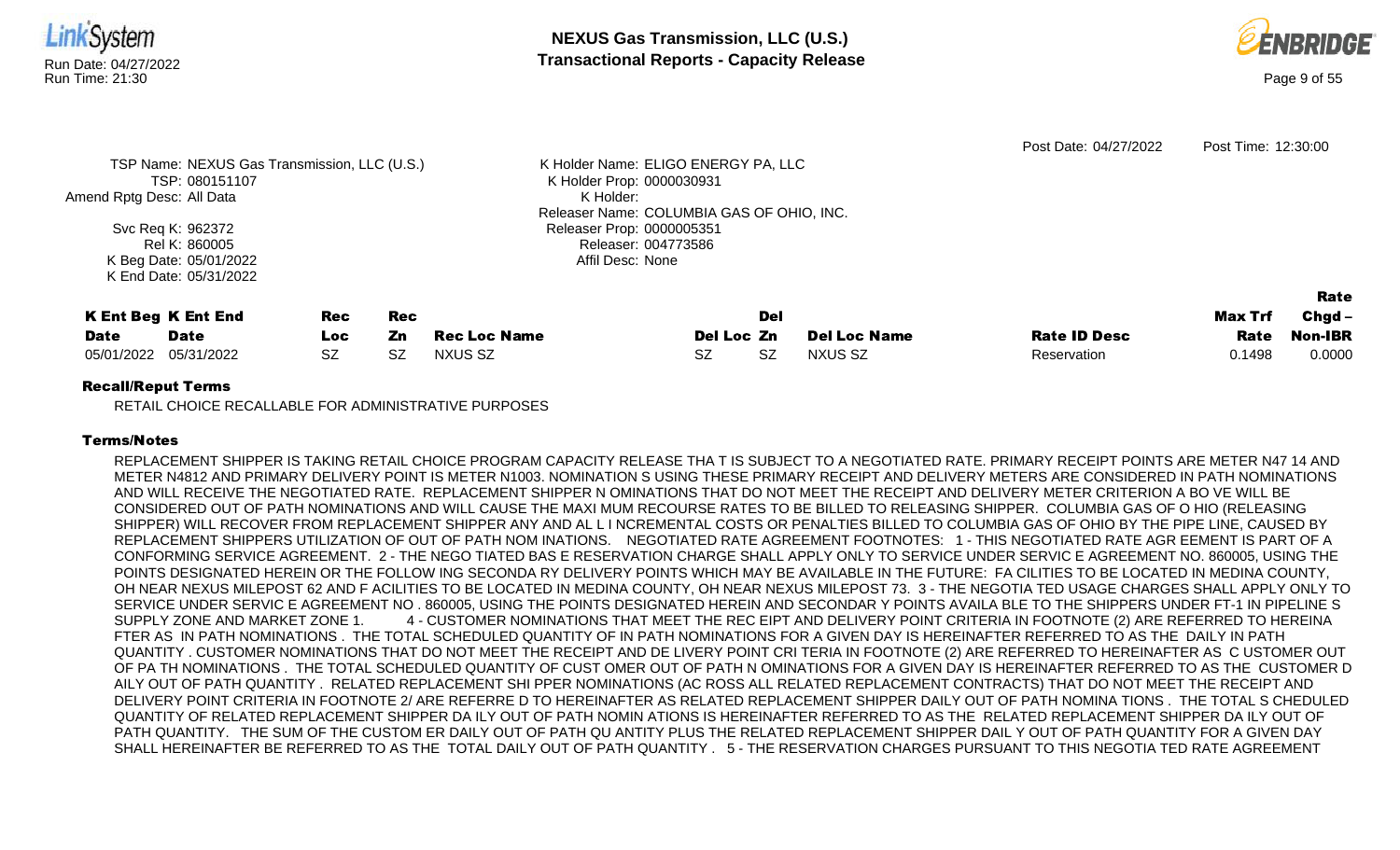Post Date: 04/27/2022 Post Time: 12:30:00

TSP Name: NEXUS Gas Transmission, LLC (U.S.)
TSP: 080151107
Amend Rptg Desc: All Data
Svc Req K: 962372
Rel K: 860005
K Beg Date: 05/01/2022
K End Date: 05/31/2022

K Holder Name: ELIGO ENERGY PA, LLC
K Holder Prop: 0000030931
K Holder:
Releaser Name: COLUMBIA GAS OF OHIO, INC.
Releaser Prop: 0000005351
Releaser: 004773586
Affil Desc: None

| K Ent Beg Date | K Ent End Date | Rec Loc | Rec Zn | Rec Loc Name | Del Loc | Del Zn | Del Loc Name | Rate ID Desc | Max Trf Rate | Rate Chgd – Non-IBR |
|---|---|---|---|---|---|---|---|---|---|---|
| 05/01/2022 | 05/31/2022 | SZ | SZ | NXUS SZ | SZ | SZ | NXUS SZ | Reservation | 0.1498 | 0.0000 |

### Recall/Reput Terms

RETAIL CHOICE RECALLABLE FOR ADMINISTRATIVE PURPOSES

### Terms/Notes

REPLACEMENT SHIPPER IS TAKING RETAIL CHOICE PROGRAM CAPACITY RELEASE THA T IS SUBJECT TO A NEGOTIATED RATE. PRIMARY RECEIPT POINTS ARE METER N47 14 AND METER N4812 AND PRIMARY DELIVERY POINT IS METER N1003. NOMINATION S USING THESE PRIMARY RECEIPT AND DELIVERY METERS ARE CONSIDERED IN PATH NOMINATIONS AND WILL RECEIVE THE NEGOTIATED RATE. REPLACEMENT SHIPPER N OMINATIONS THAT DO NOT MEET THE RECEIPT AND DELIVERY METER CRITERION A BO VE WILL BE CONSIDERED OUT OF PATH NOMINATIONS AND WILL CAUSE THE MAXI MUM RECOURSE RATES TO BE BILLED TO RELEASING SHIPPER. COLUMBIA GAS OF O HIO (RELEASING SHIPPER) WILL RECOVER FROM REPLACEMENT SHIPPER ANY AND AL L I NCREMENTAL COSTS OR PENALTIES BILLED TO COLUMBIA GAS OF OHIO BY THE PIPE LINE, CAUSED BY REPLACEMENT SHIPPERS UTILIZATION OF OUT OF PATH NOM INATIONS. NEGOTIATED RATE AGREEMENT FOOTNOTES: 1 - THIS NEGOTIATED RATE AGR EEMENT IS PART OF A CONFORMING SERVICE AGREEMENT. 2 - THE NEGO TIATED BAS E RESERVATION CHARGE SHALL APPLY ONLY TO SERVICE UNDER SERVIC E AGREEMENT NO. 860005, USING THE POINTS DESIGNATED HEREIN OR THE FOLLOW ING SECONDA RY DELIVERY POINTS WHICH MAY BE AVAILABLE IN THE FUTURE: FA CILITIES TO BE LOCATED IN MEDINA COUNTY, OH NEAR NEXUS MILEPOST 62 AND F ACILITIES TO BE LOCATED IN MEDINA COUNTY, OH NEAR NEXUS MILEPOST 73. 3 - THE NEGOTIA TED USAGE CHARGES SHALL APPLY ONLY TO SERVICE UNDER SERVIC E AGREEMENT NO . 860005, USING THE POINTS DESIGNATED HEREIN AND SECONDAR Y POINTS AVAILA BLE TO THE SHIPPERS UNDER FT-1 IN PIPELINE S SUPPLY ZONE AND MARKET ZONE 1. 4 - CUSTOMER NOMINATIONS THAT MEET THE REC EIPT AND DELIVERY POINT CRITERIA IN FOOTNOTE (2) ARE REFERRED TO HEREINA FTER AS IN PATH NOMINATIONS . THE TOTAL SCHEDULED QUANTITY OF IN PATH NOMINATIONS FOR A GIVEN DAY IS HEREINAFTER REFERRED TO AS THE DAILY IN PATH QUANTITY . CUSTOMER NOMINATIONS THAT DO NOT MEET THE RECEIPT AND DE LIVERY POINT CRI TERIA IN FOOTNOTE (2) ARE REFERRED TO HEREINAFTER AS C USTOMER OUT OF PA TH NOMINATIONS . THE TOTAL SCHEDULED QUANTITY OF CUST OMER OUT OF PATH N OMINATIONS FOR A GIVEN DAY IS HEREINAFTER REFERRED TO AS THE CUSTOMER D AILY OUT OF PATH QUANTITY . RELATED REPLACEMENT SHI PPER NOMINATIONS (AC ROSS ALL RELATED REPLACEMENT CONTRACTS) THAT DO NOT MEET THE RECEIPT AND DELIVERY POINT CRITERIA IN FOOTNOTE 2/ ARE REFERRE D TO HEREINAFTER AS RELATED REPLACEMENT SHIPPER DAILY OUT OF PATH NOMINA TIONS . THE TOTAL S CHEDULED QUANTITY OF RELATED REPLACEMENT SHIPPER DA ILY OUT OF PATH NOMIN ATIONS IS HEREINAFTER REFERRED TO AS THE RELATED REPLACEMENT SHIPPER DA ILY OUT OF PATH QUANTITY. THE SUM OF THE CUSTOM ER DAILY OUT OF PATH QU ANTITY PLUS THE RELATED REPLACEMENT SHIPPER DAIL Y OUT OF PATH QUANTITY FOR A GIVEN DAY SHALL HEREINAFTER BE REFERRED TO AS THE TOTAL DAILY OUT OF PATH QUANTITY . 5 - THE RESERVATION CHARGES PURSUANT TO THIS NEGOTIA TED RATE AGREEMENT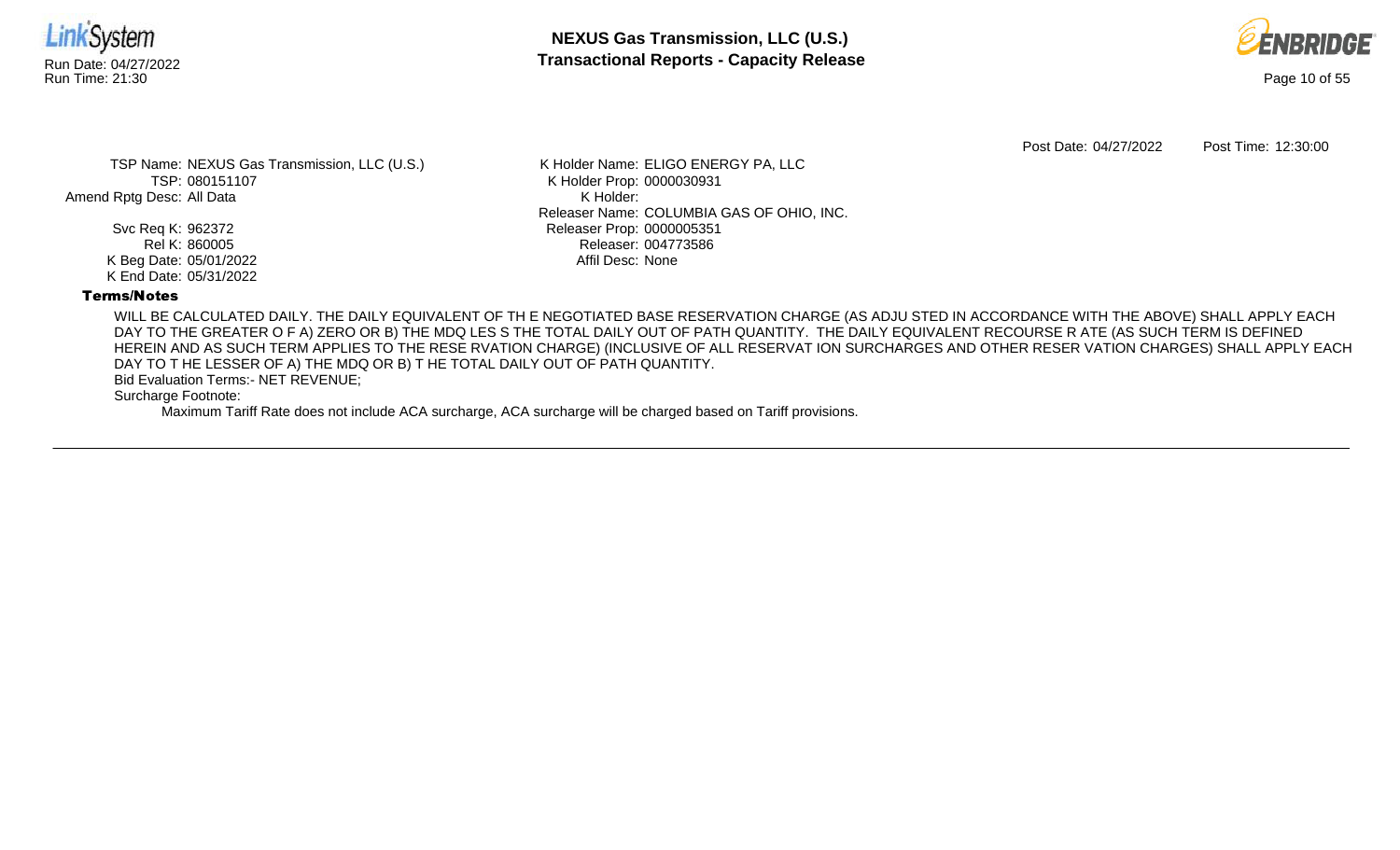Post Date: 04/27/2022 Post Time: 12:30:00

TSP Name: NEXUS Gas Transmission, LLC (U.S.)
TSP: 080151107
Amend Rptg Desc: All Data

Svc Req K: 962372
Rel K: 860005
K Beg Date: 05/01/2022
K End Date: 05/31/2022

K Holder Name: ELIGO ENERGY PA, LLC
K Holder Prop: 0000030931
K Holder:
Releaser Name: COLUMBIA GAS OF OHIO, INC.
Releaser Prop: 0000005351
Releaser: 004773586
Affil Desc: None

**Terms/Notes**

WILL BE CALCULATED DAILY. THE DAILY EQUIVALENT OF TH E NEGOTIATED BASE RESERVATION CHARGE (AS ADJU STED IN ACCORDANCE WITH THE ABOVE) SHALL APPLY EACH DAY TO THE GREATER O F A) ZERO OR B) THE MDQ LES S THE TOTAL DAILY OUT OF PATH QUANTITY. THE DAILY EQUIVALENT RECOURSE R ATE (AS SUCH TERM IS DEFINED HEREIN AND AS SUCH TERM APPLIES TO THE RESE RVATION CHARGE) (INCLUSIVE OF ALL RESERVAT ION SURCHARGES AND OTHER RESER VATION CHARGES) SHALL APPLY EACH DAY TO T HE LESSER OF A) THE MDQ OR B) T HE TOTAL DAILY OUT OF PATH QUANTITY.

Bid Evaluation Terms:- NET REVENUE;

Surcharge Footnote:

Maximum Tariff Rate does not include ACA surcharge, ACA surcharge will be charged based on Tariff provisions.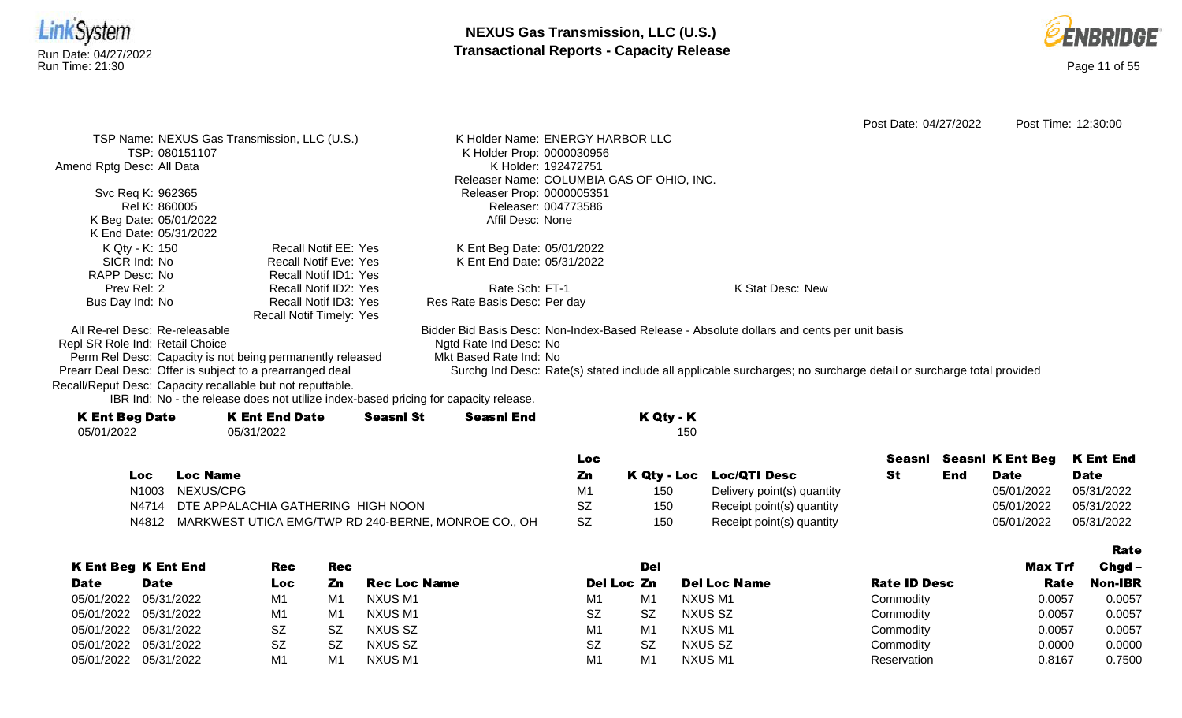Post Date: 04/27/2022 Post Time: 12:30:00

TSP Name: NEXUS Gas Transmission, LLC (U.S.)
TSP: 080151107
Amend Rptg Desc: All Data

Svc Req K: 962365
Rel K: 860005
K Beg Date: 05/01/2022
K End Date: 05/31/2022
K Qty - K: 150
SICR Ind: No
RAPP Desc: No
Prev Rel: 2
Bus Day Ind: No

Recall Notif EE: Yes
Recall Notif Eve: Yes
Recall Notif ID1: Yes
Recall Notif ID2: Yes
Recall Notif ID3: Yes
Recall Notif Timely: Yes

K Holder Name: ENERGY HARBOR LLC
K Holder Prop: 0000030956
K Holder: 192472751
Releaser Name: COLUMBIA GAS OF OHIO, INC.
Releaser Prop: 0000005351
Releaser: 004773586
Affil Desc: None

K Ent Beg Date: 05/01/2022
K Ent End Date: 05/31/2022

Rate Sch: FT-1
Res Rate Basis Desc: Per day

K Stat Desc: New

All Re-rel Desc: Re-releasable
Repl SR Role Ind: Retail Choice
Perm Rel Desc: Capacity is not being permanently released
Prearr Deal Desc: Offer is subject to a prearranged deal
Recall/Reput Desc: Capacity recallable but not reputtable.
IBR Ind: No - the release does not utilize index-based pricing for capacity release.

Bidder Bid Basis Desc: Non-Index-Based Release - Absolute dollars and cents per unit basis
Ngtd Rate Ind Desc: No
Mkt Based Rate Ind: No
Surchg Ind Desc: Rate(s) stated include all applicable surcharges; no surcharge detail or surcharge total provided

| K Ent Beg Date | K Ent End Date | Seasnl St | Seasnl End | K Qty - K |
|---|---|---|---|---|
| 05/01/2022 | 05/31/2022 | | | 150 |

| Loc | Loc Name | Loc Zn | K Qty - Loc | Loc/QTI Desc | Seasnl St | Seasnl End | K Ent Beg Date | K Ent End Date |
|---|---|---|---|---|---|---|---|---|
| N1003 | NEXUS/CPG | M1 | 150 | Delivery point(s) quantity | | | 05/01/2022 | 05/31/2022 |
| N4714 | DTE APPALACHIA GATHERING HIGH NOON | SZ | 150 | Receipt point(s) quantity | | | 05/01/2022 | 05/31/2022 |
| N4812 | MARKWEST UTICA EMG/TWP RD 240-BERNE, MONROE CO., OH | SZ | 150 | Receipt point(s) quantity | | | 05/01/2022 | 05/31/2022 |

| K Ent Beg Date | K Ent End Date | Rec Loc | Rec Zn | Rec Loc Name | Del Loc | Del Zn | Del Loc Name | Rate ID Desc | Max Trf Rate | Rate Chgd – Non-IBR |
|---|---|---|---|---|---|---|---|---|---|---|
| 05/01/2022 | 05/31/2022 | M1 | M1 | NXUS M1 | M1 | M1 | NXUS M1 | Commodity | 0.0057 | 0.0057 |
| 05/01/2022 | 05/31/2022 | M1 | M1 | NXUS M1 | SZ | SZ | NXUS SZ | Commodity | 0.0057 | 0.0057 |
| 05/01/2022 | 05/31/2022 | SZ | SZ | NXUS SZ | M1 | M1 | NXUS M1 | Commodity | 0.0057 | 0.0057 |
| 05/01/2022 | 05/31/2022 | SZ | SZ | NXUS SZ | SZ | SZ | NXUS SZ | Commodity | 0.0000 | 0.0000 |
| 05/01/2022 | 05/31/2022 | M1 | M1 | NXUS M1 | M1 | M1 | NXUS M1 | Reservation | 0.8167 | 0.7500 |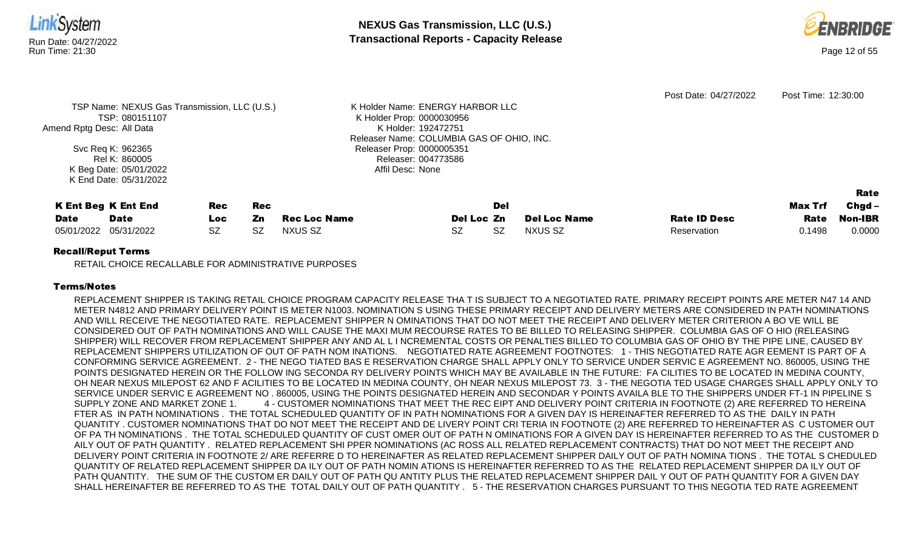Post Date: 04/27/2022 Post Time: 12:30:00

TSP Name: NEXUS Gas Transmission, LLC (U.S.)
TSP: 080151107
Amend Rptg Desc: All Data
Svc Req K: 962365
Rel K: 860005
K Beg Date: 05/01/2022
K End Date: 05/31/2022

K Holder Name: ENERGY HARBOR LLC
K Holder Prop: 0000030956
K Holder: 192472751
Releaser Name: COLUMBIA GAS OF OHIO, INC.
Releaser Prop: 0000005351
Releaser: 004773586
Affil Desc: None

| K Ent Beg Date | K Ent End Date | Rec Loc | Rec Zn | Rec Loc Name | Del Loc | Del Zn | Del Loc Name | Rate ID Desc | Max Trf Rate | Rate Chgd – Non-IBR |
|---|---|---|---|---|---|---|---|---|---|---|
| 05/01/2022 | 05/31/2022 | SZ | SZ | NXUS SZ | SZ | SZ | NXUS SZ | Reservation | 0.1498 | 0.0000 |

## Recall/Reput Terms

RETAIL CHOICE RECALLABLE FOR ADMINISTRATIVE PURPOSES

## Terms/Notes

REPLACEMENT SHIPPER IS TAKING RETAIL CHOICE PROGRAM CAPACITY RELEASE THA T IS SUBJECT TO A NEGOTIATED RATE. PRIMARY RECEIPT POINTS ARE METER N47 14 AND METER N4812 AND PRIMARY DELIVERY POINT IS METER N1003. NOMINATION S USING THESE PRIMARY RECEIPT AND DELIVERY METERS ARE CONSIDERED IN PATH NOMINATIONS AND WILL RECEIVE THE NEGOTIATED RATE. REPLACEMENT SHIPPER N OMINATIONS THAT DO NOT MEET THE RECEIPT AND DELIVERY METER CRITERION A BO VE WILL BE CONSIDERED OUT OF PATH NOMINATIONS AND WILL CAUSE THE MAXI MUM RECOURSE RATES TO BE BILLED TO RELEASING SHIPPER. COLUMBIA GAS OF O HIO (RELEASING SHIPPER) WILL RECOVER FROM REPLACEMENT SHIPPER ANY AND AL L I NCREMENTAL COSTS OR PENALTIES BILLED TO COLUMBIA GAS OF OHIO BY THE PIPE LINE, CAUSED BY REPLACEMENT SHIPPERS UTILIZATION OF OUT OF PATH NOM INATIONS. NEGOTIATED RATE AGREEMENT FOOTNOTES: 1 - THIS NEGOTIATED RATE AGR EEMENT IS PART OF A CONFORMING SERVICE AGREEMENT. 2 - THE NEGO TIATED BAS E RESERVATION CHARGE SHALL APPLY ONLY TO SERVICE UNDER SERVIC E AGREEMENT NO. 860005, USING THE POINTS DESIGNATED HEREIN OR THE FOLLOW ING SECONDA RY DELIVERY POINTS WHICH MAY BE AVAILABLE IN THE FUTURE: FA CILITIES TO BE LOCATED IN MEDINA COUNTY, OH NEAR NEXUS MILEPOST 62 AND F ACILITIES TO BE LOCATED IN MEDINA COUNTY, OH NEAR NEXUS MILEPOST 73. 3 - THE NEGOTIA TED USAGE CHARGES SHALL APPLY ONLY TO SERVICE UNDER SERVIC E AGREEMENT NO . 860005, USING THE POINTS DESIGNATED HEREIN AND SECONDAR Y POINTS AVAILA BLE TO THE SHIPPERS UNDER FT-1 IN PIPELINE S SUPPLY ZONE AND MARKET ZONE 1. 4 - CUSTOMER NOMINATIONS THAT MEET THE REC EIPT AND DELIVERY POINT CRITERIA IN FOOTNOTE (2) ARE REFERRED TO HEREINA FTER AS IN PATH NOMINATIONS . THE TOTAL SCHEDULED QUANTITY OF IN PATH NOMINATIONS FOR A GIVEN DAY IS HEREINAFTER REFERRED TO AS THE DAILY IN PATH QUANTITY . CUSTOMER NOMINATIONS THAT DO NOT MEET THE RECEIPT AND DE LIVERY POINT CRI TERIA IN FOOTNOTE (2) ARE REFERRED TO HEREINAFTER AS C USTOMER OUT OF PA TH NOMINATIONS . THE TOTAL SCHEDULED QUANTITY OF CUST OMER OUT OF PATH N OMINATIONS FOR A GIVEN DAY IS HEREINAFTER REFERRED TO AS THE CUSTOMER D AILY OUT OF PATH QUANTITY . RELATED REPLACEMENT SHI PPER NOMINATIONS (AC ROSS ALL RELATED REPLACEMENT CONTRACTS) THAT DO NOT MEET THE RECEIPT AND DELIVERY POINT CRITERIA IN FOOTNOTE 2/ ARE REFERRE D TO HEREINAFTER AS RELATED REPLACEMENT SHIPPER DAILY OUT OF PATH NOMINA TIONS . THE TOTAL S CHEDULED QUANTITY OF RELATED REPLACEMENT SHIPPER DA ILY OUT OF PATH NOMIN ATIONS IS HEREINAFTER REFERRED TO AS THE RELATED REPLACEMENT SHIPPER DA ILY OUT OF PATH QUANTITY. THE SUM OF THE CUSTOM ER DAILY OUT OF PATH QU ANTITY PLUS THE RELATED REPLACEMENT SHIPPER DAIL Y OUT OF PATH QUANTITY FOR A GIVEN DAY SHALL HEREINAFTER BE REFERRED TO AS THE TOTAL DAILY OUT OF PATH QUANTITY . 5 - THE RESERVATION CHARGES PURSUANT TO THIS NEGOTIA TED RATE AGREEMENT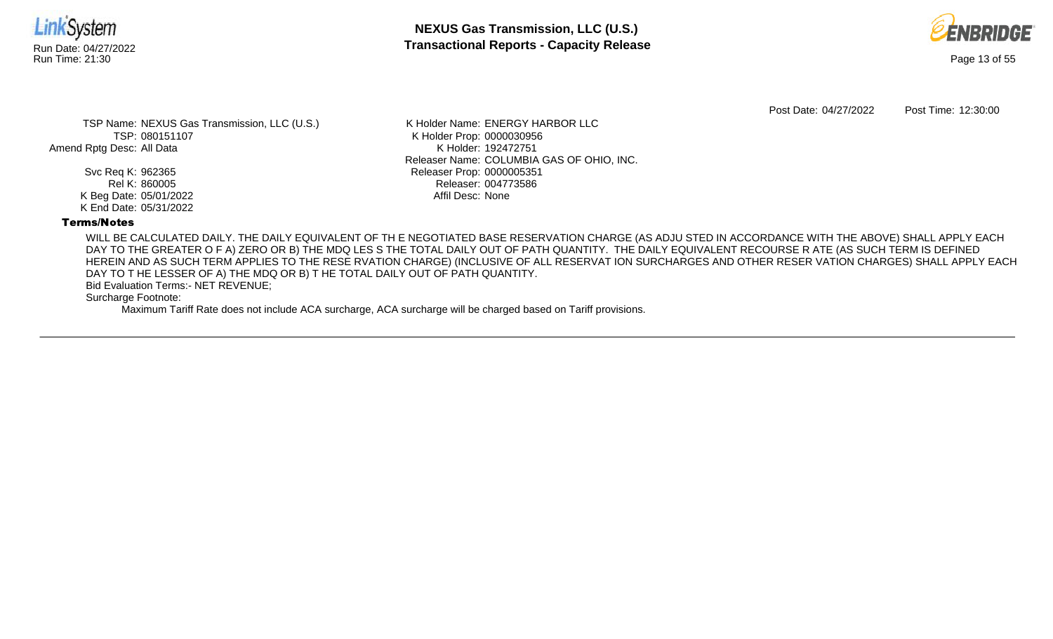Post Date: 04/27/2022 Post Time: 12:30:00

TSP Name: NEXUS Gas Transmission, LLC (U.S.)
TSP: 080151107
Amend Rptg Desc: All Data

Svc Req K: 962365
Rel K: 860005
K Beg Date: 05/01/2022
K End Date: 05/31/2022

K Holder Name: ENERGY HARBOR LLC
K Holder Prop: 0000030956
K Holder: 192472751
Releaser Name: COLUMBIA GAS OF OHIO, INC.
Releaser Prop: 0000005351
Releaser: 004773586
Affil Desc: None

**Terms/Notes**

WILL BE CALCULATED DAILY. THE DAILY EQUIVALENT OF TH E NEGOTIATED BASE RESERVATION CHARGE (AS ADJU STED IN ACCORDANCE WITH THE ABOVE) SHALL APPLY EACH DAY TO THE GREATER O F A) ZERO OR B) THE MDQ LES S THE TOTAL DAILY OUT OF PATH QUANTITY. THE DAILY EQUIVALENT RECOURSE R ATE (AS SUCH TERM IS DEFINED HEREIN AND AS SUCH TERM APPLIES TO THE RESE RVATION CHARGE) (INCLUSIVE OF ALL RESERVAT ION SURCHARGES AND OTHER RESER VATION CHARGES) SHALL APPLY EACH DAY TO T HE LESSER OF A) THE MDQ OR B) T HE TOTAL DAILY OUT OF PATH QUANTITY.

Bid Evaluation Terms:- NET REVENUE;

Surcharge Footnote:

Maximum Tariff Rate does not include ACA surcharge, ACA surcharge will be charged based on Tariff provisions.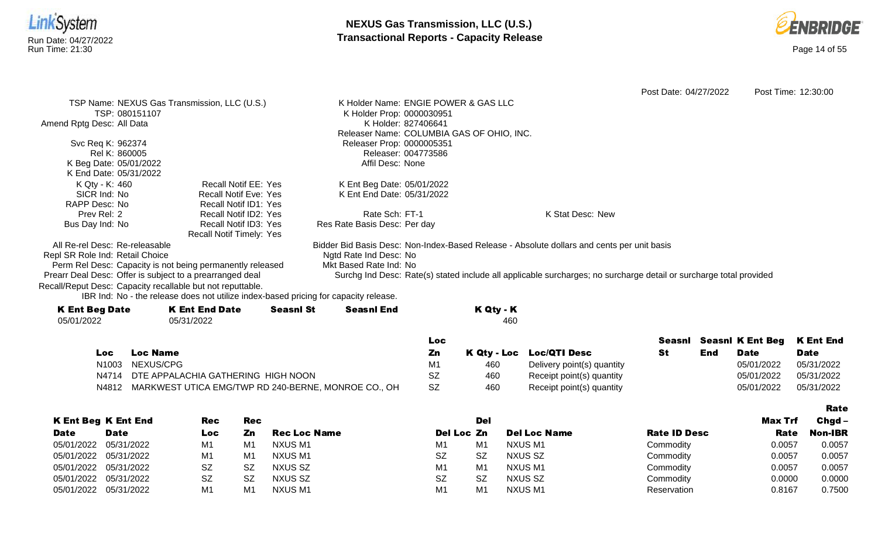# NEXUS Gas Transmission, LLC (U.S.)
## Transactional Reports - Capacity Release

Post Date: 04/27/2022 Post Time: 12:30:00

TSP Name: NEXUS Gas Transmission, LLC (U.S.)
TSP: 080151107
Amend Rptg Desc: All Data

Svc Req K: 962374
Rel K: 860005
K Beg Date: 05/01/2022
K End Date: 05/31/2022
K Qty - K: 460
SICR Ind: No
RAPP Desc: No
Prev Rel: 2
Bus Day Ind: No

Recall Notif EE: Yes
Recall Notif Eve: Yes
Recall Notif ID1: Yes
Recall Notif ID2: Yes
Recall Notif ID3: Yes
Recall Notif Timely: Yes

K Holder Name: ENGIE POWER & GAS LLC
K Holder Prop: 0000030951
K Holder: 827406641
Releaser Name: COLUMBIA GAS OF OHIO, INC.
Releaser Prop: 0000005351
Releaser: 004773586
Affil Desc: None

K Ent Beg Date: 05/01/2022
K Ent End Date: 05/31/2022

Rate Sch: FT-1
Res Rate Basis Desc: Per day

K Stat Desc: New

All Re-rel Desc: Re-releasable
Repl SR Role Ind: Retail Choice
Perm Rel Desc: Capacity is not being permanently released
Prearr Deal Desc: Offer is subject to a prearranged deal
Recall/Reput Desc: Capacity recallable but not reputtable.
IBR Ind: No - the release does not utilize index-based pricing for capacity release.

Bidder Bid Basis Desc: Non-Index-Based Release - Absolute dollars and cents per unit basis
Ngtd Rate Ind Desc: No
Mkt Based Rate Ind: No
Surchg Ind Desc: Rate(s) stated include all applicable surcharges; no surcharge detail or surcharge total provided

| K Ent Beg Date | K Ent End Date | Seasnl St | Seasnl End | K Qty - K |
|---|---|---|---|---|
| 05/01/2022 | 05/31/2022 | | | 460 |

| Loc | Loc Name | Loc Zn | K Qty - Loc | Loc/QTI Desc | Seasnl St | Seasnl End | K Ent Beg Date | K Ent End Date |
|---|---|---|---|---|---|---|---|---|
| N1003 | NEXUS/CPG | M1 | 460 | Delivery point(s) quantity | | | 05/01/2022 | 05/31/2022 |
| N4714 | DTE APPALACHIA GATHERING HIGH NOON | SZ | 460 | Receipt point(s) quantity | | | 05/01/2022 | 05/31/2022 |
| N4812 | MARKWEST UTICA EMG/TWP RD 240-BERNE, MONROE CO., OH | SZ | 460 | Receipt point(s) quantity | | | 05/01/2022 | 05/31/2022 |

| K Ent Beg Date | K Ent End Date | Rec Loc | Rec Zn | Rec Loc Name | Del Loc | Del Zn | Del Loc Name | Rate ID Desc | Max Trf Rate | Rate Chgd – Non-IBR |
|---|---|---|---|---|---|---|---|---|---|---|
| 05/01/2022 | 05/31/2022 | M1 | M1 | NXUS M1 | M1 | M1 | NXUS M1 | Commodity | 0.0057 | 0.0057 |
| 05/01/2022 | 05/31/2022 | M1 | M1 | NXUS M1 | SZ | SZ | NXUS SZ | Commodity | 0.0057 | 0.0057 |
| 05/01/2022 | 05/31/2022 | SZ | SZ | NXUS SZ | M1 | M1 | NXUS M1 | Commodity | 0.0057 | 0.0057 |
| 05/01/2022 | 05/31/2022 | SZ | SZ | NXUS SZ | SZ | SZ | NXUS SZ | Commodity | 0.0000 | 0.0000 |
| 05/01/2022 | 05/31/2022 | M1 | M1 | NXUS M1 | M1 | M1 | NXUS M1 | Reservation | 0.8167 | 0.7500 |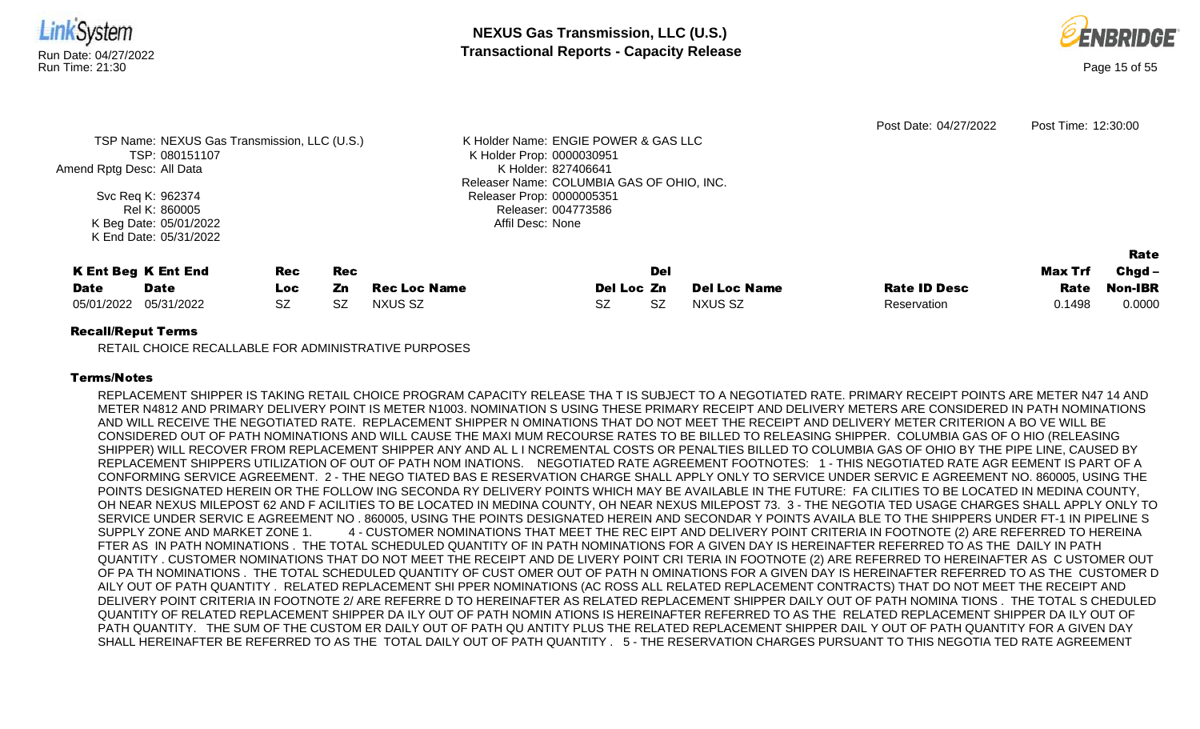Post Date: 04/27/2022 Post Time: 12:30:00

TSP Name: NEXUS Gas Transmission, LLC (U.S.)
TSP: 080151107
Amend Rptg Desc: All Data
Svc Req K: 962374
Rel K: 860005
K Beg Date: 05/01/2022
K End Date: 05/31/2022

K Holder Name: ENGIE POWER & GAS LLC
K Holder Prop: 0000030951
K Holder: 827406641
Releaser Name: COLUMBIA GAS OF OHIO, INC.
Releaser Prop: 0000005351
Releaser: 004773586
Affil Desc: None

| K Ent Beg Date | K Ent End Date | Rec Loc | Rec Zn | Rec Loc Name | Del Loc | Del Zn | Del Loc Name | Rate ID Desc | Max Trf Rate | Rate Chgd – Non-IBR |
|---|---|---|---|---|---|---|---|---|---|---|
| 05/01/2022 | 05/31/2022 | SZ | SZ | NXUS SZ | SZ | SZ | NXUS SZ | Reservation | 0.1498 | 0.0000 |

**Recall/Reput Terms**

RETAIL CHOICE RECALLABLE FOR ADMINISTRATIVE PURPOSES

**Terms/Notes**

REPLACEMENT SHIPPER IS TAKING RETAIL CHOICE PROGRAM CAPACITY RELEASE THA T IS SUBJECT TO A NEGOTIATED RATE. PRIMARY RECEIPT POINTS ARE METER N47 14 AND METER N4812 AND PRIMARY DELIVERY POINT IS METER N1003. NOMINATION S USING THESE PRIMARY RECEIPT AND DELIVERY METERS ARE CONSIDERED IN PATH NOMINATIONS AND WILL RECEIVE THE NEGOTIATED RATE. REPLACEMENT SHIPPER N OMINATIONS THAT DO NOT MEET THE RECEIPT AND DELIVERY METER CRITERION A BO VE WILL BE CONSIDERED OUT OF PATH NOMINATIONS AND WILL CAUSE THE MAXI MUM RECOURSE RATES TO BE BILLED TO RELEASING SHIPPER. COLUMBIA GAS OF O HIO (RELEASING SHIPPER) WILL RECOVER FROM REPLACEMENT SHIPPER ANY AND AL L I NCREMENTAL COSTS OR PENALTIES BILLED TO COLUMBIA GAS OF OHIO BY THE PIPE LINE, CAUSED BY REPLACEMENT SHIPPERS UTILIZATION OF OUT OF PATH NOM INATIONS. NEGOTIATED RATE AGREEMENT FOOTNOTES: 1 - THIS NEGOTIATED RATE AGR EEMENT IS PART OF A CONFORMING SERVICE AGREEMENT. 2 - THE NEGO TIATED BAS E RESERVATION CHARGE SHALL APPLY ONLY TO SERVICE UNDER SERVIC E AGREEMENT NO. 860005, USING THE POINTS DESIGNATED HEREIN OR THE FOLLOW ING SECONDA RY DELIVERY POINTS WHICH MAY BE AVAILABLE IN THE FUTURE: FA CILITIES TO BE LOCATED IN MEDINA COUNTY, OH NEAR NEXUS MILEPOST 62 AND F ACILITIES TO BE LOCATED IN MEDINA COUNTY, OH NEAR NEXUS MILEPOST 73. 3 - THE NEGOTIA TED USAGE CHARGES SHALL APPLY ONLY TO SERVICE UNDER SERVIC E AGREEMENT NO . 860005, USING THE POINTS DESIGNATED HEREIN AND SECONDAR Y POINTS AVAILA BLE TO THE SHIPPERS UNDER FT-1 IN PIPELINE S SUPPLY ZONE AND MARKET ZONE 1. 4 - CUSTOMER NOMINATIONS THAT MEET THE REC EIPT AND DELIVERY POINT CRITERIA IN FOOTNOTE (2) ARE REFERRED TO HEREINA FTER AS IN PATH NOMINATIONS . THE TOTAL SCHEDULED QUANTITY OF IN PATH NOMINATIONS FOR A GIVEN DAY IS HEREINAFTER REFERRED TO AS THE DAILY IN PATH QUANTITY . CUSTOMER NOMINATIONS THAT DO NOT MEET THE RECEIPT AND DE LIVERY POINT CRI TERIA IN FOOTNOTE (2) ARE REFERRED TO HEREINAFTER AS C USTOMER OUT OF PA TH NOMINATIONS . THE TOTAL SCHEDULED QUANTITY OF CUST OMER OUT OF PATH N OMINATIONS FOR A GIVEN DAY IS HEREINAFTER REFERRED TO AS THE CUSTOMER D AILY OUT OF PATH QUANTITY . RELATED REPLACEMENT SHI PPER NOMINATIONS (AC ROSS ALL RELATED REPLACEMENT CONTRACTS) THAT DO NOT MEET THE RECEIPT AND DELIVERY POINT CRITERIA IN FOOTNOTE 2/ ARE REFERRE D TO HEREINAFTER AS RELATED REPLACEMENT SHIPPER DAILY OUT OF PATH NOMINA TIONS . THE TOTAL S CHEDULED QUANTITY OF RELATED REPLACEMENT SHIPPER DA ILY OUT OF PATH NOMIN ATIONS IS HEREINAFTER REFERRED TO AS THE RELATED REPLACEMENT SHIPPER DA ILY OUT OF PATH QUANTITY. THE SUM OF THE CUSTOM ER DAILY OUT OF PATH QU ANTITY PLUS THE RELATED REPLACEMENT SHIPPER DAIL Y OUT OF PATH QUANTITY FOR A GIVEN DAY SHALL HEREINAFTER BE REFERRED TO AS THE TOTAL DAILY OUT OF PATH QUANTITY . 5 - THE RESERVATION CHARGES PURSUANT TO THIS NEGOTIA TED RATE AGREEMENT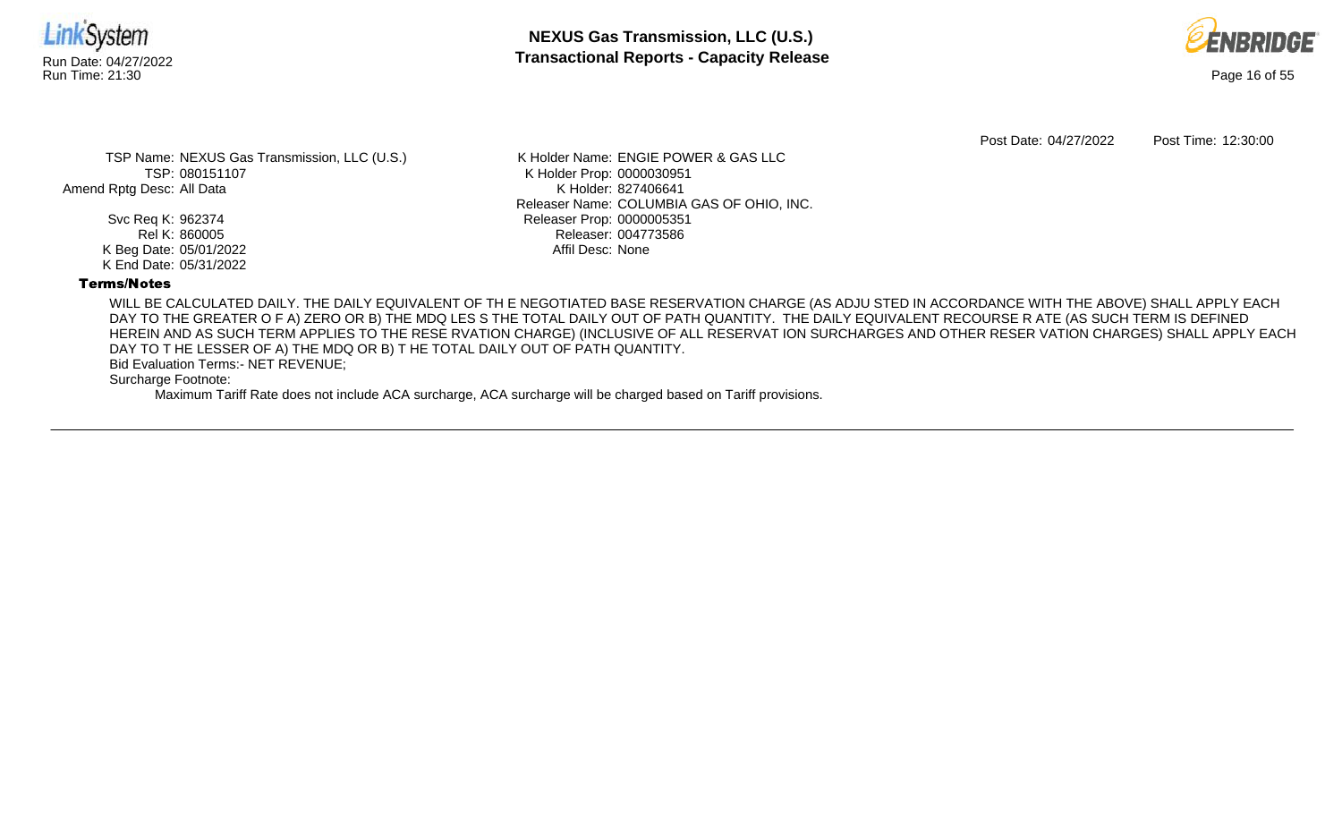Post Date: 04/27/2022 Post Time: 12:30:00

TSP Name: NEXUS Gas Transmission, LLC (U.S.)
TSP: 080151107
Amend Rptg Desc: All Data

Svc Req K: 962374
Rel K: 860005
K Beg Date: 05/01/2022
K End Date: 05/31/2022

K Holder Name: ENGIE POWER & GAS LLC
K Holder Prop: 0000030951
K Holder: 827406641
Releaser Name: COLUMBIA GAS OF OHIO, INC.
Releaser Prop: 0000005351
Releaser: 004773586
Affil Desc: None

**Terms/Notes**

WILL BE CALCULATED DAILY. THE DAILY EQUIVALENT OF TH E NEGOTIATED BASE RESERVATION CHARGE (AS ADJU STED IN ACCORDANCE WITH THE ABOVE) SHALL APPLY EACH DAY TO THE GREATER O F A) ZERO OR B) THE MDQ LES S THE TOTAL DAILY OUT OF PATH QUANTITY. THE DAILY EQUIVALENT RECOURSE R ATE (AS SUCH TERM IS DEFINED HEREIN AND AS SUCH TERM APPLIES TO THE RESE RVATION CHARGE) (INCLUSIVE OF ALL RESERVAT ION SURCHARGES AND OTHER RESER VATION CHARGES) SHALL APPLY EACH DAY TO T HE LESSER OF A) THE MDQ OR B) T HE TOTAL DAILY OUT OF PATH QUANTITY.

Bid Evaluation Terms:- NET REVENUE;

Surcharge Footnote:

Maximum Tariff Rate does not include ACA surcharge, ACA surcharge will be charged based on Tariff provisions.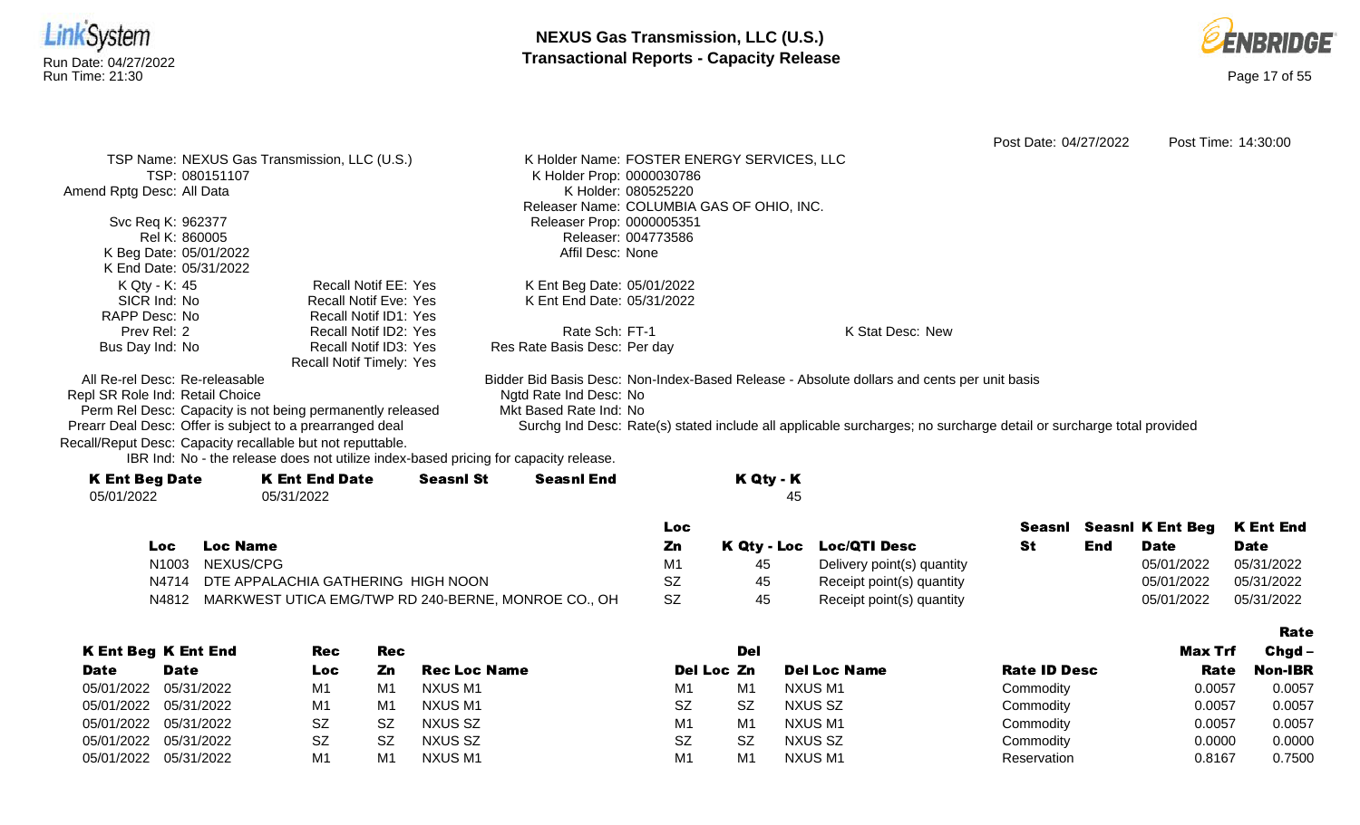# NEXUS Gas Transmission, LLC (U.S.)
## Transactional Reports - Capacity Release

Post Date: 04/27/2022 Post Time: 14:30:00

TSP Name: NEXUS Gas Transmission, LLC (U.S.)
TSP: 080151107
Amend Rptg Desc: All Data

Svc Req K: 962377
Rel K: 860005
K Beg Date: 05/01/2022
K End Date: 05/31/2022
K Qty - K: 45
SICR Ind: No
RAPP Desc: No
Prev Rel: 2
Bus Day Ind: No

Recall Notif EE: Yes
Recall Notif Eve: Yes
Recall Notif ID1: Yes
Recall Notif ID2: Yes
Recall Notif ID3: Yes
Recall Notif Timely: Yes

K Holder Name: FOSTER ENERGY SERVICES, LLC
K Holder Prop: 0000030786
K Holder: 080525220
Releaser Name: COLUMBIA GAS OF OHIO, INC.
Releaser Prop: 0000005351
Releaser: 004773586
Affil Desc: None

K Ent Beg Date: 05/01/2022
K Ent End Date: 05/31/2022

Rate Sch: FT-1
Res Rate Basis Desc: Per day

K Stat Desc: New

All Re-rel Desc: Re-releasable
Repl SR Role Ind: Retail Choice
Perm Rel Desc: Capacity is not being permanently released
Prearr Deal Desc: Offer is subject to a prearranged deal
Recall/Reput Desc: Capacity recallable but not reputtable.
IBR Ind: No - the release does not utilize index-based pricing for capacity release.

Bidder Bid Basis Desc: Non-Index-Based Release - Absolute dollars and cents per unit basis
Ngtd Rate Ind Desc: No
Mkt Based Rate Ind: No
Surchg Ind Desc: Rate(s) stated include all applicable surcharges; no surcharge detail or surcharge total provided

| K Ent Beg Date | K Ent End Date | Seasnl St | Seasnl End | K Qty - K |
|---|---|---|---|---|
| 05/01/2022 | 05/31/2022 | | | 45 |

| Loc | Loc Name | Loc Zn | K Qty - Loc | Loc/QTI Desc | Seasnl St | Seasnl End | K Ent Beg Date | K Ent End Date |
|---|---|---|---|---|---|---|---|---|
| N1003 | NEXUS/CPG | M1 | 45 | Delivery point(s) quantity | | | 05/01/2022 | 05/31/2022 |
| N4714 | DTE APPALACHIA GATHERING HIGH NOON | SZ | 45 | Receipt point(s) quantity | | | 05/01/2022 | 05/31/2022 |
| N4812 | MARKWEST UTICA EMG/TWP RD 240-BERNE, MONROE CO., OH | SZ | 45 | Receipt point(s) quantity | | | 05/01/2022 | 05/31/2022 |

| K Ent Beg Date | K Ent End Date | Rec Loc | Rec Zn | Rec Loc Name | Del Loc | Del Zn | Del Loc Name | Rate ID Desc | Max Trf Rate | Rate Chgd – Non-IBR |
|---|---|---|---|---|---|---|---|---|---|---|
| 05/01/2022 | 05/31/2022 | M1 | M1 | NXUS M1 | M1 | M1 | NXUS M1 | Commodity | 0.0057 | 0.0057 |
| 05/01/2022 | 05/31/2022 | M1 | M1 | NXUS M1 | SZ | SZ | NXUS SZ | Commodity | 0.0057 | 0.0057 |
| 05/01/2022 | 05/31/2022 | SZ | SZ | NXUS SZ | M1 | M1 | NXUS M1 | Commodity | 0.0057 | 0.0057 |
| 05/01/2022 | 05/31/2022 | SZ | SZ | NXUS SZ | SZ | SZ | NXUS SZ | Commodity | 0.0000 | 0.0000 |
| 05/01/2022 | 05/31/2022 | M1 | M1 | NXUS M1 | M1 | M1 | NXUS M1 | Reservation | 0.8167 | 0.7500 |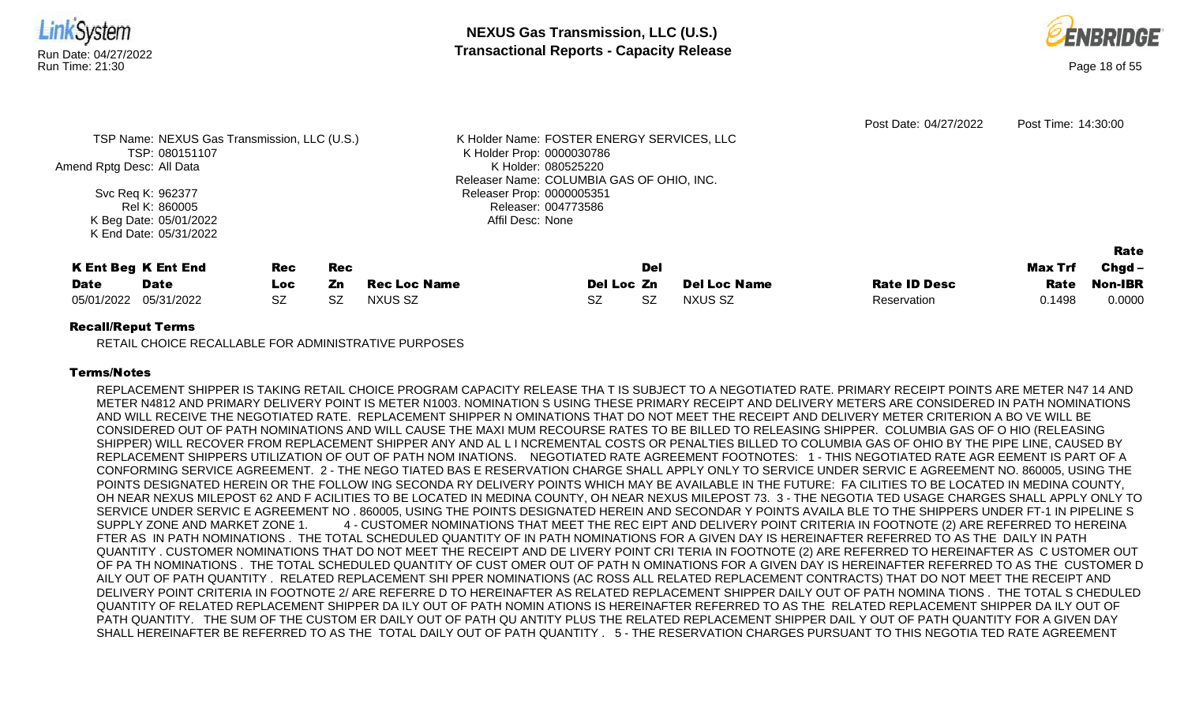Post Date: 04/27/2022 Post Time: 14:30:00

TSP Name: NEXUS Gas Transmission, LLC (U.S.)
TSP: 080151107
Amend Rptg Desc: All Data
Svc Req K: 962377
Rel K: 860005
K Beg Date: 05/01/2022
K End Date: 05/31/2022

K Holder Name: FOSTER ENERGY SERVICES, LLC
K Holder Prop: 0000030786
K Holder: 080525220
Releaser Name: COLUMBIA GAS OF OHIO, INC.
Releaser Prop: 0000005351
Releaser: 004773586
Affil Desc: None

| K Ent Beg Date | K Ent End Date | Rec Loc | Rec Zn | Rec Loc Name | Del Loc | Del Zn | Del Loc Name | Rate ID Desc | Max Trf Rate | Rate Chgd – Non-IBR |
|---|---|---|---|---|---|---|---|---|---|---|
| 05/01/2022 | 05/31/2022 | SZ | SZ | NXUS SZ | SZ | SZ | NXUS SZ | Reservation | 0.1498 | 0.0000 |

**Recall/Reput Terms**

RETAIL CHOICE RECALLABLE FOR ADMINISTRATIVE PURPOSES

**Terms/Notes**

REPLACEMENT SHIPPER IS TAKING RETAIL CHOICE PROGRAM CAPACITY RELEASE THA T IS SUBJECT TO A NEGOTIATED RATE. PRIMARY RECEIPT POINTS ARE METER N47 14 AND METER N4812 AND PRIMARY DELIVERY POINT IS METER N1003. NOMINATION S USING THESE PRIMARY RECEIPT AND DELIVERY METERS ARE CONSIDERED IN PATH NOMINATIONS AND WILL RECEIVE THE NEGOTIATED RATE. REPLACEMENT SHIPPER N OMINATIONS THAT DO NOT MEET THE RECEIPT AND DELIVERY METER CRITERION A BO VE WILL BE CONSIDERED OUT OF PATH NOMINATIONS AND WILL CAUSE THE MAXI MUM RECOURSE RATES TO BE BILLED TO RELEASING SHIPPER. COLUMBIA GAS OF O HIO (RELEASING SHIPPER) WILL RECOVER FROM REPLACEMENT SHIPPER ANY AND AL L I NCREMENTAL COSTS OR PENALTIES BILLED TO COLUMBIA GAS OF OHIO BY THE PIPE LINE, CAUSED BY REPLACEMENT SHIPPERS UTILIZATION OF OUT OF PATH NOM INATIONS. NEGOTIATED RATE AGREEMENT FOOTNOTES: 1 - THIS NEGOTIATED RATE AGR EEMENT IS PART OF A CONFORMING SERVICE AGREEMENT. 2 - THE NEGO TIATED BAS E RESERVATION CHARGE SHALL APPLY ONLY TO SERVICE UNDER SERVIC E AGREEMENT NO. 860005, USING THE POINTS DESIGNATED HEREIN OR THE FOLLOW ING SECONDA RY DELIVERY POINTS WHICH MAY BE AVAILABLE IN THE FUTURE: FA CILITIES TO BE LOCATED IN MEDINA COUNTY, OH NEAR NEXUS MILEPOST 62 AND F ACILITIES TO BE LOCATED IN MEDINA COUNTY, OH NEAR NEXUS MILEPOST 73. 3 - THE NEGOTIA TED USAGE CHARGES SHALL APPLY ONLY TO SERVICE UNDER SERVIC E AGREEMENT NO . 860005, USING THE POINTS DESIGNATED HEREIN AND SECONDAR Y POINTS AVAILA BLE TO THE SHIPPERS UNDER FT-1 IN PIPELINE S SUPPLY ZONE AND MARKET ZONE 1. 4 - CUSTOMER NOMINATIONS THAT MEET THE REC EIPT AND DELIVERY POINT CRITERIA IN FOOTNOTE (2) ARE REFERRED TO HEREINA FTER AS IN PATH NOMINATIONS . THE TOTAL SCHEDULED QUANTITY OF IN PATH NOMINATIONS FOR A GIVEN DAY IS HEREINAFTER REFERRED TO AS THE DAILY IN PATH QUANTITY . CUSTOMER NOMINATIONS THAT DO NOT MEET THE RECEIPT AND DE LIVERY POINT CRI TERIA IN FOOTNOTE (2) ARE REFERRED TO HEREINAFTER AS C USTOMER OUT OF PA TH NOMINATIONS . THE TOTAL SCHEDULED QUANTITY OF CUST OMER OUT OF PATH N OMINATIONS FOR A GIVEN DAY IS HEREINAFTER REFERRED TO AS THE CUSTOMER D AILY OUT OF PATH QUANTITY . RELATED REPLACEMENT SHI PPER NOMINATIONS (AC ROSS ALL RELATED REPLACEMENT CONTRACTS) THAT DO NOT MEET THE RECEIPT AND DELIVERY POINT CRITERIA IN FOOTNOTE 2/ ARE REFERRE D TO HEREINAFTER AS RELATED REPLACEMENT SHIPPER DAILY OUT OF PATH NOMINA TIONS . THE TOTAL S CHEDULED QUANTITY OF RELATED REPLACEMENT SHIPPER DA ILY OUT OF PATH NOMIN ATIONS IS HEREINAFTER REFERRED TO AS THE RELATED REPLACEMENT SHIPPER DA ILY OUT OF PATH QUANTITY. THE SUM OF THE CUSTOM ER DAILY OUT OF PATH QU ANTITY PLUS THE RELATED REPLACEMENT SHIPPER DAIL Y OUT OF PATH QUANTITY FOR A GIVEN DAY SHALL HEREINAFTER BE REFERRED TO AS THE TOTAL DAILY OUT OF PATH QUANTITY . 5 - THE RESERVATION CHARGES PURSUANT TO THIS NEGOTIA TED RATE AGREEMENT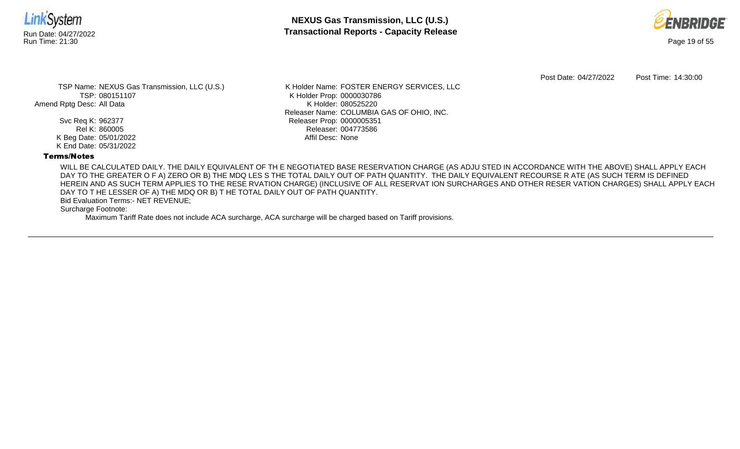Post Date: 04/27/2022 Post Time: 14:30:00

TSP Name: NEXUS Gas Transmission, LLC (U.S.)
TSP: 080151107
Amend Rptg Desc: All Data

Svc Req K: 962377
Rel K: 860005
K Beg Date: 05/01/2022
K End Date: 05/31/2022

K Holder Name: FOSTER ENERGY SERVICES, LLC
K Holder Prop: 0000030786
K Holder: 080525220
Releaser Name: COLUMBIA GAS OF OHIO, INC.
Releaser Prop: 0000005351
Releaser: 004773586
Affil Desc: None

**Terms/Notes**

WILL BE CALCULATED DAILY. THE DAILY EQUIVALENT OF TH E NEGOTIATED BASE RESERVATION CHARGE (AS ADJU STED IN ACCORDANCE WITH THE ABOVE) SHALL APPLY EACH DAY TO THE GREATER O F A) ZERO OR B) THE MDQ LES S THE TOTAL DAILY OUT OF PATH QUANTITY. THE DAILY EQUIVALENT RECOURSE R ATE (AS SUCH TERM IS DEFINED HEREIN AND AS SUCH TERM APPLIES TO THE RESE RVATION CHARGE) (INCLUSIVE OF ALL RESERVAT ION SURCHARGES AND OTHER RESER VATION CHARGES) SHALL APPLY EACH DAY TO T HE LESSER OF A) THE MDQ OR B) T HE TOTAL DAILY OUT OF PATH QUANTITY.

Bid Evaluation Terms:- NET REVENUE;

Surcharge Footnote:

Maximum Tariff Rate does not include ACA surcharge, ACA surcharge will be charged based on Tariff provisions.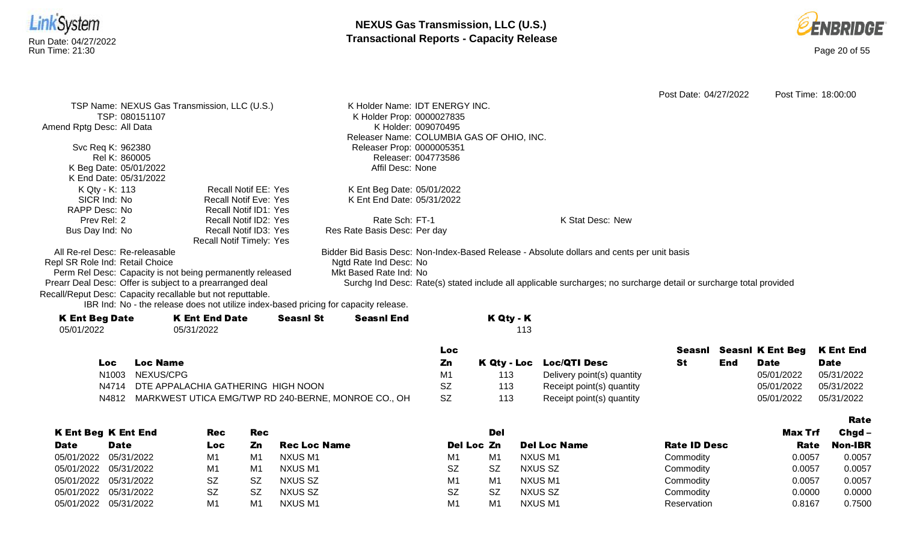# NEXUS Gas Transmission, LLC (U.S.)
## Transactional Reports - Capacity Release

Run Date: 04/27/2022
Run Time: 21:30

Post Date: 04/27/2022 Post Time: 18:00:00

TSP Name: NEXUS Gas Transmission, LLC (U.S.)
TSP: 080151107
Amend Rptg Desc: All Data
Svc Req K: 962380
Rel K: 860005
K Beg Date: 05/01/2022
K End Date: 05/31/2022
K Qty - K: 113
SICR Ind: No
RAPP Desc: No
Prev Rel: 2
Bus Day Ind: No

Recall Notif EE: Yes
Recall Notif Eve: Yes
Recall Notif ID1: Yes
Recall Notif ID2: Yes
Recall Notif ID3: Yes
Recall Notif Timely: Yes

K Holder Name: IDT ENERGY INC.
K Holder Prop: 0000027835
K Holder: 009070495
Releaser Name: COLUMBIA GAS OF OHIO, INC.
Releaser Prop: 0000005351
Releaser: 004773586
Affil Desc: None
K Ent Beg Date: 05/01/2022
K Ent End Date: 05/31/2022
Rate Sch: FT-1
Res Rate Basis Desc: Per day

K Stat Desc: New

All Re-rel Desc: Re-releasable
Repl SR Role Ind: Retail Choice
Perm Rel Desc: Capacity is not being permanently released
Prearr Deal Desc: Offer is subject to a prearranged deal
Recall/Reput Desc: Capacity recallable but not reputtable.
IBR Ind: No - the release does not utilize index-based pricing for capacity release.

Bidder Bid Basis Desc: Non-Index-Based Release - Absolute dollars and cents per unit basis
Ngtd Rate Ind Desc: No
Mkt Based Rate Ind: No
Surchg Ind Desc: Rate(s) stated include all applicable surcharges; no surcharge detail or surcharge total provided

| K Ent Beg Date | K Ent End Date | Seasnl St | Seasnl End | K Qty - K |
|---|---|---|---|---|
| 05/01/2022 | 05/31/2022 | | | 113 |

| Loc | Loc Name | Loc Zn | K Qty - Loc | Loc/QTI Desc | Seasnl St | Seasnl End | K Ent Beg Date | K Ent End Date |
|---|---|---|---|---|---|---|---|---|
| N1003 | NEXUS/CPG | M1 | 113 | Delivery point(s) quantity | | | 05/01/2022 | 05/31/2022 |
| N4714 | DTE APPALACHIA GATHERING HIGH NOON | SZ | 113 | Receipt point(s) quantity | | | 05/01/2022 | 05/31/2022 |
| N4812 | MARKWEST UTICA EMG/TWP RD 240-BERNE, MONROE CO., OH | SZ | 113 | Receipt point(s) quantity | | | 05/01/2022 | 05/31/2022 |

| K Ent Beg Date | K Ent End Date | Rec Loc | Rec Zn | Rec Loc Name | Del Loc | Del Zn | Del Loc Name | Rate ID Desc | Max Trf Rate | Rate Chgd – Non-IBR |
|---|---|---|---|---|---|---|---|---|---|---|
| 05/01/2022 | 05/31/2022 | M1 | M1 | NXUS M1 | M1 | M1 | NXUS M1 | Commodity | 0.0057 | 0.0057 |
| 05/01/2022 | 05/31/2022 | M1 | M1 | NXUS M1 | SZ | SZ | NXUS SZ | Commodity | 0.0057 | 0.0057 |
| 05/01/2022 | 05/31/2022 | SZ | SZ | NXUS SZ | M1 | M1 | NXUS M1 | Commodity | 0.0057 | 0.0057 |
| 05/01/2022 | 05/31/2022 | SZ | SZ | NXUS SZ | SZ | SZ | NXUS SZ | Commodity | 0.0000 | 0.0000 |
| 05/01/2022 | 05/31/2022 | M1 | M1 | NXUS M1 | M1 | M1 | NXUS M1 | Reservation | 0.8167 | 0.7500 |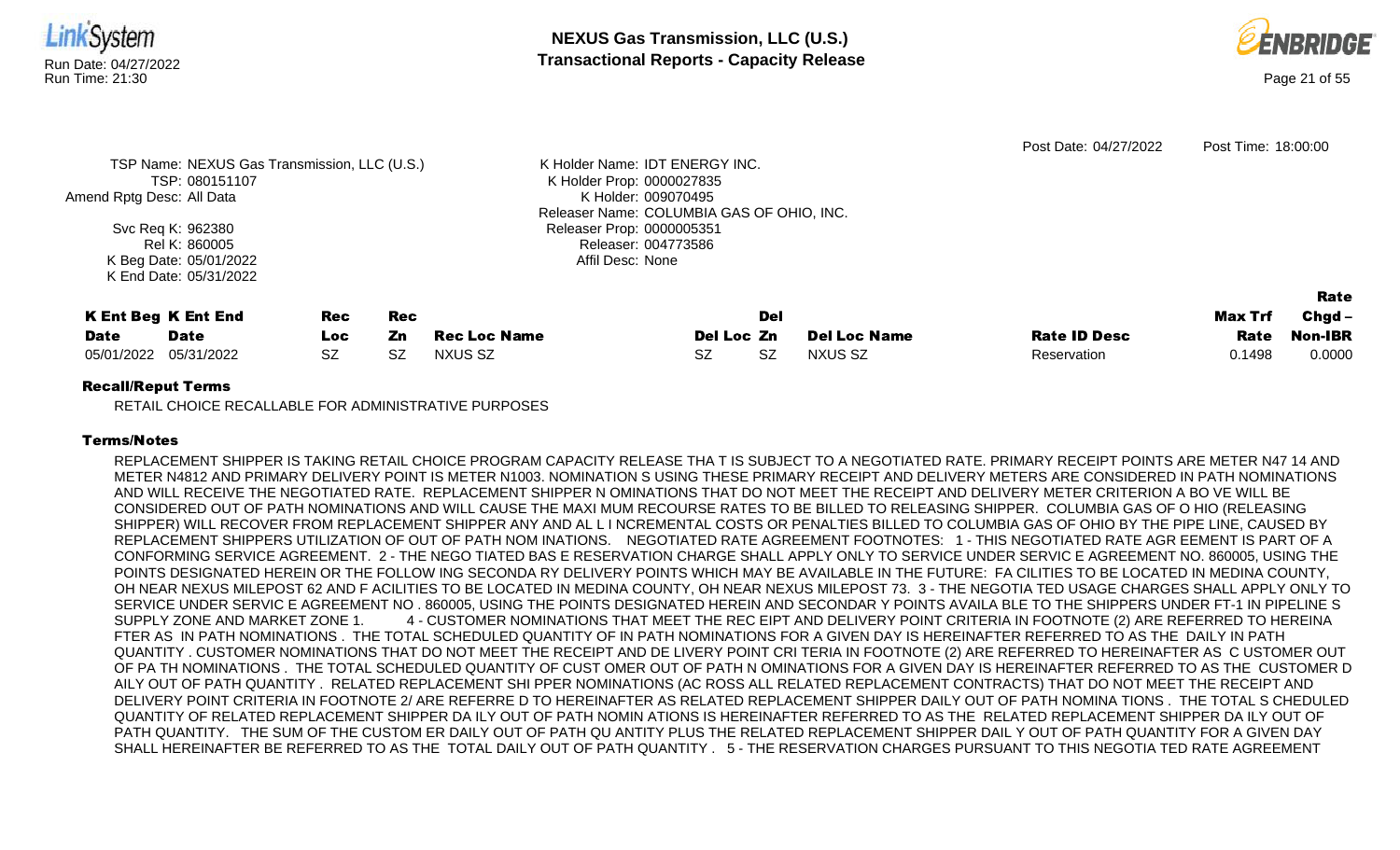Post Date: 04/27/2022 Post Time: 18:00:00

TSP Name: NEXUS Gas Transmission, LLC (U.S.)
TSP: 080151107
Amend Rptg Desc: All Data
Svc Req K: 962380
Rel K: 860005
K Beg Date: 05/01/2022
K End Date: 05/31/2022

K Holder Name: IDT ENERGY INC.
K Holder Prop: 0000027835
K Holder: 009070495
Releaser Name: COLUMBIA GAS OF OHIO, INC.
Releaser Prop: 0000005351
Releaser: 004773586
Affil Desc: None

| K Ent Beg Date | K Ent End Date | Rec Loc | Rec Zn | Rec Loc Name | Del Loc | Del Zn | Del Loc Name | Rate ID Desc | Max Trf Rate | Rate Chgd – Non-IBR |
|---|---|---|---|---|---|---|---|---|---|---|
| 05/01/2022 | 05/31/2022 | SZ | SZ | NXUS SZ | SZ | SZ | NXUS SZ | Reservation | 0.1498 | 0.0000 |

### Recall/Reput Terms

RETAIL CHOICE RECALLABLE FOR ADMINISTRATIVE PURPOSES

### Terms/Notes

REPLACEMENT SHIPPER IS TAKING RETAIL CHOICE PROGRAM CAPACITY RELEASE THA T IS SUBJECT TO A NEGOTIATED RATE. PRIMARY RECEIPT POINTS ARE METER N47 14 AND METER N4812 AND PRIMARY DELIVERY POINT IS METER N1003. NOMINATION S USING THESE PRIMARY RECEIPT AND DELIVERY METERS ARE CONSIDERED IN PATH NOMINATIONS AND WILL RECEIVE THE NEGOTIATED RATE. REPLACEMENT SHIPPER N OMINATIONS THAT DO NOT MEET THE RECEIPT AND DELIVERY METER CRITERION A BO VE WILL BE CONSIDERED OUT OF PATH NOMINATIONS AND WILL CAUSE THE MAXI MUM RECOURSE RATES TO BE BILLED TO RELEASING SHIPPER. COLUMBIA GAS OF O HIO (RELEASING SHIPPER) WILL RECOVER FROM REPLACEMENT SHIPPER ANY AND AL L I NCREMENTAL COSTS OR PENALTIES BILLED TO COLUMBIA GAS OF OHIO BY THE PIPE LINE, CAUSED BY REPLACEMENT SHIPPERS UTILIZATION OF OUT OF PATH NOM INATIONS. NEGOTIATED RATE AGREEMENT FOOTNOTES: 1 - THIS NEGOTIATED RATE AGR EEMENT IS PART OF A CONFORMING SERVICE AGREEMENT. 2 - THE NEGO TIATED BAS E RESERVATION CHARGE SHALL APPLY ONLY TO SERVICE UNDER SERVIC E AGREEMENT NO. 860005, USING THE POINTS DESIGNATED HEREIN OR THE FOLLOW ING SECONDA RY DELIVERY POINTS WHICH MAY BE AVAILABLE IN THE FUTURE: FA CILITIES TO BE LOCATED IN MEDINA COUNTY, OH NEAR NEXUS MILEPOST 62 AND F ACILITIES TO BE LOCATED IN MEDINA COUNTY, OH NEAR NEXUS MILEPOST 73. 3 - THE NEGOTIA TED USAGE CHARGES SHALL APPLY ONLY TO SERVICE UNDER SERVIC E AGREEMENT NO . 860005, USING THE POINTS DESIGNATED HEREIN AND SECONDAR Y POINTS AVAILA BLE TO THE SHIPPERS UNDER FT-1 IN PIPELINE S SUPPLY ZONE AND MARKET ZONE 1. 4 - CUSTOMER NOMINATIONS THAT MEET THE REC EIPT AND DELIVERY POINT CRITERIA IN FOOTNOTE (2) ARE REFERRED TO HEREINA FTER AS IN PATH NOMINATIONS . THE TOTAL SCHEDULED QUANTITY OF IN PATH NOMINATIONS FOR A GIVEN DAY IS HEREINAFTER REFERRED TO AS THE DAILY IN PATH QUANTITY . CUSTOMER NOMINATIONS THAT DO NOT MEET THE RECEIPT AND DE LIVERY POINT CRI TERIA IN FOOTNOTE (2) ARE REFERRED TO HEREINAFTER AS C USTOMER OUT OF PA TH NOMINATIONS . THE TOTAL SCHEDULED QUANTITY OF CUST OMER OUT OF PATH N OMINATIONS FOR A GIVEN DAY IS HEREINAFTER REFERRED TO AS THE CUSTOMER D AILY OUT OF PATH QUANTITY . RELATED REPLACEMENT SHI PPER NOMINATIONS (AC ROSS ALL RELATED REPLACEMENT CONTRACTS) THAT DO NOT MEET THE RECEIPT AND DELIVERY POINT CRITERIA IN FOOTNOTE 2/ ARE REFERRE D TO HEREINAFTER AS RELATED REPLACEMENT SHIPPER DAILY OUT OF PATH NOMINA TIONS . THE TOTAL S CHEDULED QUANTITY OF RELATED REPLACEMENT SHIPPER DA ILY OUT OF PATH NOMIN ATIONS IS HEREINAFTER REFERRED TO AS THE RELATED REPLACEMENT SHIPPER DA ILY OUT OF PATH QUANTITY. THE SUM OF THE CUSTOM ER DAILY OUT OF PATH QU ANTITY PLUS THE RELATED REPLACEMENT SHIPPER DAIL Y OUT OF PATH QUANTITY FOR A GIVEN DAY SHALL HEREINAFTER BE REFERRED TO AS THE TOTAL DAILY OUT OF PATH QUANTITY . 5 - THE RESERVATION CHARGES PURSUANT TO THIS NEGOTIA TED RATE AGREEMENT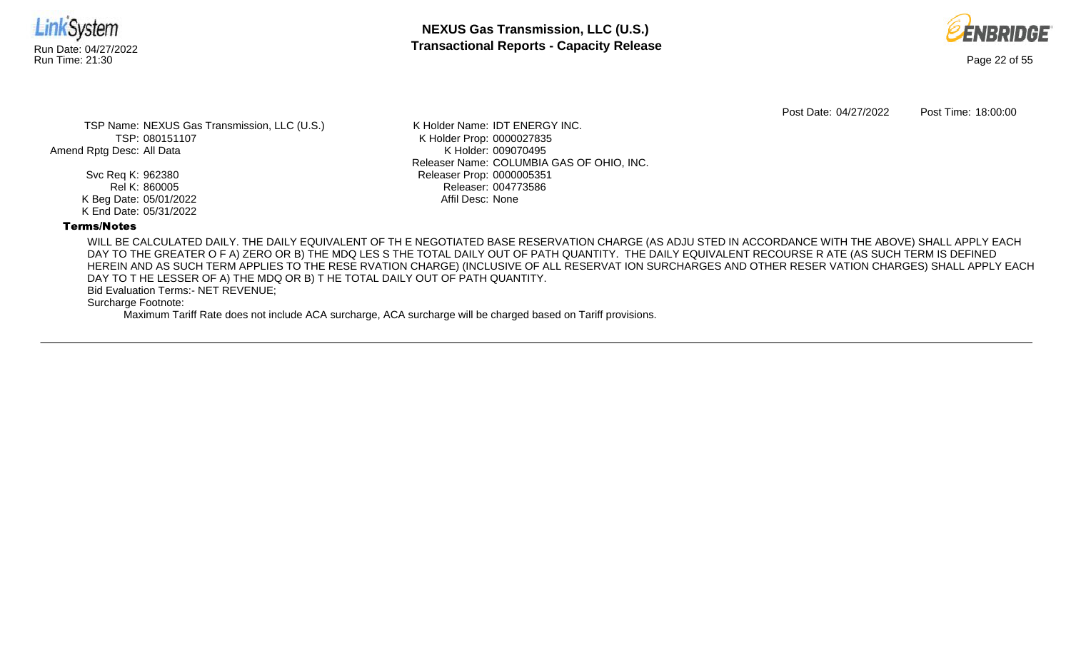Post Date: 04/27/2022 Post Time: 18:00:00

TSP Name: NEXUS Gas Transmission, LLC (U.S.)
TSP: 080151107
Amend Rptg Desc: All Data

Svc Req K: 962380
Rel K: 860005
K Beg Date: 05/01/2022
K End Date: 05/31/2022

K Holder Name: IDT ENERGY INC.
K Holder Prop: 0000027835
K Holder: 009070495
Releaser Name: COLUMBIA GAS OF OHIO, INC.
Releaser Prop: 0000005351
Releaser: 004773586
Affil Desc: None

**Terms/Notes**

WILL BE CALCULATED DAILY. THE DAILY EQUIVALENT OF TH E NEGOTIATED BASE RESERVATION CHARGE (AS ADJU STED IN ACCORDANCE WITH THE ABOVE) SHALL APPLY EACH DAY TO THE GREATER O F A) ZERO OR B) THE MDQ LES S THE TOTAL DAILY OUT OF PATH QUANTITY. THE DAILY EQUIVALENT RECOURSE R ATE (AS SUCH TERM IS DEFINED HEREIN AND AS SUCH TERM APPLIES TO THE RESE RVATION CHARGE) (INCLUSIVE OF ALL RESERVAT ION SURCHARGES AND OTHER RESER VATION CHARGES) SHALL APPLY EACH DAY TO T HE LESSER OF A) THE MDQ OR B) T HE TOTAL DAILY OUT OF PATH QUANTITY.

Bid Evaluation Terms:- NET REVENUE;

Surcharge Footnote:

Maximum Tariff Rate does not include ACA surcharge, ACA surcharge will be charged based on Tariff provisions.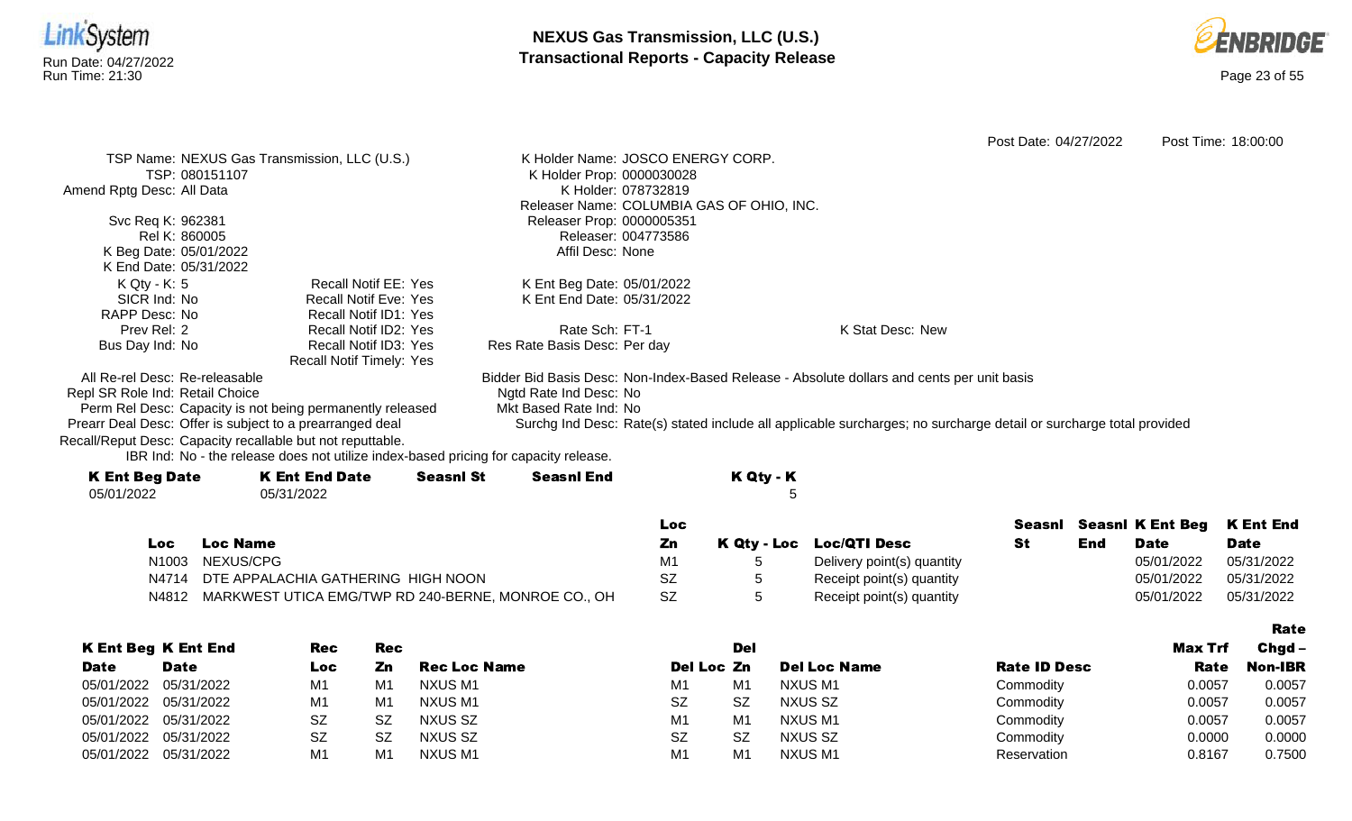Post Date: 04/27/2022 Post Time: 18:00:00

TSP Name: NEXUS Gas Transmission, LLC (U.S.)
TSP: 080151107
Amend Rptg Desc: All Data

Svc Req K: 962381
Rel K: 860005
K Beg Date: 05/01/2022
K End Date: 05/31/2022
K Qty - K: 5
SICR Ind: No
RAPP Desc: No
Prev Rel: 2
Bus Day Ind: No

Recall Notif EE: Yes
Recall Notif Eve: Yes
Recall Notif ID1: Yes
Recall Notif ID2: Yes
Recall Notif ID3: Yes
Recall Notif Timely: Yes

K Holder Name: JOSCO ENERGY CORP.
K Holder Prop: 0000030028
K Holder: 078732819
Releaser Name: COLUMBIA GAS OF OHIO, INC.
Releaser Prop: 0000005351
Releaser: 004773586
Affil Desc: None

K Ent Beg Date: 05/01/2022
K Ent End Date: 05/31/2022

Rate Sch: FT-1
Res Rate Basis Desc: Per day

K Stat Desc: New

All Re-rel Desc: Re-releasable
Repl SR Role Ind: Retail Choice
Perm Rel Desc: Capacity is not being permanently released
Prearr Deal Desc: Offer is subject to a prearranged deal
Recall/Reput Desc: Capacity recallable but not reputtable.
IBR Ind: No - the release does not utilize index-based pricing for capacity release.

Bidder Bid Basis Desc: Non-Index-Based Release - Absolute dollars and cents per unit basis
Ngtd Rate Ind Desc: No
Mkt Based Rate Ind: No
Surchg Ind Desc: Rate(s) stated include all applicable surcharges; no surcharge detail or surcharge total provided

| K Ent Beg Date | K Ent End Date | Seasnl St | Seasnl End | K Qty - K |
|---|---|---|---|---|
| 05/01/2022 | 05/31/2022 | | | 5 |

| Loc | Loc Name | Loc Zn | K Qty - Loc | Loc/QTI Desc | Seasnl St | Seasnl End | K Ent Beg Date | K Ent End Date |
|---|---|---|---|---|---|---|---|---|
| N1003 | NEXUS/CPG | M1 | 5 | Delivery point(s) quantity | | | 05/01/2022 | 05/31/2022 |
| N4714 | DTE APPALACHIA GATHERING HIGH NOON | SZ | 5 | Receipt point(s) quantity | | | 05/01/2022 | 05/31/2022 |
| N4812 | MARKWEST UTICA EMG/TWP RD 240-BERNE, MONROE CO., OH | SZ | 5 | Receipt point(s) quantity | | | 05/01/2022 | 05/31/2022 |

| K Ent Beg Date | K Ent End Date | Rec Loc | Rec Zn | Rec Loc Name | Del Loc | Del Zn | Del Loc Name | Rate ID Desc | Max Trf Rate | Rate Chgd – Non-IBR |
|---|---|---|---|---|---|---|---|---|---|---|
| 05/01/2022 | 05/31/2022 | M1 | M1 | NXUS M1 | M1 | M1 | NXUS M1 | Commodity | 0.0057 | 0.0057 |
| 05/01/2022 | 05/31/2022 | M1 | M1 | NXUS M1 | SZ | SZ | NXUS SZ | Commodity | 0.0057 | 0.0057 |
| 05/01/2022 | 05/31/2022 | SZ | SZ | NXUS SZ | M1 | M1 | NXUS M1 | Commodity | 0.0057 | 0.0057 |
| 05/01/2022 | 05/31/2022 | SZ | SZ | NXUS SZ | SZ | SZ | NXUS SZ | Commodity | 0.0000 | 0.0000 |
| 05/01/2022 | 05/31/2022 | M1 | M1 | NXUS M1 | M1 | M1 | NXUS M1 | Reservation | 0.8167 | 0.7500 |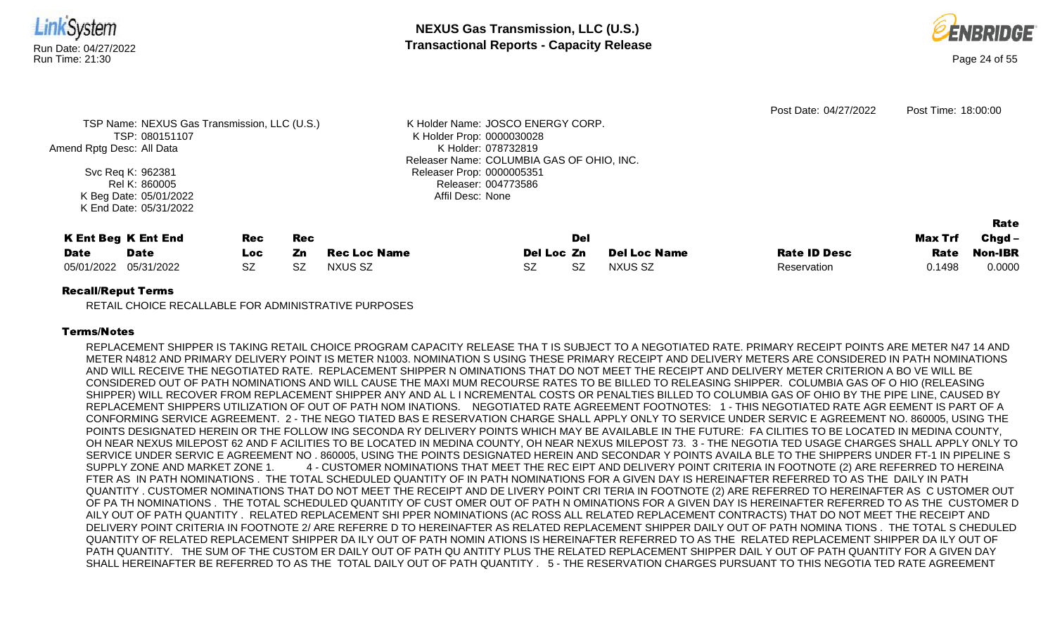Post Date: 04/27/2022 Post Time: 18:00:00

TSP Name: NEXUS Gas Transmission, LLC (U.S.)
TSP: 080151107
Amend Rptg Desc: All Data
Svc Req K: 962381
Rel K: 860005
K Beg Date: 05/01/2022
K End Date: 05/31/2022

K Holder Name: JOSCO ENERGY CORP.
K Holder Prop: 0000030028
K Holder: 078732819
Releaser Name: COLUMBIA GAS OF OHIO, INC.
Releaser Prop: 0000005351
Releaser: 004773586
Affil Desc: None

| K Ent Beg Date | K Ent End Date | Rec Loc | Rec Zn | Rec Loc Name | Del Loc | Del Zn | Del Loc Name | Rate ID Desc | Max Trf Rate | Rate Chgd – Non-IBR |
|---|---|---|---|---|---|---|---|---|---|---|
| 05/01/2022 | 05/31/2022 | SZ | SZ | NXUS SZ | SZ | SZ | NXUS SZ | Reservation | 0.1498 | 0.0000 |

**Recall/Reput Terms**

RETAIL CHOICE RECALLABLE FOR ADMINISTRATIVE PURPOSES

**Terms/Notes**

REPLACEMENT SHIPPER IS TAKING RETAIL CHOICE PROGRAM CAPACITY RELEASE THA T IS SUBJECT TO A NEGOTIATED RATE. PRIMARY RECEIPT POINTS ARE METER N47 14 AND METER N4812 AND PRIMARY DELIVERY POINT IS METER N1003. NOMINATION S USING THESE PRIMARY RECEIPT AND DELIVERY METERS ARE CONSIDERED IN PATH NOMINATIONS AND WILL RECEIVE THE NEGOTIATED RATE. REPLACEMENT SHIPPER N OMINATIONS THAT DO NOT MEET THE RECEIPT AND DELIVERY METER CRITERION A BO VE WILL BE CONSIDERED OUT OF PATH NOMINATIONS AND WILL CAUSE THE MAXI MUM RECOURSE RATES TO BE BILLED TO RELEASING SHIPPER. COLUMBIA GAS OF O HIO (RELEASING SHIPPER) WILL RECOVER FROM REPLACEMENT SHIPPER ANY AND AL L I NCREMENTAL COSTS OR PENALTIES BILLED TO COLUMBIA GAS OF OHIO BY THE PIPE LINE, CAUSED BY REPLACEMENT SHIPPERS UTILIZATION OF OUT OF PATH NOM INATIONS. NEGOTIATED RATE AGREEMENT FOOTNOTES: 1 - THIS NEGOTIATED RATE AGR EEMENT IS PART OF A CONFORMING SERVICE AGREEMENT. 2 - THE NEGO TIATED BAS E RESERVATION CHARGE SHALL APPLY ONLY TO SERVICE UNDER SERVIC E AGREEMENT NO. 860005, USING THE POINTS DESIGNATED HEREIN OR THE FOLLOW ING SECONDA RY DELIVERY POINTS WHICH MAY BE AVAILABLE IN THE FUTURE: FA CILITIES TO BE LOCATED IN MEDINA COUNTY, OH NEAR NEXUS MILEPOST 62 AND F ACILITIES TO BE LOCATED IN MEDINA COUNTY, OH NEAR NEXUS MILEPOST 73. 3 - THE NEGOTIA TED USAGE CHARGES SHALL APPLY ONLY TO SERVICE UNDER SERVIC E AGREEMENT NO . 860005, USING THE POINTS DESIGNATED HEREIN AND SECONDAR Y POINTS AVAILA BLE TO THE SHIPPERS UNDER FT-1 IN PIPELINE S SUPPLY ZONE AND MARKET ZONE 1. 4 - CUSTOMER NOMINATIONS THAT MEET THE REC EIPT AND DELIVERY POINT CRITERIA IN FOOTNOTE (2) ARE REFERRED TO HEREINA FTER AS IN PATH NOMINATIONS . THE TOTAL SCHEDULED QUANTITY OF IN PATH NOMINATIONS FOR A GIVEN DAY IS HEREINAFTER REFERRED TO AS THE DAILY IN PATH QUANTITY . CUSTOMER NOMINATIONS THAT DO NOT MEET THE RECEIPT AND DE LIVERY POINT CRI TERIA IN FOOTNOTE (2) ARE REFERRED TO HEREINAFTER AS C USTOMER OUT OF PA TH NOMINATIONS . THE TOTAL SCHEDULED QUANTITY OF CUST OMER OUT OF PATH N OMINATIONS FOR A GIVEN DAY IS HEREINAFTER REFERRED TO AS THE CUSTOMER D AILY OUT OF PATH QUANTITY . RELATED REPLACEMENT SHI PPER NOMINATIONS (AC ROSS ALL RELATED REPLACEMENT CONTRACTS) THAT DO NOT MEET THE RECEIPT AND DELIVERY POINT CRITERIA IN FOOTNOTE 2/ ARE REFERRE D TO HEREINAFTER AS RELATED REPLACEMENT SHIPPER DAILY OUT OF PATH NOMINA TIONS . THE TOTAL S CHEDULED QUANTITY OF RELATED REPLACEMENT SHIPPER DA ILY OUT OF PATH NOMIN ATIONS IS HEREINAFTER REFERRED TO AS THE RELATED REPLACEMENT SHIPPER DA ILY OUT OF PATH QUANTITY. THE SUM OF THE CUSTOM ER DAILY OUT OF PATH QU ANTITY PLUS THE RELATED REPLACEMENT SHIPPER DAIL Y OUT OF PATH QUANTITY FOR A GIVEN DAY SHALL HEREINAFTER BE REFERRED TO AS THE TOTAL DAILY OUT OF PATH QUANTITY . 5 - THE RESERVATION CHARGES PURSUANT TO THIS NEGOTIA TED RATE AGREEMENT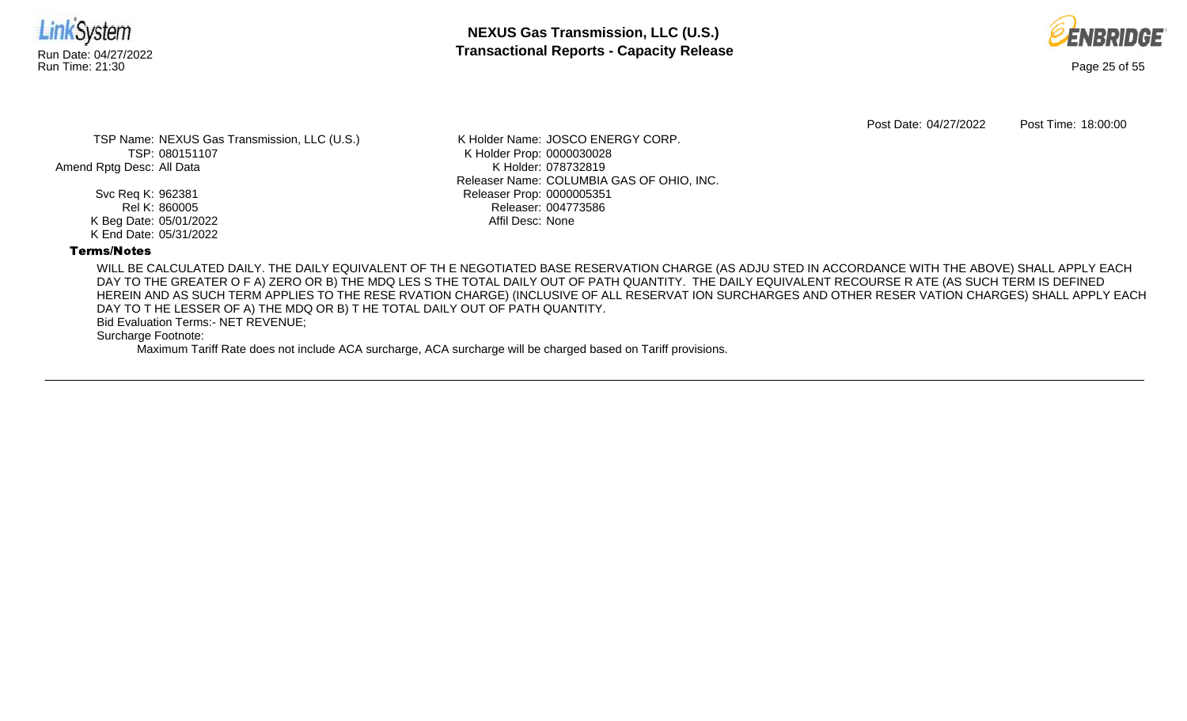Post Date: 04/27/2022 Post Time: 18:00:00

TSP Name: NEXUS Gas Transmission, LLC (U.S.)
TSP: 080151107
Amend Rptg Desc: All Data

Svc Req K: 962381
Rel K: 860005
K Beg Date: 05/01/2022
K End Date: 05/31/2022

K Holder Name: JOSCO ENERGY CORP.
K Holder Prop: 0000030028
K Holder: 078732819
Releaser Name: COLUMBIA GAS OF OHIO, INC.
Releaser Prop: 0000005351
Releaser: 004773586
Affil Desc: None

**Terms/Notes**

WILL BE CALCULATED DAILY. THE DAILY EQUIVALENT OF TH E NEGOTIATED BASE RESERVATION CHARGE (AS ADJU STED IN ACCORDANCE WITH THE ABOVE) SHALL APPLY EACH DAY TO THE GREATER O F A) ZERO OR B) THE MDQ LES S THE TOTAL DAILY OUT OF PATH QUANTITY. THE DAILY EQUIVALENT RECOURSE R ATE (AS SUCH TERM IS DEFINED HEREIN AND AS SUCH TERM APPLIES TO THE RESE RVATION CHARGE) (INCLUSIVE OF ALL RESERVAT ION SURCHARGES AND OTHER RESER VATION CHARGES) SHALL APPLY EACH DAY TO T HE LESSER OF A) THE MDQ OR B) T HE TOTAL DAILY OUT OF PATH QUANTITY.

Bid Evaluation Terms:- NET REVENUE;

Surcharge Footnote:

Maximum Tariff Rate does not include ACA surcharge, ACA surcharge will be charged based on Tariff provisions.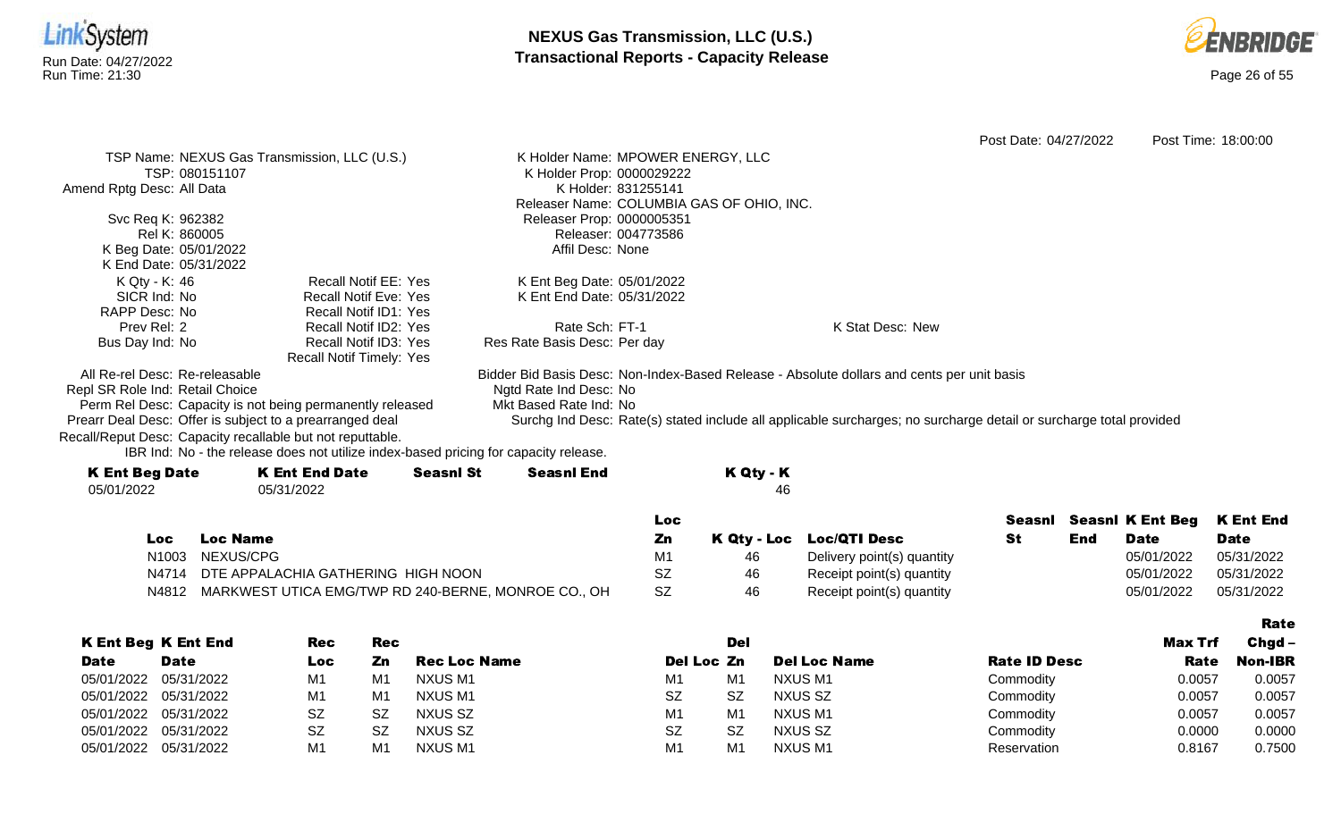Post Date: 04/27/2022 Post Time: 18:00:00

TSP Name: NEXUS Gas Transmission, LLC (U.S.)
TSP: 080151107
Amend Rptg Desc: All Data

Svc Req K: 962382
Rel K: 860005
K Beg Date: 05/01/2022
K End Date: 05/31/2022
K Qty - K: 46
SICR Ind: No
RAPP Desc: No
Prev Rel: 2
Bus Day Ind: No

Recall Notif EE: Yes
Recall Notif Eve: Yes
Recall Notif ID1: Yes
Recall Notif ID2: Yes
Recall Notif ID3: Yes
Recall Notif Timely: Yes

K Holder Name: MPOWER ENERGY, LLC
K Holder Prop: 0000029222
K Holder: 831255141
Releaser Name: COLUMBIA GAS OF OHIO, INC.
Releaser Prop: 0000005351
Releaser: 004773586
Affil Desc: None

K Ent Beg Date: 05/01/2022
K Ent End Date: 05/31/2022

Rate Sch: FT-1
Res Rate Basis Desc: Per day

K Stat Desc: New

All Re-rel Desc: Re-releasable
Repl SR Role Ind: Retail Choice
Perm Rel Desc: Capacity is not being permanently released
Prearr Deal Desc: Offer is subject to a prearranged deal
Recall/Reput Desc: Capacity recallable but not reputtable.
IBR Ind: No - the release does not utilize index-based pricing for capacity release.

Bidder Bid Basis Desc: Non-Index-Based Release - Absolute dollars and cents per unit basis
Ngtd Rate Ind Desc: No
Mkt Based Rate Ind: No
Surchg Ind Desc: Rate(s) stated include all applicable surcharges; no surcharge detail or surcharge total provided

| K Ent Beg Date | K Ent End Date | Seasnl St | Seasnl End | K Qty - K |
|---|---|---|---|---|
| 05/01/2022 | 05/31/2022 | | | 46 |

| Loc | Loc Name | Loc Zn | K Qty - Loc | Loc/QTI Desc | Seasnl St | Seasnl End | K Ent Beg Date | K Ent End Date |
|---|---|---|---|---|---|---|---|---|
| N1003 | NEXUS/CPG | M1 | 46 | Delivery point(s) quantity | | | 05/01/2022 | 05/31/2022 |
| N4714 | DTE APPALACHIA GATHERING HIGH NOON | SZ | 46 | Receipt point(s) quantity | | | 05/01/2022 | 05/31/2022 |
| N4812 | MARKWEST UTICA EMG/TWP RD 240-BERNE, MONROE CO., OH | SZ | 46 | Receipt point(s) quantity | | | 05/01/2022 | 05/31/2022 |

| K Ent Beg Date | K Ent End Date | Rec Loc | Rec Zn | Rec Loc Name | Del Loc | Del Zn | Del Loc Name | Rate ID Desc | Max Trf Rate | Rate Chgd – Non-IBR |
|---|---|---|---|---|---|---|---|---|---|---|
| 05/01/2022 | 05/31/2022 | M1 | M1 | NXUS M1 | M1 | M1 | NXUS M1 | Commodity | 0.0057 | 0.0057 |
| 05/01/2022 | 05/31/2022 | M1 | M1 | NXUS M1 | SZ | SZ | NXUS SZ | Commodity | 0.0057 | 0.0057 |
| 05/01/2022 | 05/31/2022 | SZ | SZ | NXUS SZ | M1 | M1 | NXUS M1 | Commodity | 0.0057 | 0.0057 |
| 05/01/2022 | 05/31/2022 | SZ | SZ | NXUS SZ | SZ | SZ | NXUS SZ | Commodity | 0.0000 | 0.0000 |
| 05/01/2022 | 05/31/2022 | M1 | M1 | NXUS M1 | M1 | M1 | NXUS M1 | Reservation | 0.8167 | 0.7500 |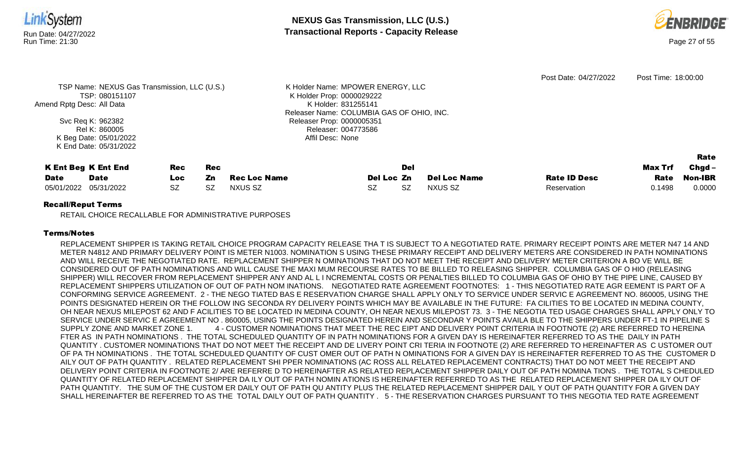Post Date: 04/27/2022  Post Time: 18:00:00

TSP Name: NEXUS Gas Transmission, LLC (U.S.)
TSP: 080151107
Amend Rptg Desc: All Data
Svc Req K: 962382
Rel K: 860005
K Beg Date: 05/01/2022
K End Date: 05/31/2022

K Holder Name: MPOWER ENERGY, LLC
K Holder Prop: 0000029222
K Holder: 831255141
Releaser Name: COLUMBIA GAS OF OHIO, INC.
Releaser Prop: 0000005351
Releaser: 004773586
Affil Desc: None

| K Ent Beg Date | K Ent End Date | Rec Loc | Rec Zn | Rec Loc Name | Del Loc | Del Zn | Del Loc Name | Rate ID Desc | Max Trf Rate | Rate Chgd – Non-IBR |
|---|---|---|---|---|---|---|---|---|---|---|
| 05/01/2022 | 05/31/2022 | SZ | SZ | NXUS SZ | SZ | SZ | NXUS SZ | Reservation | 0.1498 | 0.0000 |

**Recall/Reput Terms**

RETAIL CHOICE RECALLABLE FOR ADMINISTRATIVE PURPOSES

**Terms/Notes**

REPLACEMENT SHIPPER IS TAKING RETAIL CHOICE PROGRAM CAPACITY RELEASE THA T IS SUBJECT TO A NEGOTIATED RATE. PRIMARY RECEIPT POINTS ARE METER N47 14 AND METER N4812 AND PRIMARY DELIVERY POINT IS METER N1003. NOMINATION S USING THESE PRIMARY RECEIPT AND DELIVERY METERS ARE CONSIDERED IN PATH NOMINATIONS AND WILL RECEIVE THE NEGOTIATED RATE. REPLACEMENT SHIPPER N OMINATIONS THAT DO NOT MEET THE RECEIPT AND DELIVERY METER CRITERION A BO VE WILL BE CONSIDERED OUT OF PATH NOMINATIONS AND WILL CAUSE THE MAXI MUM RECOURSE RATES TO BE BILLED TO RELEASING SHIPPER. COLUMBIA GAS OF O HIO (RELEASING SHIPPER) WILL RECOVER FROM REPLACEMENT SHIPPER ANY AND AL L INCREMENTAL COSTS OR PENALTIES BILLED TO COLUMBIA GAS OF OHIO BY THE PIPE LINE, CAUSED BY REPLACEMENT SHIPPERS UTILIZATION OF OUT OF PATH NOM INATIONS. NEGOTIATED RATE AGREEMENT FOOTNOTES: 1 - THIS NEGOTIATED RATE AGR EEMENT IS PART OF A CONFORMING SERVICE AGREEMENT. 2 - THE NEGO TIATED BAS E RESERVATION CHARGE SHALL APPLY ONLY TO SERVICE UNDER SERVIC E AGREEMENT NO. 860005, USING THE POINTS DESIGNATED HEREIN OR THE FOLLOW ING SECONDA RY DELIVERY POINTS WHICH MAY BE AVAILABLE IN THE FUTURE: FA CILITIES TO BE LOCATED IN MEDINA COUNTY, OH NEAR NEXUS MILEPOST 62 AND F ACILITIES TO BE LOCATED IN MEDINA COUNTY, OH NEAR NEXUS MILEPOST 73. 3 - THE NEGOTIA TED USAGE CHARGES SHALL APPLY ONLY TO SERVICE UNDER SERVIC E AGREEMENT NO . 860005, USING THE POINTS DESIGNATED HEREIN AND SECONDAR Y POINTS AVAILA BLE TO THE SHIPPERS UNDER FT-1 IN PIPELINE S SUPPLY ZONE AND MARKET ZONE 1. 4 - CUSTOMER NOMINATIONS THAT MEET THE REC EIPT AND DELIVERY POINT CRITERIA IN FOOTNOTE (2) ARE REFERRED TO HEREINA FTER AS IN PATH NOMINATIONS . THE TOTAL SCHEDULED QUANTITY OF IN PATH NOMINATIONS FOR A GIVEN DAY IS HEREINAFTER REFERRED TO AS THE DAILY IN PATH QUANTITY . CUSTOMER NOMINATIONS THAT DO NOT MEET THE RECEIPT AND DE LIVERY POINT CRI TERIA IN FOOTNOTE (2) ARE REFERRED TO HEREINAFTER AS C USTOMER OUT OF PA TH NOMINATIONS . THE TOTAL SCHEDULED QUANTITY OF CUST OMER OUT OF PATH N OMINATIONS FOR A GIVEN DAY IS HEREINAFTER REFERRED TO AS THE CUSTOMER D AILY OUT OF PATH QUANTITY . RELATED REPLACEMENT SHI PPER NOMINATIONS (AC ROSS ALL RELATED REPLACEMENT CONTRACTS) THAT DO NOT MEET THE RECEIPT AND DELIVERY POINT CRITERIA IN FOOTNOTE 2/ ARE REFERRE D TO HEREINAFTER AS RELATED REPLACEMENT SHIPPER DAILY OUT OF PATH NOMINA TIONS . THE TOTAL S CHEDULED QUANTITY OF RELATED REPLACEMENT SHIPPER DA ILY OUT OF PATH NOMIN ATIONS IS HEREINAFTER REFERRED TO AS THE RELATED REPLACEMENT SHIPPER DA ILY OUT OF PATH QUANTITY. THE SUM OF THE CUSTOM ER DAILY OUT OF PATH QU ANTITY PLUS THE RELATED REPLACEMENT SHIPPER DAIL Y OUT OF PATH QUANTITY FOR A GIVEN DAY SHALL HEREINAFTER BE REFERRED TO AS THE TOTAL DAILY OUT OF PATH QUANTITY . 5 - THE RESERVATION CHARGES PURSUANT TO THIS NEGOTIA TED RATE AGREEMENT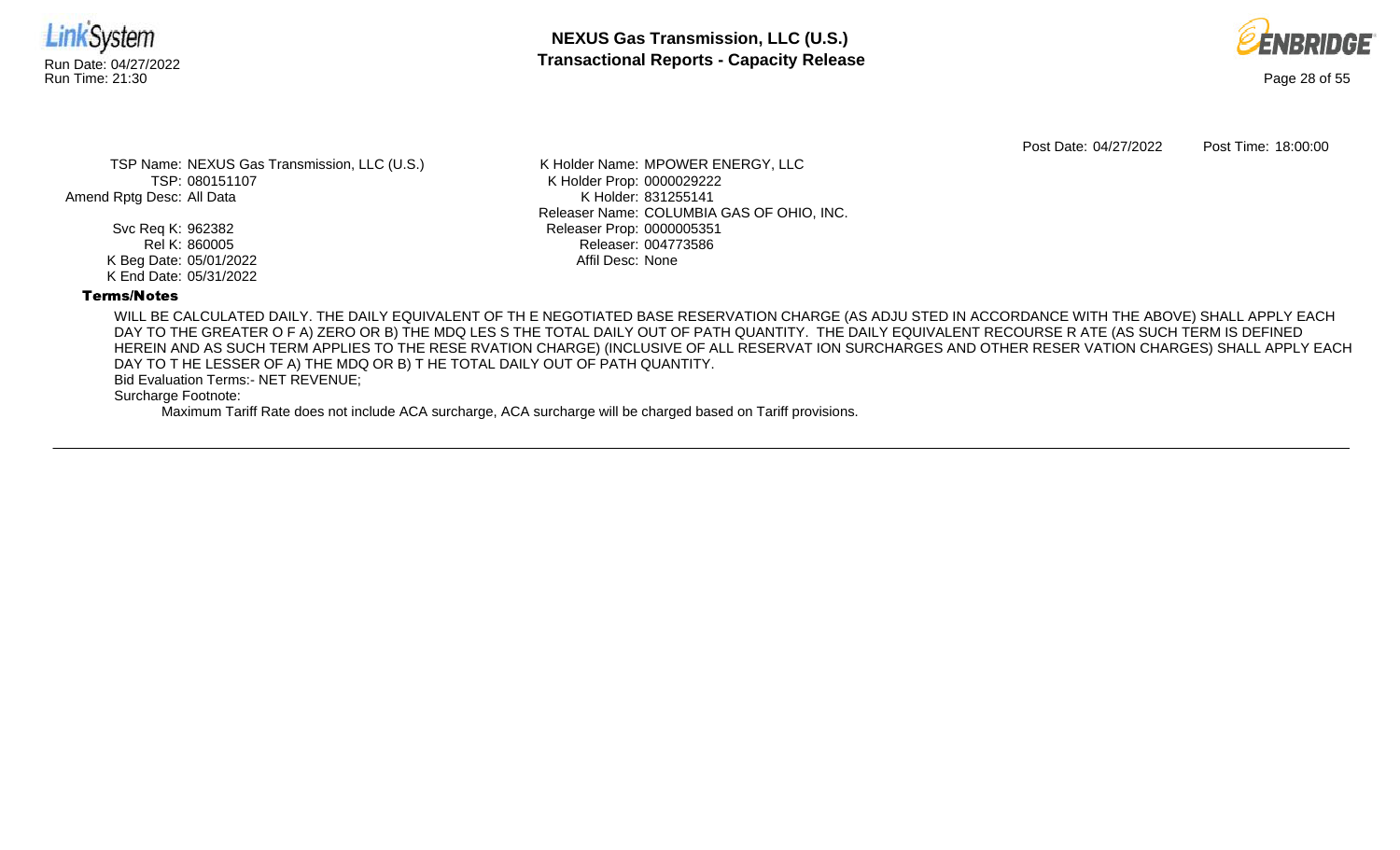Post Date: 04/27/2022 Post Time: 18:00:00

TSP Name: NEXUS Gas Transmission, LLC (U.S.)
TSP: 080151107
Amend Rptg Desc: All Data

Svc Req K: 962382
Rel K: 860005
K Beg Date: 05/01/2022
K End Date: 05/31/2022

K Holder Name: MPOWER ENERGY, LLC
K Holder Prop: 0000029222
K Holder: 831255141
Releaser Name: COLUMBIA GAS OF OHIO, INC.
Releaser Prop: 0000005351
Releaser: 004773586
Affil Desc: None

**Terms/Notes**

WILL BE CALCULATED DAILY. THE DAILY EQUIVALENT OF TH E NEGOTIATED BASE RESERVATION CHARGE (AS ADJU STED IN ACCORDANCE WITH THE ABOVE) SHALL APPLY EACH DAY TO THE GREATER O F A) ZERO OR B) THE MDQ LES S THE TOTAL DAILY OUT OF PATH QUANTITY. THE DAILY EQUIVALENT RECOURSE R ATE (AS SUCH TERM IS DEFINED HEREIN AND AS SUCH TERM APPLIES TO THE RESE RVATION CHARGE) (INCLUSIVE OF ALL RESERVAT ION SURCHARGES AND OTHER RESER VATION CHARGES) SHALL APPLY EACH DAY TO T HE LESSER OF A) THE MDQ OR B) T HE TOTAL DAILY OUT OF PATH QUANTITY.

Bid Evaluation Terms:- NET REVENUE;

Surcharge Footnote:

Maximum Tariff Rate does not include ACA surcharge, ACA surcharge will be charged based on Tariff provisions.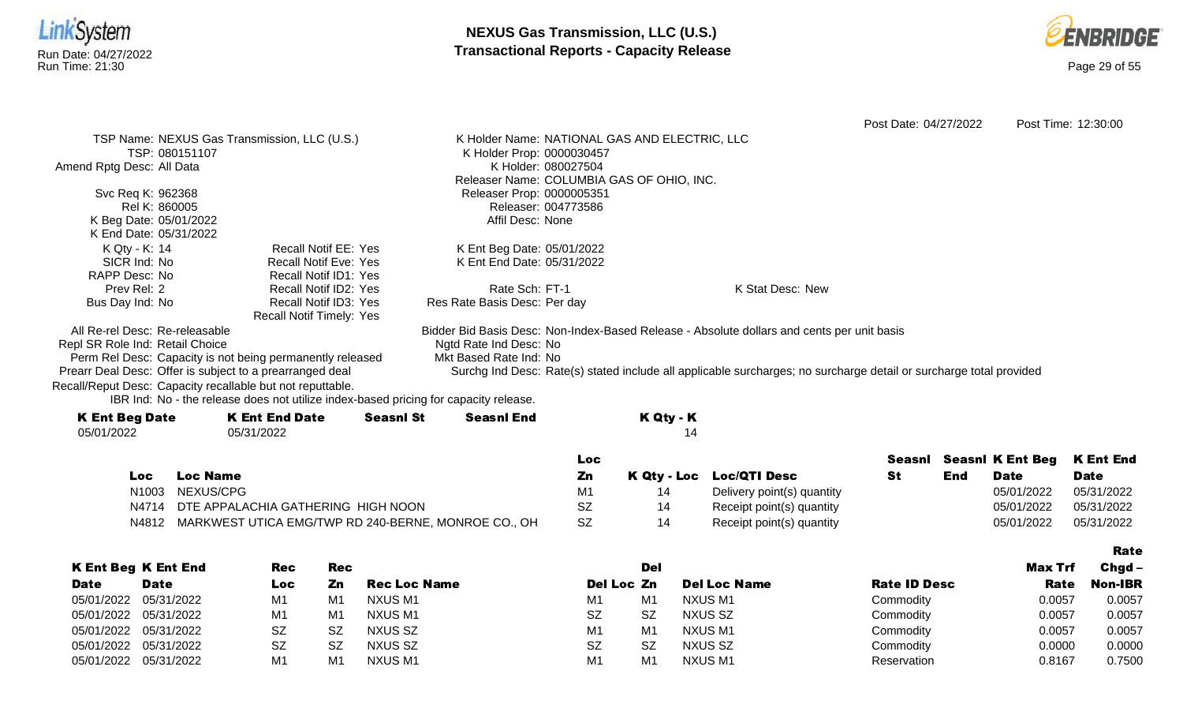Post Date: 04/27/2022 Post Time: 12:30:00

TSP Name: NEXUS Gas Transmission, LLC (U.S.)
TSP: 080151107
Amend Rptg Desc: All Data

Svc Req K: 962368
Rel K: 860005
K Beg Date: 05/01/2022
K End Date: 05/31/2022
K Qty - K: 14
SICR Ind: No
RAPP Desc: No
Prev Rel: 2
Bus Day Ind: No

Recall Notif EE: Yes
Recall Notif Eve: Yes
Recall Notif ID1: Yes
Recall Notif ID2: Yes
Recall Notif ID3: Yes
Recall Notif Timely: Yes

K Holder Name: NATIONAL GAS AND ELECTRIC, LLC
K Holder Prop: 0000030457
K Holder: 080027504
Releaser Name: COLUMBIA GAS OF OHIO, INC.
Releaser Prop: 0000005351
Releaser: 004773586
Affil Desc: None

K Ent Beg Date: 05/01/2022
K Ent End Date: 05/31/2022

Rate Sch: FT-1
Res Rate Basis Desc: Per day

K Stat Desc: New

All Re-rel Desc: Re-releasable
Repl SR Role Ind: Retail Choice
Perm Rel Desc: Capacity is not being permanently released
Prearr Deal Desc: Offer is subject to a prearranged deal
Recall/Reput Desc: Capacity recallable but not reputtable.
IBR Ind: No - the release does not utilize index-based pricing for capacity release.

Bidder Bid Basis Desc: Non-Index-Based Release - Absolute dollars and cents per unit basis
Ngtd Rate Ind Desc: No
Mkt Based Rate Ind: No
Surchg Ind Desc: Rate(s) stated include all applicable surcharges; no surcharge detail or surcharge total provided

| K Ent Beg Date | K Ent End Date | Seasnl St | Seasnl End | K Qty - K |
|---|---|---|---|---|
| 05/01/2022 | 05/31/2022 | | | 14 |

| Loc | Loc Name | Loc Zn | K Qty - Loc | Loc/QTI Desc | Seasnl St | Seasnl End | K Ent Beg Date | K Ent End Date |
|---|---|---|---|---|---|---|---|---|
| N1003 | NEXUS/CPG | M1 | 14 | Delivery point(s) quantity | | | 05/01/2022 | 05/31/2022 |
| N4714 | DTE APPALACHIA GATHERING HIGH NOON | SZ | 14 | Receipt point(s) quantity | | | 05/01/2022 | 05/31/2022 |
| N4812 | MARKWEST UTICA EMG/TWP RD 240-BERNE, MONROE CO., OH | SZ | 14 | Receipt point(s) quantity | | | 05/01/2022 | 05/31/2022 |

| K Ent Beg Date | K Ent End Date | Rec Loc | Rec Zn | Rec Loc Name | Del Loc | Del Zn | Del Loc Name | Rate ID Desc | Max Trf Rate | Rate Chgd – Non-IBR |
|---|---|---|---|---|---|---|---|---|---|---|
| 05/01/2022 | 05/31/2022 | M1 | M1 | NXUS M1 | M1 | M1 | NXUS M1 | Commodity | 0.0057 | 0.0057 |
| 05/01/2022 | 05/31/2022 | M1 | M1 | NXUS M1 | SZ | SZ | NXUS SZ | Commodity | 0.0057 | 0.0057 |
| 05/01/2022 | 05/31/2022 | SZ | SZ | NXUS SZ | M1 | M1 | NXUS M1 | Commodity | 0.0057 | 0.0057 |
| 05/01/2022 | 05/31/2022 | SZ | SZ | NXUS SZ | SZ | SZ | NXUS SZ | Commodity | 0.0000 | 0.0000 |
| 05/01/2022 | 05/31/2022 | M1 | M1 | NXUS M1 | M1 | M1 | NXUS M1 | Reservation | 0.8167 | 0.7500 |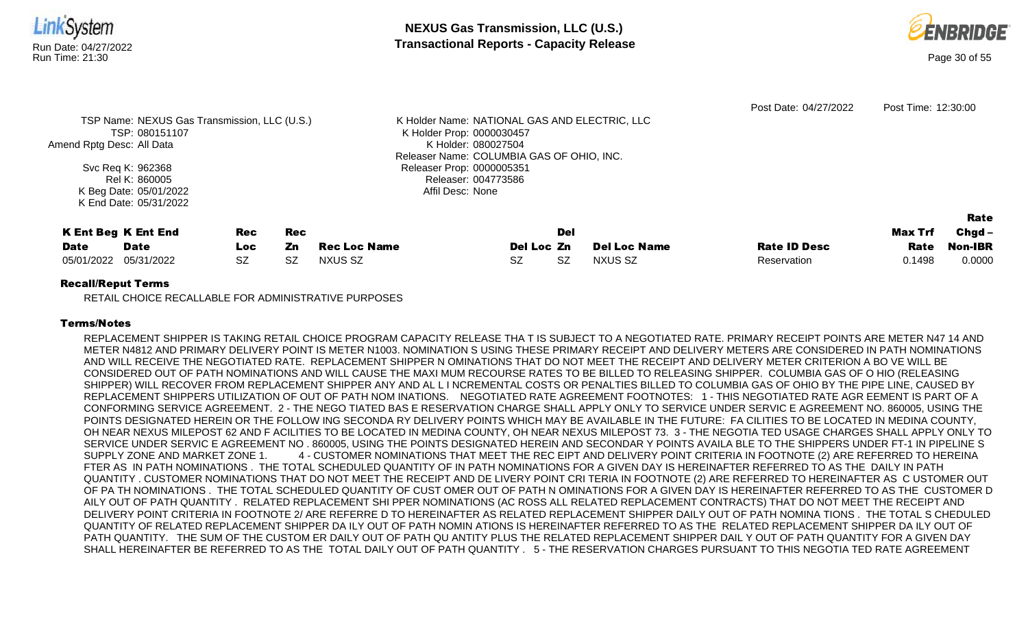Post Date: 04/27/2022 Post Time: 12:30:00

TSP Name: NEXUS Gas Transmission, LLC (U.S.)
TSP: 080151107
Amend Rptg Desc: All Data

Svc Req K: 962368
Rel K: 860005
K Beg Date: 05/01/2022
K End Date: 05/31/2022

K Holder Name: NATIONAL GAS AND ELECTRIC, LLC
K Holder Prop: 0000030457
K Holder: 080027504
Releaser Name: COLUMBIA GAS OF OHIO, INC.
Releaser Prop: 0000005351
Releaser: 004773586
Affil Desc: None

| K Ent Beg Date | K Ent End Date | Rec Loc | Rec Zn | Rec Loc Name | Del Loc | Del Zn | Del Loc Name | Rate ID Desc | Max Trf Rate | Rate Chgd – Non-IBR |
|---|---|---|---|---|---|---|---|---|---|---|
| 05/01/2022 | 05/31/2022 | SZ | SZ | NXUS SZ | SZ | SZ | NXUS SZ | Reservation | 0.1498 | 0.0000 |

**Recall/Reput Terms**

RETAIL CHOICE RECALLABLE FOR ADMINISTRATIVE PURPOSES

**Terms/Notes**

REPLACEMENT SHIPPER IS TAKING RETAIL CHOICE PROGRAM CAPACITY RELEASE THA T IS SUBJECT TO A NEGOTIATED RATE. PRIMARY RECEIPT POINTS ARE METER N47 14 AND METER N4812 AND PRIMARY DELIVERY POINT IS METER N1003. NOMINATION S USING THESE PRIMARY RECEIPT AND DELIVERY METERS ARE CONSIDERED IN PATH NOMINATIONS AND WILL RECEIVE THE NEGOTIATED RATE. REPLACEMENT SHIPPER N OMINATIONS THAT DO NOT MEET THE RECEIPT AND DELIVERY METER CRITERION A BO VE WILL BE CONSIDERED OUT OF PATH NOMINATIONS AND WILL CAUSE THE MAXI MUM RECOURSE RATES TO BE BILLED TO RELEASING SHIPPER. COLUMBIA GAS OF O HIO (RELEASING SHIPPER) WILL RECOVER FROM REPLACEMENT SHIPPER ANY AND AL L I NCREMENTAL COSTS OR PENALTIES BILLED TO COLUMBIA GAS OF OHIO BY THE PIPE LINE, CAUSED BY REPLACEMENT SHIPPERS UTILIZATION OF OUT OF PATH NOM INATIONS. NEGOTIATED RATE AGREEMENT FOOTNOTES: 1 - THIS NEGOTIATED RATE AGR EEMENT IS PART OF A CONFORMING SERVICE AGREEMENT. 2 - THE NEGO TIATED BAS E RESERVATION CHARGE SHALL APPLY ONLY TO SERVICE UNDER SERVIC E AGREEMENT NO. 860005, USING THE POINTS DESIGNATED HEREIN OR THE FOLLOW ING SECONDA RY DELIVERY POINTS WHICH MAY BE AVAILABLE IN THE FUTURE: FA CILITIES TO BE LOCATED IN MEDINA COUNTY, OH NEAR NEXUS MILEPOST 62 AND F ACILITIES TO BE LOCATED IN MEDINA COUNTY, OH NEAR NEXUS MILEPOST 73. 3 - THE NEGOTIA TED USAGE CHARGES SHALL APPLY ONLY TO SERVICE UNDER SERVIC E AGREEMENT NO . 860005, USING THE POINTS DESIGNATED HEREIN AND SECONDAR Y POINTS AVAILA BLE TO THE SHIPPERS UNDER FT-1 IN PIPELINE S SUPPLY ZONE AND MARKET ZONE 1. 4 - CUSTOMER NOMINATIONS THAT MEET THE REC EIPT AND DELIVERY POINT CRITERIA IN FOOTNOTE (2) ARE REFERRED TO HEREINA FTER AS IN PATH NOMINATIONS . THE TOTAL SCHEDULED QUANTITY OF IN PATH NOMINATIONS FOR A GIVEN DAY IS HEREINAFTER REFERRED TO AS THE DAILY IN PATH QUANTITY . CUSTOMER NOMINATIONS THAT DO NOT MEET THE RECEIPT AND DE LIVERY POINT CRI TERIA IN FOOTNOTE (2) ARE REFERRED TO HEREINAFTER AS C USTOMER OUT OF PA TH NOMINATIONS . THE TOTAL SCHEDULED QUANTITY OF CUST OMER OUT OF PATH N OMINATIONS FOR A GIVEN DAY IS HEREINAFTER REFERRED TO AS THE CUSTOMER D AILY OUT OF PATH QUANTITY . RELATED REPLACEMENT SHI PPER NOMINATIONS (AC ROSS ALL RELATED REPLACEMENT CONTRACTS) THAT DO NOT MEET THE RECEIPT AND DELIVERY POINT CRITERIA IN FOOTNOTE 2/ ARE REFERRE D TO HEREINAFTER AS RELATED REPLACEMENT SHIPPER DAILY OUT OF PATH NOMINA TIONS . THE TOTAL S CHEDULED QUANTITY OF RELATED REPLACEMENT SHIPPER DA ILY OUT OF PATH NOMIN ATIONS IS HEREINAFTER REFERRED TO AS THE RELATED REPLACEMENT SHIPPER DA ILY OUT OF PATH QUANTITY. THE SUM OF THE CUSTOM ER DAILY OUT OF PATH QU ANTITY PLUS THE RELATED REPLACEMENT SHIPPER DAIL Y OUT OF PATH QUANTITY FOR A GIVEN DAY SHALL HEREINAFTER BE REFERRED TO AS THE TOTAL DAILY OUT OF PATH QUANTITY . 5 - THE RESERVATION CHARGES PURSUANT TO THIS NEGOTIA TED RATE AGREEMENT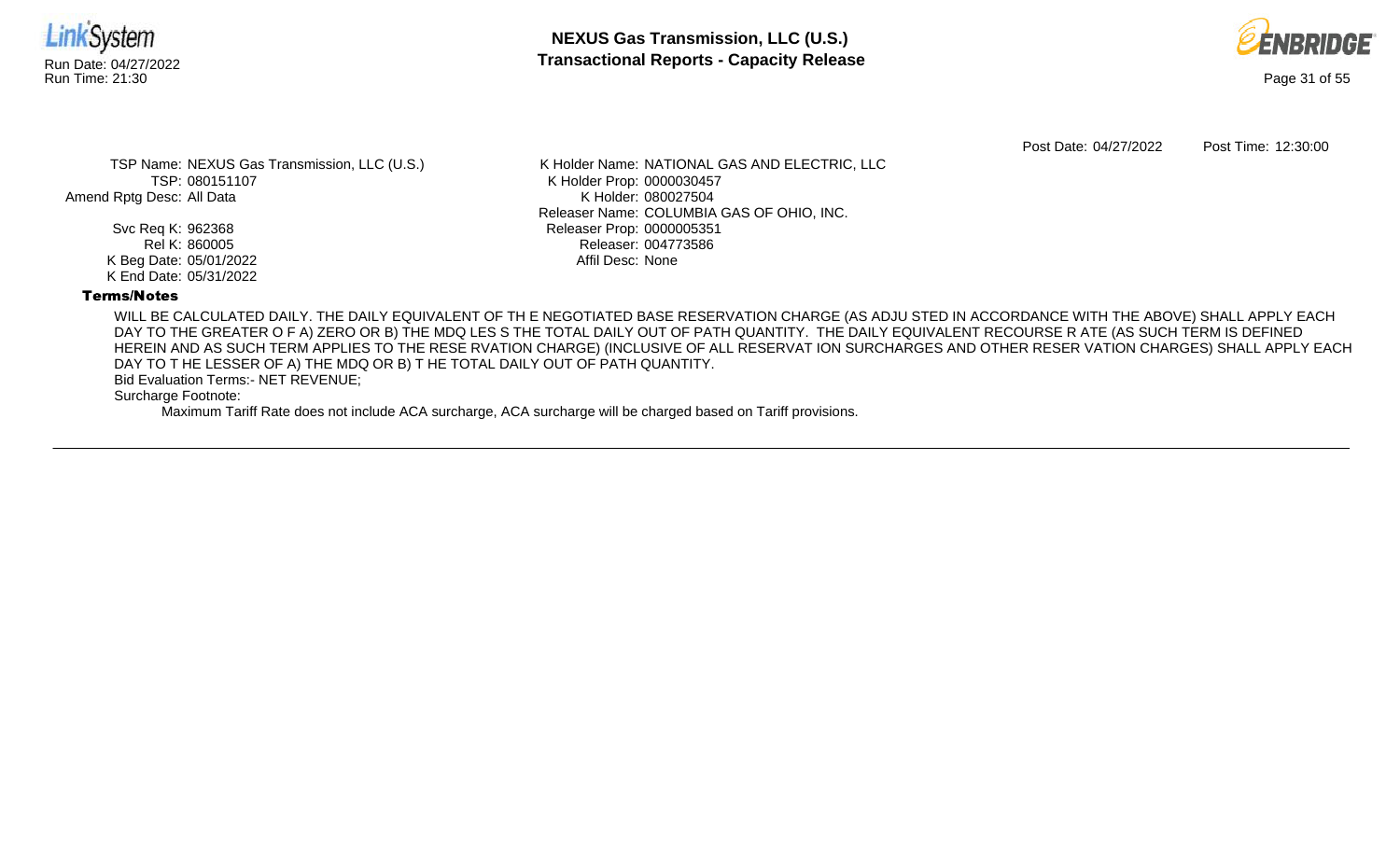Post Date: 04/27/2022 Post Time: 12:30:00

TSP Name: NEXUS Gas Transmission, LLC (U.S.)
TSP: 080151107
Amend Rptg Desc: All Data

Svc Req K: 962368
Rel K: 860005
K Beg Date: 05/01/2022
K End Date: 05/31/2022

K Holder Name: NATIONAL GAS AND ELECTRIC, LLC
K Holder Prop: 0000030457
K Holder: 080027504
Releaser Name: COLUMBIA GAS OF OHIO, INC.
Releaser Prop: 0000005351
Releaser: 004773586
Affil Desc: None

**Terms/Notes**

WILL BE CALCULATED DAILY. THE DAILY EQUIVALENT OF TH E NEGOTIATED BASE RESERVATION CHARGE (AS ADJU STED IN ACCORDANCE WITH THE ABOVE) SHALL APPLY EACH DAY TO THE GREATER O F A) ZERO OR B) THE MDQ LES S THE TOTAL DAILY OUT OF PATH QUANTITY. THE DAILY EQUIVALENT RECOURSE R ATE (AS SUCH TERM IS DEFINED HEREIN AND AS SUCH TERM APPLIES TO THE RESE RVATION CHARGE) (INCLUSIVE OF ALL RESERVAT ION SURCHARGES AND OTHER RESER VATION CHARGES) SHALL APPLY EACH DAY TO T HE LESSER OF A) THE MDQ OR B) T HE TOTAL DAILY OUT OF PATH QUANTITY.

Bid Evaluation Terms:- NET REVENUE;

Surcharge Footnote:

Maximum Tariff Rate does not include ACA surcharge, ACA surcharge will be charged based on Tariff provisions.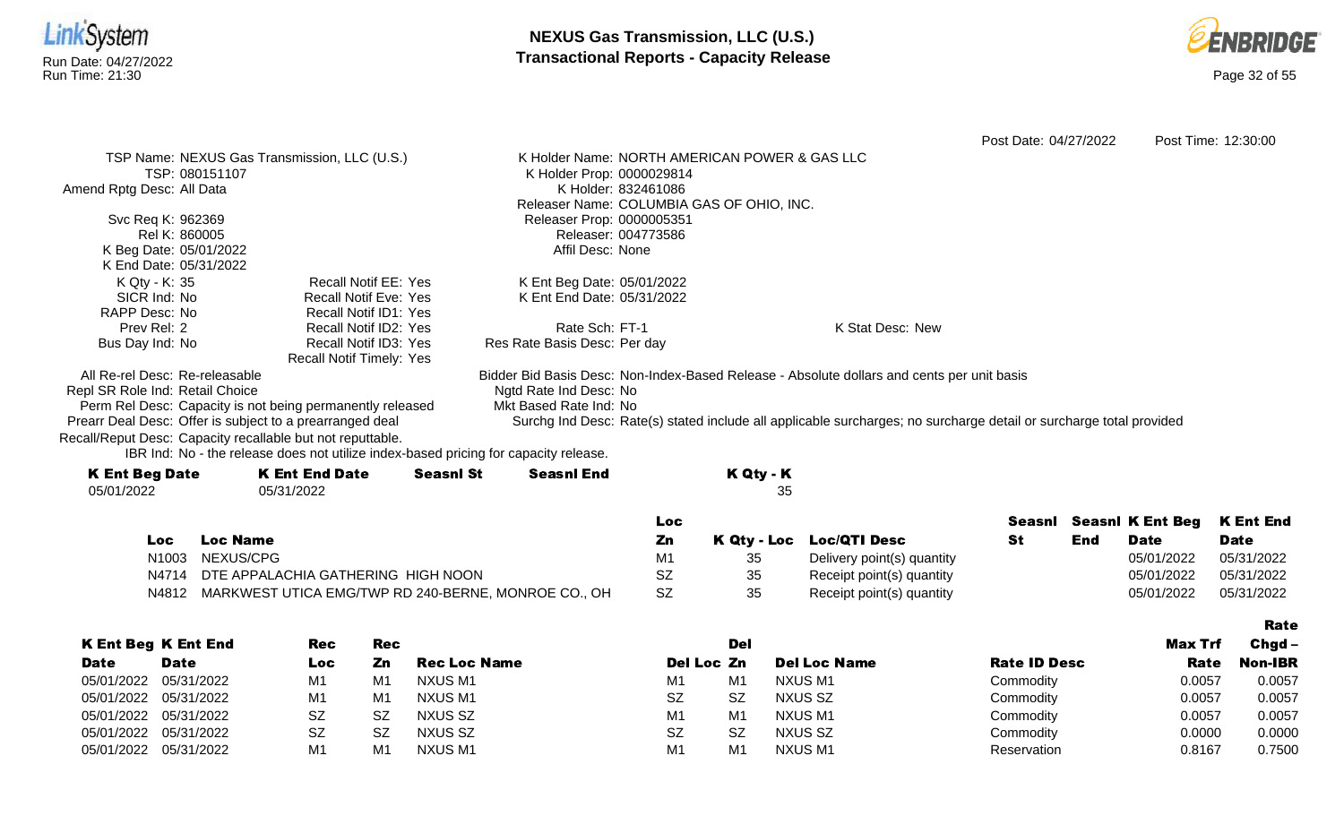Post Date: 04/27/2022 Post Time: 12:30:00

TSP Name: NEXUS Gas Transmission, LLC (U.S.)
TSP: 080151107
Amend Rptg Desc: All Data

Svc Req K: 962369
Rel K: 860005
K Beg Date: 05/01/2022
K End Date: 05/31/2022
K Qty - K: 35
SICR Ind: No
RAPP Desc: No
Prev Rel: 2
Bus Day Ind: No

Recall Notif EE: Yes
Recall Notif Eve: Yes
Recall Notif ID1: Yes
Recall Notif ID2: Yes
Recall Notif ID3: Yes
Recall Notif Timely: Yes

K Holder Name: NORTH AMERICAN POWER & GAS LLC
K Holder Prop: 0000029814
K Holder: 832461086
Releaser Name: COLUMBIA GAS OF OHIO, INC.
Releaser Prop: 0000005351
Releaser: 004773586
Affil Desc: None

K Ent Beg Date: 05/01/2022
K Ent End Date: 05/31/2022

Rate Sch: FT-1
Res Rate Basis Desc: Per day

K Stat Desc: New

All Re-rel Desc: Re-releasable
Repl SR Role Ind: Retail Choice
Perm Rel Desc: Capacity is not being permanently released
Prearr Deal Desc: Offer is subject to a prearranged deal
Recall/Reput Desc: Capacity recallable but not reputtable.
IBR Ind: No - the release does not utilize index-based pricing for capacity release.

Bidder Bid Basis Desc: Non-Index-Based Release - Absolute dollars and cents per unit basis
Ngtd Rate Ind Desc: No
Mkt Based Rate Ind: No
Surchg Ind Desc: Rate(s) stated include all applicable surcharges; no surcharge detail or surcharge total provided

| K Ent Beg Date | K Ent End Date | Seasnl St | Seasnl End | K Qty - K |
|---|---|---|---|---|
| 05/01/2022 | 05/31/2022 | | | 35 |

| Loc | Loc Name | Loc Zn | K Qty - Loc | Loc/QTI Desc | Seasnl St | Seasnl End | K Ent Beg Date | K Ent End Date |
|---|---|---|---|---|---|---|---|---|
| N1003 | NEXUS/CPG | M1 | 35 | Delivery point(s) quantity | | | 05/01/2022 | 05/31/2022 |
| N4714 | DTE APPALACHIA GATHERING HIGH NOON | SZ | 35 | Receipt point(s) quantity | | | 05/01/2022 | 05/31/2022 |
| N4812 | MARKWEST UTICA EMG/TWP RD 240-BERNE, MONROE CO., OH | SZ | 35 | Receipt point(s) quantity | | | 05/01/2022 | 05/31/2022 |

| K Ent Beg Date | K Ent End Date | Rec Loc | Rec Zn | Rec Loc Name | Del Loc | Del Zn | Del Loc Name | Rate ID Desc | Max Trf Rate | Rate Chgd – Non-IBR |
|---|---|---|---|---|---|---|---|---|---|---|
| 05/01/2022 | 05/31/2022 | M1 | M1 | NXUS M1 | M1 | M1 | NXUS M1 | Commodity | 0.0057 | 0.0057 |
| 05/01/2022 | 05/31/2022 | M1 | M1 | NXUS M1 | SZ | SZ | NXUS SZ | Commodity | 0.0057 | 0.0057 |
| 05/01/2022 | 05/31/2022 | SZ | SZ | NXUS SZ | M1 | M1 | NXUS M1 | Commodity | 0.0057 | 0.0057 |
| 05/01/2022 | 05/31/2022 | SZ | SZ | NXUS SZ | SZ | SZ | NXUS SZ | Commodity | 0.0000 | 0.0000 |
| 05/01/2022 | 05/31/2022 | M1 | M1 | NXUS M1 | M1 | M1 | NXUS M1 | Reservation | 0.8167 | 0.7500 |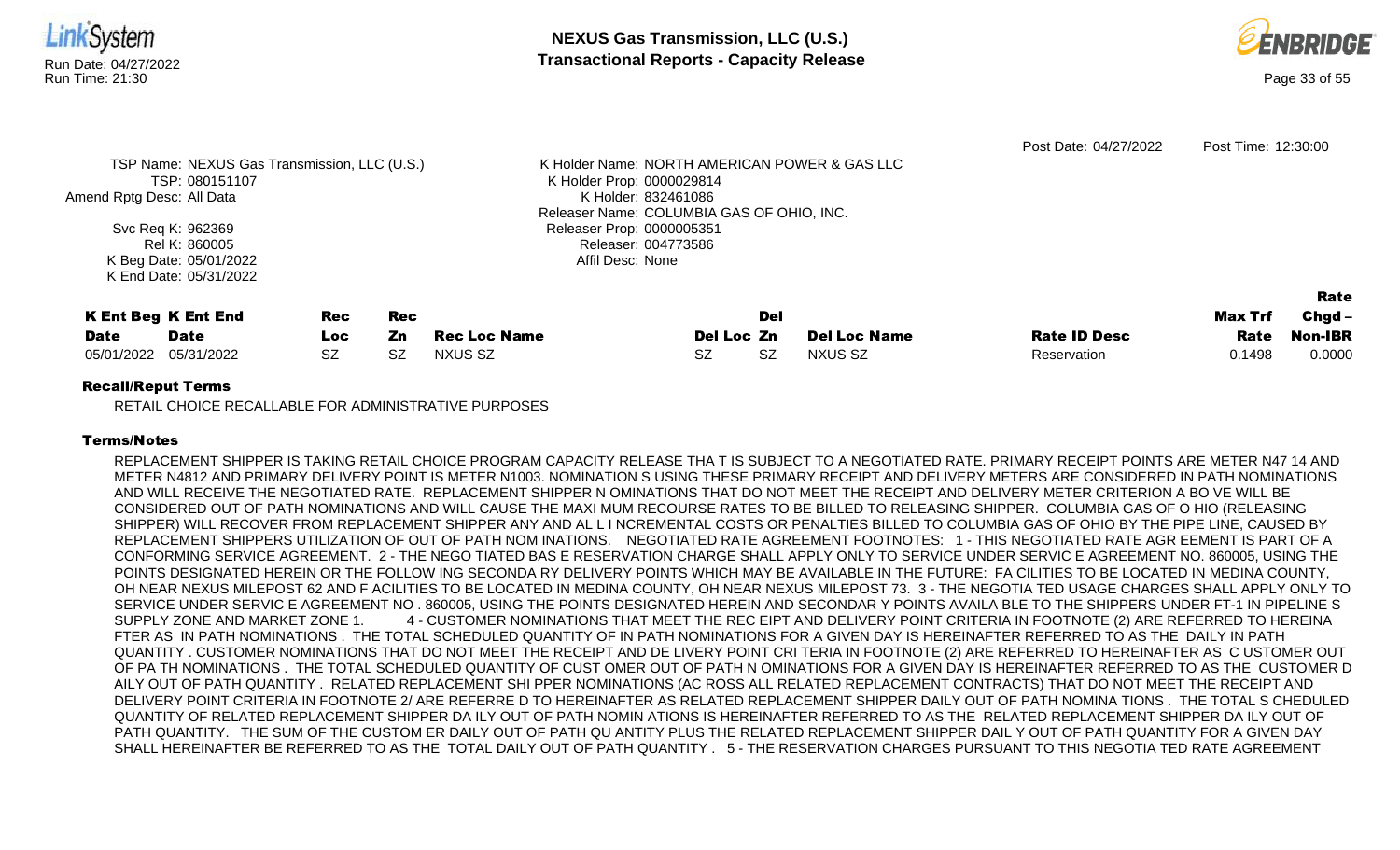Post Date: 04/27/2022 Post Time: 12:30:00

TSP Name: NEXUS Gas Transmission, LLC (U.S.)
TSP: 080151107
Amend Rptg Desc: All Data
Svc Req K: 962369
Rel K: 860005
K Beg Date: 05/01/2022
K End Date: 05/31/2022

K Holder Name: NORTH AMERICAN POWER & GAS LLC
K Holder Prop: 0000029814
K Holder: 832461086
Releaser Name: COLUMBIA GAS OF OHIO, INC.
Releaser Prop: 0000005351
Releaser: 004773586
Affil Desc: None

| K Ent Beg Date | K Ent End Date | Rec Loc | Rec Zn | Rec Loc Name | Del Loc | Del Zn | Del Loc Name | Rate ID Desc | Max Trf Rate | Rate Chgd – Non-IBR |
|---|---|---|---|---|---|---|---|---|---|---|
| 05/01/2022 | 05/31/2022 | SZ | SZ | NXUS SZ | SZ | SZ | NXUS SZ | Reservation | 0.1498 | 0.0000 |

**Recall/Reput Terms**

RETAIL CHOICE RECALLABLE FOR ADMINISTRATIVE PURPOSES

**Terms/Notes**

REPLACEMENT SHIPPER IS TAKING RETAIL CHOICE PROGRAM CAPACITY RELEASE THA T IS SUBJECT TO A NEGOTIATED RATE. PRIMARY RECEIPT POINTS ARE METER N47 14 AND METER N4812 AND PRIMARY DELIVERY POINT IS METER N1003. NOMINATION S USING THESE PRIMARY RECEIPT AND DELIVERY METERS ARE CONSIDERED IN PATH NOMINATIONS AND WILL RECEIVE THE NEGOTIATED RATE. REPLACEMENT SHIPPER N OMINATIONS THAT DO NOT MEET THE RECEIPT AND DELIVERY METER CRITERION A BO VE WILL BE CONSIDERED OUT OF PATH NOMINATIONS AND WILL CAUSE THE MAXI MUM RECOURSE RATES TO BE BILLED TO RELEASING SHIPPER. COLUMBIA GAS OF O HIO (RELEASING SHIPPER) WILL RECOVER FROM REPLACEMENT SHIPPER ANY AND AL L I NCREMENTAL COSTS OR PENALTIES BILLED TO COLUMBIA GAS OF OHIO BY THE PIPE LINE, CAUSED BY REPLACEMENT SHIPPERS UTILIZATION OF OUT OF PATH NOM INATIONS. NEGOTIATED RATE AGREEMENT FOOTNOTES: 1 - THIS NEGOTIATED RATE AGR EEMENT IS PART OF A CONFORMING SERVICE AGREEMENT. 2 - THE NEGO TIATED BAS E RESERVATION CHARGE SHALL APPLY ONLY TO SERVICE UNDER SERVIC E AGREEMENT NO. 860005, USING THE POINTS DESIGNATED HEREIN OR THE FOLLOW ING SECONDA RY DELIVERY POINTS WHICH MAY BE AVAILABLE IN THE FUTURE: FA CILITIES TO BE LOCATED IN MEDINA COUNTY, OH NEAR NEXUS MILEPOST 62 AND F ACILITIES TO BE LOCATED IN MEDINA COUNTY, OH NEAR NEXUS MILEPOST 73. 3 - THE NEGOTIA TED USAGE CHARGES SHALL APPLY ONLY TO SERVICE UNDER SERVIC E AGREEMENT NO . 860005, USING THE POINTS DESIGNATED HEREIN AND SECONDAR Y POINTS AVAILA BLE TO THE SHIPPERS UNDER FT-1 IN PIPELINE S SUPPLY ZONE AND MARKET ZONE 1. 4 - CUSTOMER NOMINATIONS THAT MEET THE REC EIPT AND DELIVERY POINT CRITERIA IN FOOTNOTE (2) ARE REFERRED TO HEREINA FTER AS IN PATH NOMINATIONS . THE TOTAL SCHEDULED QUANTITY OF IN PATH NOMINATIONS FOR A GIVEN DAY IS HEREINAFTER REFERRED TO AS THE DAILY IN PATH QUANTITY . CUSTOMER NOMINATIONS THAT DO NOT MEET THE RECEIPT AND DE LIVERY POINT CRI TERIA IN FOOTNOTE (2) ARE REFERRED TO HEREINAFTER AS C USTOMER OUT OF PA TH NOMINATIONS . THE TOTAL SCHEDULED QUANTITY OF CUST OMER OUT OF PATH N OMINATIONS FOR A GIVEN DAY IS HEREINAFTER REFERRED TO AS THE CUSTOMER D AILY OUT OF PATH QUANTITY . RELATED REPLACEMENT SHI PPER NOMINATIONS (AC ROSS ALL RELATED REPLACEMENT CONTRACTS) THAT DO NOT MEET THE RECEIPT AND DELIVERY POINT CRITERIA IN FOOTNOTE 2/ ARE REFERRE D TO HEREINAFTER AS RELATED REPLACEMENT SHIPPER DAILY OUT OF PATH NOMINA TIONS . THE TOTAL S CHEDULED QUANTITY OF RELATED REPLACEMENT SHIPPER DA ILY OUT OF PATH NOMIN ATIONS IS HEREINAFTER REFERRED TO AS THE RELATED REPLACEMENT SHIPPER DA ILY OUT OF PATH QUANTITY. THE SUM OF THE CUSTOM ER DAILY OUT OF PATH QU ANTITY PLUS THE RELATED REPLACEMENT SHIPPER DAIL Y OUT OF PATH QUANTITY FOR A GIVEN DAY SHALL HEREINAFTER BE REFERRED TO AS THE TOTAL DAILY OUT OF PATH QUANTITY . 5 - THE RESERVATION CHARGES PURSUANT TO THIS NEGOTIA TED RATE AGREEMENT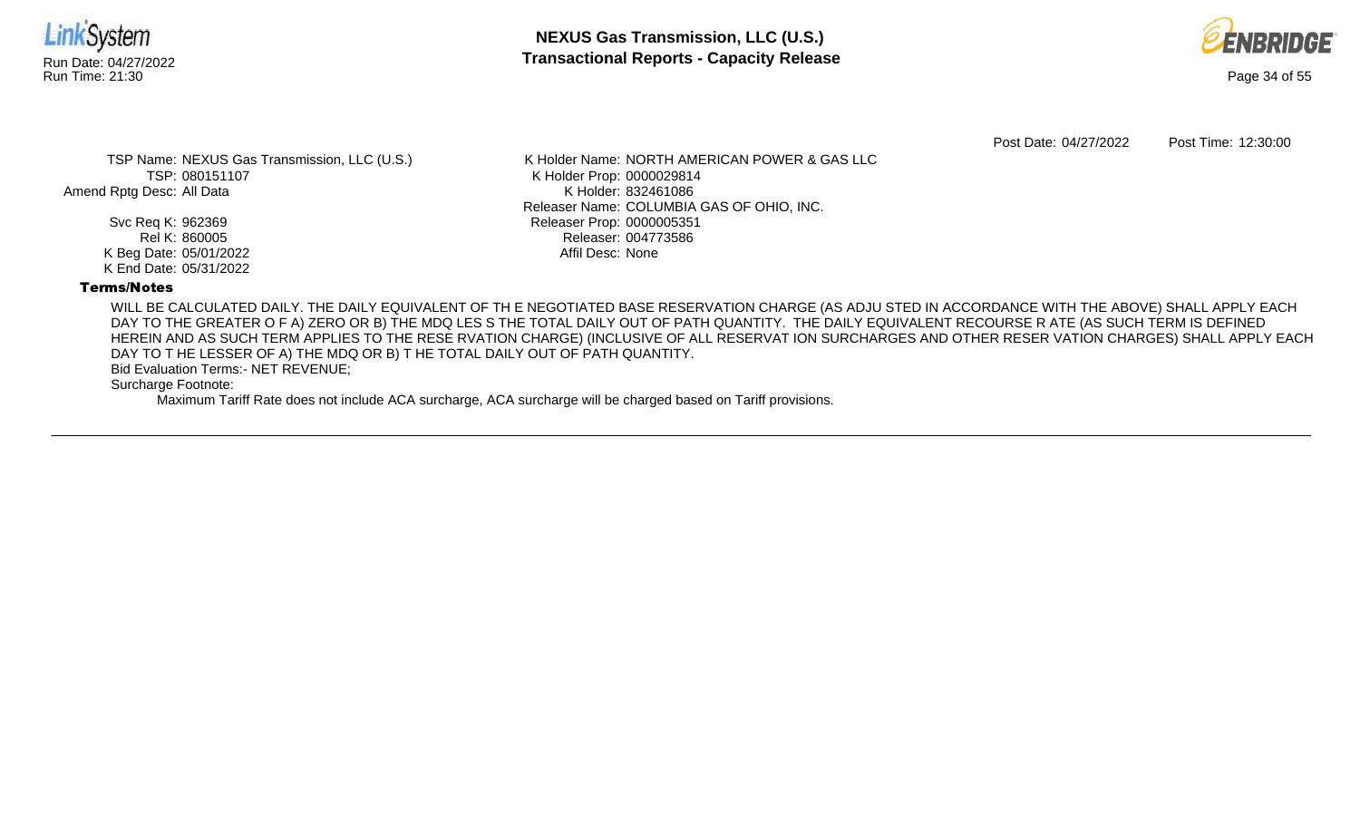Post Date: 04/27/2022 Post Time: 12:30:00

TSP Name: NEXUS Gas Transmission, LLC (U.S.)
TSP: 080151107
Amend Rptg Desc: All Data

Svc Req K: 962369
Rel K: 860005
K Beg Date: 05/01/2022
K End Date: 05/31/2022

K Holder Name: NORTH AMERICAN POWER & GAS LLC
K Holder Prop: 0000029814
K Holder: 832461086
Releaser Name: COLUMBIA GAS OF OHIO, INC.
Releaser Prop: 0000005351
Releaser: 004773586
Affil Desc: None

**Terms/Notes**

WILL BE CALCULATED DAILY. THE DAILY EQUIVALENT OF TH E NEGOTIATED BASE RESERVATION CHARGE (AS ADJU STED IN ACCORDANCE WITH THE ABOVE) SHALL APPLY EACH DAY TO THE GREATER O F A) ZERO OR B) THE MDQ LES S THE TOTAL DAILY OUT OF PATH QUANTITY. THE DAILY EQUIVALENT RECOURSE R ATE (AS SUCH TERM IS DEFINED HEREIN AND AS SUCH TERM APPLIES TO THE RESE RVATION CHARGE) (INCLUSIVE OF ALL RESERVAT ION SURCHARGES AND OTHER RESER VATION CHARGES) SHALL APPLY EACH DAY TO T HE LESSER OF A) THE MDQ OR B) T HE TOTAL DAILY OUT OF PATH QUANTITY.

Bid Evaluation Terms:- NET REVENUE;

Surcharge Footnote:

Maximum Tariff Rate does not include ACA surcharge, ACA surcharge will be charged based on Tariff provisions.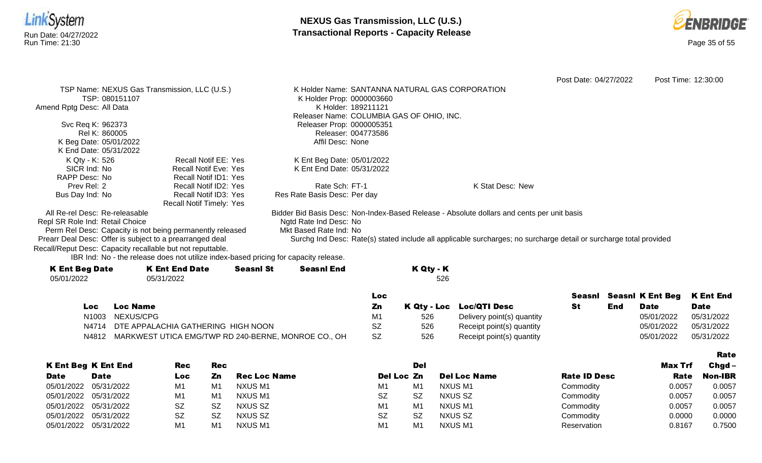# NEXUS Gas Transmission, LLC (U.S.)
## Transactional Reports - Capacity Release

Run Date: 04/27/2022
Run Time: 21:30

Post Date: 04/27/2022 Post Time: 12:30:00

TSP Name: NEXUS Gas Transmission, LLC (U.S.)
TSP: 080151107
Amend Rptg Desc: All Data

Svc Req K: 962373
Rel K: 860005
K Beg Date: 05/01/2022
K End Date: 05/31/2022
K Qty - K: 526
SICR Ind: No
RAPP Desc: No
Prev Rel: 2
Bus Day Ind: No

Recall Notif EE: Yes
Recall Notif Eve: Yes
Recall Notif ID1: Yes
Recall Notif ID2: Yes
Recall Notif ID3: Yes
Recall Notif Timely: Yes

K Holder Name: SANTANNA NATURAL GAS CORPORATION
K Holder Prop: 0000003660
K Holder: 189211121
Releaser Name: COLUMBIA GAS OF OHIO, INC.
Releaser Prop: 0000005351
Releaser: 004773586
Affil Desc: None

K Ent Beg Date: 05/01/2022
K Ent End Date: 05/31/2022

Rate Sch: FT-1
Res Rate Basis Desc: Per day

K Stat Desc: New

All Re-rel Desc: Re-releasable
Repl SR Role Ind: Retail Choice
Perm Rel Desc: Capacity is not being permanently released
Prearr Deal Desc: Offer is subject to a prearranged deal
Recall/Reput Desc: Capacity recallable but not reputtable.
IBR Ind: No - the release does not utilize index-based pricing for capacity release.

Bidder Bid Basis Desc: Non-Index-Based Release - Absolute dollars and cents per unit basis
Ngtd Rate Ind Desc: No
Mkt Based Rate Ind: No
Surchg Ind Desc: Rate(s) stated include all applicable surcharges; no surcharge detail or surcharge total provided

| K Ent Beg Date | K Ent End Date | Seasnl St | Seasnl End | K Qty - K |
|---|---|---|---|---|
| 05/01/2022 | 05/31/2022 | | | 526 |

| Loc | Loc Name | Loc Zn | K Qty - Loc | Loc/QTI Desc | Seasnl St | Seasnl End | K Ent Beg Date | K Ent End Date |
|---|---|---|---|---|---|---|---|---|
| N1003 | NEXUS/CPG | M1 | 526 | Delivery point(s) quantity | | | 05/01/2022 | 05/31/2022 |
| N4714 | DTE APPALACHIA GATHERING HIGH NOON | SZ | 526 | Receipt point(s) quantity | | | 05/01/2022 | 05/31/2022 |
| N4812 | MARKWEST UTICA EMG/TWP RD 240-BERNE, MONROE CO., OH | SZ | 526 | Receipt point(s) quantity | | | 05/01/2022 | 05/31/2022 |

| K Ent Beg Date | K Ent End Date | Rec Loc | Rec Zn | Rec Loc Name | Del Loc | Del Zn | Del Loc Name | Rate ID Desc | Max Trf Rate | Rate Chgd – Non-IBR |
|---|---|---|---|---|---|---|---|---|---|---|
| 05/01/2022 | 05/31/2022 | M1 | M1 | NXUS M1 | M1 | M1 | NXUS M1 | Commodity | 0.0057 | 0.0057 |
| 05/01/2022 | 05/31/2022 | M1 | M1 | NXUS M1 | SZ | SZ | NXUS SZ | Commodity | 0.0057 | 0.0057 |
| 05/01/2022 | 05/31/2022 | SZ | SZ | NXUS SZ | M1 | M1 | NXUS M1 | Commodity | 0.0057 | 0.0057 |
| 05/01/2022 | 05/31/2022 | SZ | SZ | NXUS SZ | SZ | SZ | NXUS SZ | Commodity | 0.0000 | 0.0000 |
| 05/01/2022 | 05/31/2022 | M1 | M1 | NXUS M1 | M1 | M1 | NXUS M1 | Reservation | 0.8167 | 0.7500 |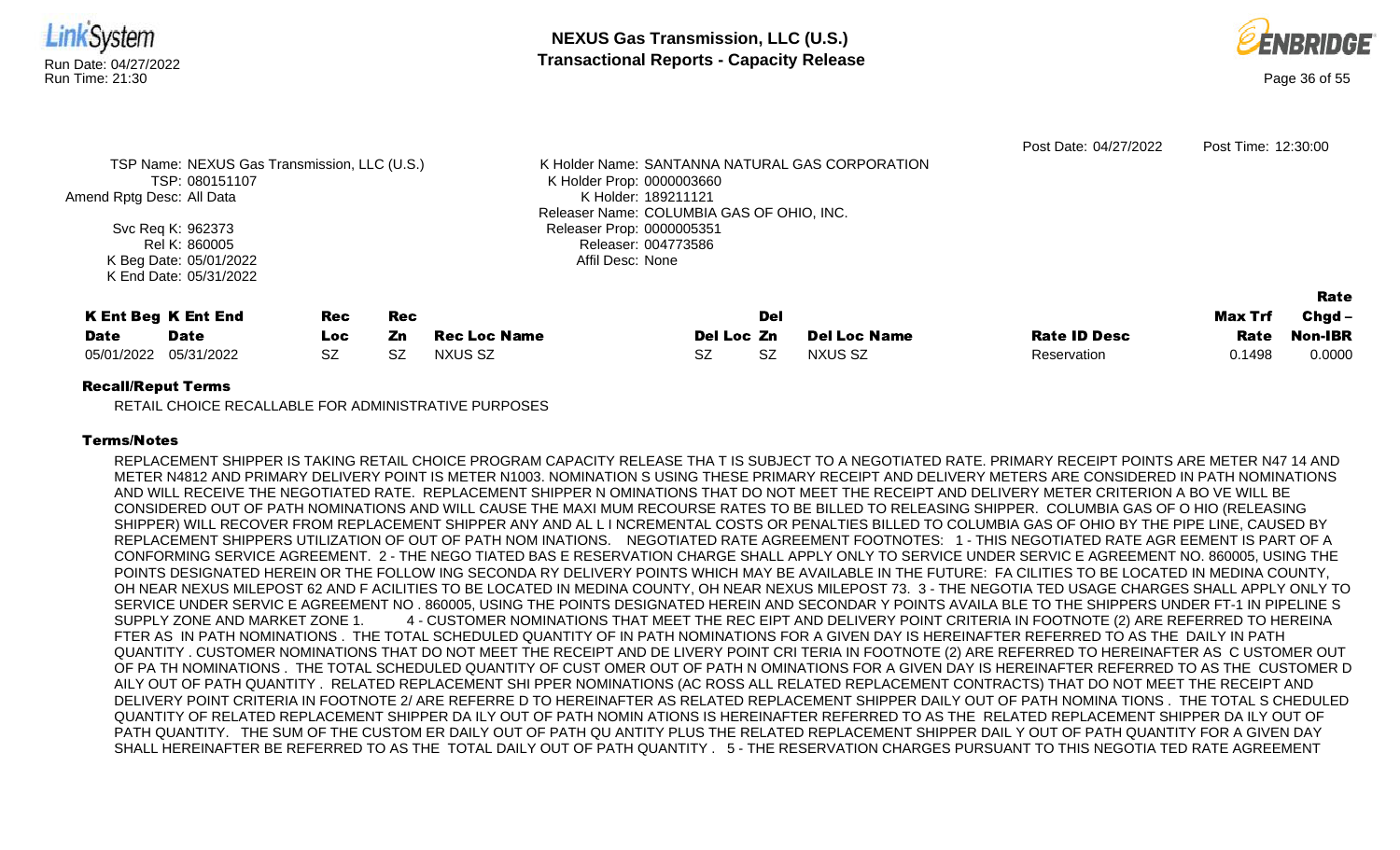Post Date: 04/27/2022 Post Time: 12:30:00

TSP Name: NEXUS Gas Transmission, LLC (U.S.)
TSP: 080151107
Amend Rptg Desc: All Data
Svc Req K: 962373
Rel K: 860005
K Beg Date: 05/01/2022
K End Date: 05/31/2022

K Holder Name: SANTANNA NATURAL GAS CORPORATION
K Holder Prop: 0000003660
K Holder: 189211121
Releaser Name: COLUMBIA GAS OF OHIO, INC.
Releaser Prop: 0000005351
Releaser: 004773586
Affil Desc: None

| K Ent Beg Date | K Ent End Date | Rec Loc | Rec Zn | Rec Loc Name | Del Loc | Del Zn | Del Loc Name | Rate ID Desc | Max Trf Rate | Rate Chgd – Non-IBR |
|---|---|---|---|---|---|---|---|---|---|---|
| 05/01/2022 | 05/31/2022 | SZ | SZ | NXUS SZ | SZ | SZ | NXUS SZ | Reservation | 0.1498 | 0.0000 |

**Recall/Reput Terms**

RETAIL CHOICE RECALLABLE FOR ADMINISTRATIVE PURPOSES

**Terms/Notes**

REPLACEMENT SHIPPER IS TAKING RETAIL CHOICE PROGRAM CAPACITY RELEASE THA T IS SUBJECT TO A NEGOTIATED RATE. PRIMARY RECEIPT POINTS ARE METER N47 14 AND METER N4812 AND PRIMARY DELIVERY POINT IS METER N1003. NOMINATION S USING THESE PRIMARY RECEIPT AND DELIVERY METERS ARE CONSIDERED IN PATH NOMINATIONS AND WILL RECEIVE THE NEGOTIATED RATE. REPLACEMENT SHIPPER N OMINATIONS THAT DO NOT MEET THE RECEIPT AND DELIVERY METER CRITERION A BO VE WILL BE CONSIDERED OUT OF PATH NOMINATIONS AND WILL CAUSE THE MAXI MUM RECOURSE RATES TO BE BILLED TO RELEASING SHIPPER. COLUMBIA GAS OF O HIO (RELEASING SHIPPER) WILL RECOVER FROM REPLACEMENT SHIPPER ANY AND AL L I NCREMENTAL COSTS OR PENALTIES BILLED TO COLUMBIA GAS OF OHIO BY THE PIPE LINE, CAUSED BY REPLACEMENT SHIPPERS UTILIZATION OF OUT OF PATH NOM INATIONS. NEGOTIATED RATE AGREEMENT FOOTNOTES: 1 - THIS NEGOTIATED RATE AGR EEMENT IS PART OF A CONFORMING SERVICE AGREEMENT. 2 - THE NEGO TIATED BAS E RESERVATION CHARGE SHALL APPLY ONLY TO SERVICE UNDER SERVIC E AGREEMENT NO. 860005, USING THE POINTS DESIGNATED HEREIN OR THE FOLLOW ING SECONDA RY DELIVERY POINTS WHICH MAY BE AVAILABLE IN THE FUTURE: FA CILITIES TO BE LOCATED IN MEDINA COUNTY, OH NEAR NEXUS MILEPOST 62 AND F ACILITIES TO BE LOCATED IN MEDINA COUNTY, OH NEAR NEXUS MILEPOST 73. 3 - THE NEGOTIA TED USAGE CHARGES SHALL APPLY ONLY TO SERVICE UNDER SERVIC E AGREEMENT NO . 860005, USING THE POINTS DESIGNATED HEREIN AND SECONDAR Y POINTS AVAILA BLE TO THE SHIPPERS UNDER FT-1 IN PIPELINE S SUPPLY ZONE AND MARKET ZONE 1. 4 - CUSTOMER NOMINATIONS THAT MEET THE REC EIPT AND DELIVERY POINT CRITERIA IN FOOTNOTE (2) ARE REFERRED TO HEREINA FTER AS IN PATH NOMINATIONS . THE TOTAL SCHEDULED QUANTITY OF IN PATH NOMINATIONS FOR A GIVEN DAY IS HEREINAFTER REFERRED TO AS THE DAILY IN PATH QUANTITY . CUSTOMER NOMINATIONS THAT DO NOT MEET THE RECEIPT AND DE LIVERY POINT CRI TERIA IN FOOTNOTE (2) ARE REFERRED TO HEREINAFTER AS C USTOMER OUT OF PA TH NOMINATIONS . THE TOTAL SCHEDULED QUANTITY OF CUST OMER OUT OF PATH N OMINATIONS FOR A GIVEN DAY IS HEREINAFTER REFERRED TO AS THE CUSTOMER D AILY OUT OF PATH QUANTITY . RELATED REPLACEMENT SHI PPER NOMINATIONS (AC ROSS ALL RELATED REPLACEMENT CONTRACTS) THAT DO NOT MEET THE RECEIPT AND DELIVERY POINT CRITERIA IN FOOTNOTE 2/ ARE REFERRE D TO HEREINAFTER AS RELATED REPLACEMENT SHIPPER DAILY OUT OF PATH NOMINA TIONS . THE TOTAL S CHEDULED QUANTITY OF RELATED REPLACEMENT SHIPPER DA ILY OUT OF PATH NOMIN ATIONS IS HEREINAFTER REFERRED TO AS THE RELATED REPLACEMENT SHIPPER DA ILY OUT OF PATH QUANTITY. THE SUM OF THE CUSTOM ER DAILY OUT OF PATH QU ANTITY PLUS THE RELATED REPLACEMENT SHIPPER DAIL Y OUT OF PATH QUANTITY FOR A GIVEN DAY SHALL HEREINAFTER BE REFERRED TO AS THE TOTAL DAILY OUT OF PATH QUANTITY . 5 - THE RESERVATION CHARGES PURSUANT TO THIS NEGOTIA TED RATE AGREEMENT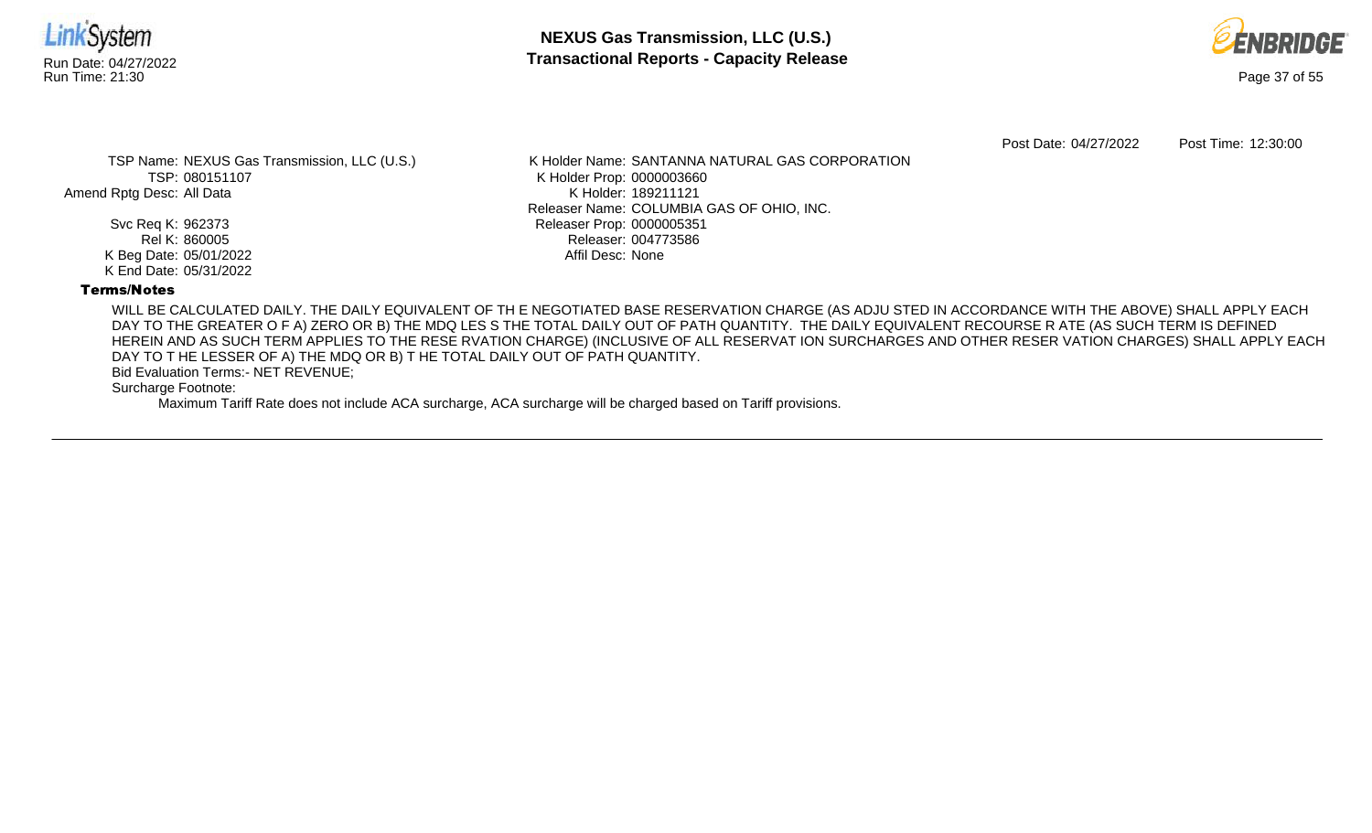Post Date: 04/27/2022 Post Time: 12:30:00

TSP Name: NEXUS Gas Transmission, LLC (U.S.)
TSP: 080151107
Amend Rptg Desc: All Data

Svc Req K: 962373
Rel K: 860005
K Beg Date: 05/01/2022
K End Date: 05/31/2022

K Holder Name: SANTANNA NATURAL GAS CORPORATION
K Holder Prop: 0000003660
K Holder: 189211121
Releaser Name: COLUMBIA GAS OF OHIO, INC.
Releaser Prop: 0000005351
Releaser: 004773586
Affil Desc: None

**Terms/Notes**

WILL BE CALCULATED DAILY. THE DAILY EQUIVALENT OF TH E NEGOTIATED BASE RESERVATION CHARGE (AS ADJU STED IN ACCORDANCE WITH THE ABOVE) SHALL APPLY EACH DAY TO THE GREATER O F A) ZERO OR B) THE MDQ LES S THE TOTAL DAILY OUT OF PATH QUANTITY. THE DAILY EQUIVALENT RECOURSE R ATE (AS SUCH TERM IS DEFINED HEREIN AND AS SUCH TERM APPLIES TO THE RESE RVATION CHARGE) (INCLUSIVE OF ALL RESERVAT ION SURCHARGES AND OTHER RESER VATION CHARGES) SHALL APPLY EACH DAY TO T HE LESSER OF A) THE MDQ OR B) T HE TOTAL DAILY OUT OF PATH QUANTITY.

Bid Evaluation Terms:- NET REVENUE;

Surcharge Footnote:

Maximum Tariff Rate does not include ACA surcharge, ACA surcharge will be charged based on Tariff provisions.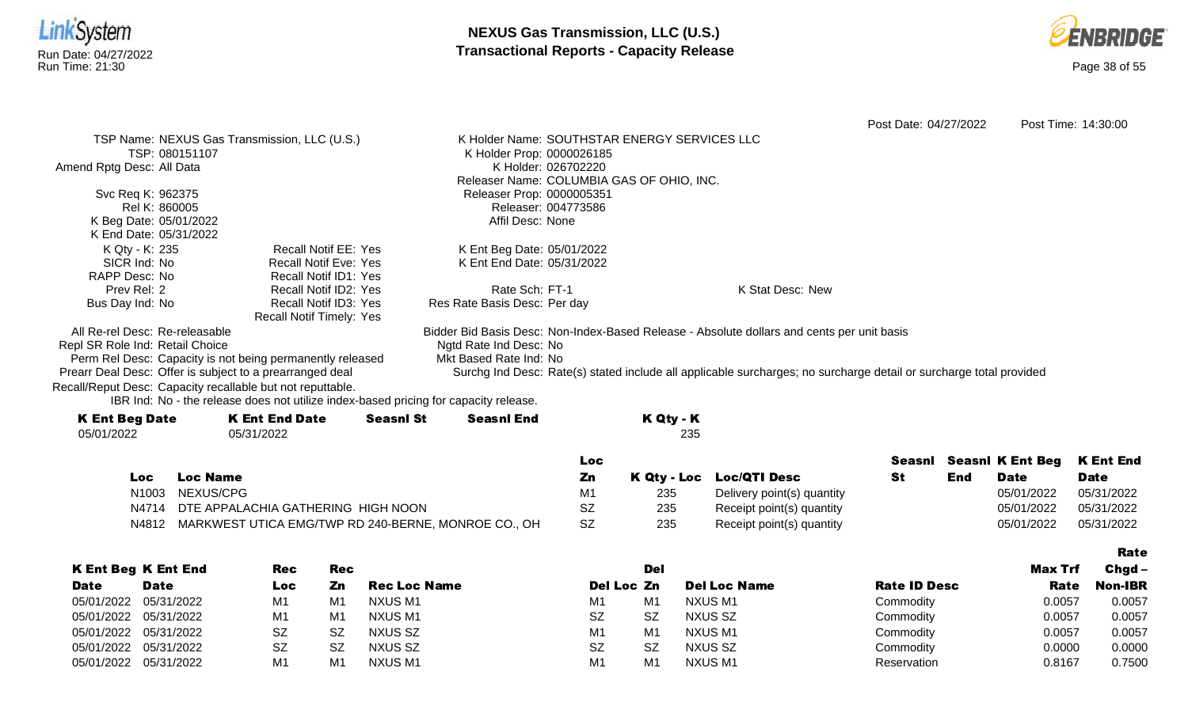Post Date: 04/27/2022 Post Time: 14:30:00

TSP Name: NEXUS Gas Transmission, LLC (U.S.)
TSP: 080151107
Amend Rptg Desc: All Data

Svc Req K: 962375
Rel K: 860005
K Beg Date: 05/01/2022
K End Date: 05/31/2022
K Qty - K: 235
SICR Ind: No
RAPP Desc: No
Prev Rel: 2
Bus Day Ind: No

Recall Notif EE: Yes
Recall Notif Eve: Yes
Recall Notif ID1: Yes
Recall Notif ID2: Yes
Recall Notif ID3: Yes
Recall Notif Timely: Yes

K Holder Name: SOUTHSTAR ENERGY SERVICES LLC
K Holder Prop: 0000026185
K Holder: 026702220
Releaser Name: COLUMBIA GAS OF OHIO, INC.
Releaser Prop: 0000005351
Releaser: 004773586
Affil Desc: None

K Ent Beg Date: 05/01/2022
K Ent End Date: 05/31/2022

Rate Sch: FT-1
Res Rate Basis Desc: Per day

K Stat Desc: New

All Re-rel Desc: Re-releasable
Repl SR Role Ind: Retail Choice
Perm Rel Desc: Capacity is not being permanently released
Prearr Deal Desc: Offer is subject to a prearranged deal
Recall/Reput Desc: Capacity recallable but not reputtable.
IBR Ind: No - the release does not utilize index-based pricing for capacity release.

Bidder Bid Basis Desc: Non-Index-Based Release - Absolute dollars and cents per unit basis
Ngtd Rate Ind Desc: No
Mkt Based Rate Ind: No
Surchg Ind Desc: Rate(s) stated include all applicable surcharges; no surcharge detail or surcharge total provided

| K Ent Beg Date | K Ent End Date | Seasnl St | Seasnl End | K Qty - K |
|---|---|---|---|---|
| 05/01/2022 | 05/31/2022 | | | 235 |

| Loc | Loc Name | Loc Zn | K Qty - Loc | Loc/QTI Desc | Seasnl St | Seasnl End | K Ent Beg Date | K End Date |
|---|---|---|---|---|---|---|---|---|
| N1003 | NEXUS/CPG | M1 | 235 | Delivery point(s) quantity | | | 05/01/2022 | 05/31/2022 |
| N4714 | DTE APPALACHIA GATHERING HIGH NOON | SZ | 235 | Receipt point(s) quantity | | | 05/01/2022 | 05/31/2022 |
| N4812 | MARKWEST UTICA EMG/TWP RD 240-BERNE, MONROE CO., OH | SZ | 235 | Receipt point(s) quantity | | | 05/01/2022 | 05/31/2022 |

| K Ent Beg Date | K Ent End Date | Rec Loc | Rec Zn | Rec Loc Name | Del Loc | Del Zn | Del Loc Name | Rate ID Desc | Max Trf Rate | Rate Chgd – Non-IBR |
|---|---|---|---|---|---|---|---|---|---|---|
| 05/01/2022 | 05/31/2022 | M1 | M1 | NXUS M1 | M1 | M1 | NXUS M1 | Commodity | 0.0057 | 0.0057 |
| 05/01/2022 | 05/31/2022 | M1 | M1 | NXUS M1 | SZ | SZ | NXUS SZ | Commodity | 0.0057 | 0.0057 |
| 05/01/2022 | 05/31/2022 | SZ | SZ | NXUS SZ | M1 | M1 | NXUS M1 | Commodity | 0.0057 | 0.0057 |
| 05/01/2022 | 05/31/2022 | SZ | SZ | NXUS SZ | SZ | SZ | NXUS SZ | Commodity | 0.0000 | 0.0000 |
| 05/01/2022 | 05/31/2022 | M1 | M1 | NXUS M1 | M1 | M1 | NXUS M1 | Reservation | 0.8167 | 0.7500 |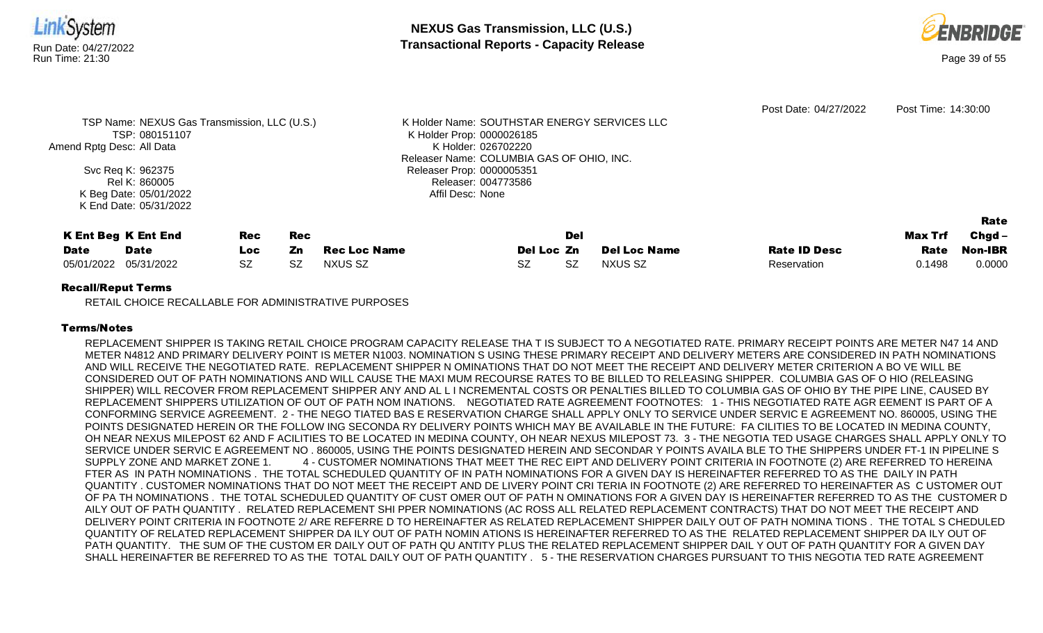Post Date: 04/27/2022 Post Time: 14:30:00

TSP Name: NEXUS Gas Transmission, LLC (U.S.)
TSP: 080151107
Amend Rptg Desc: All Data
Svc Req K: 962375
Rel K: 860005
K Beg Date: 05/01/2022
K End Date: 05/31/2022

K Holder Name: SOUTHSTAR ENERGY SERVICES LLC
K Holder Prop: 0000026185
K Holder: 026702220
Releaser Name: COLUMBIA GAS OF OHIO, INC.
Releaser Prop: 0000005351
Releaser: 004773586
Affil Desc: None

| K Ent Beg Date | K Ent End Date | Rec Loc | Rec Zn | Rec Loc Name | Del Loc | Del Zn | Del Loc Name | Rate ID Desc | Max Trf Rate | Rate Chgd – Non-IBR |
|---|---|---|---|---|---|---|---|---|---|---|
| 05/01/2022 | 05/31/2022 | SZ | SZ | NXUS SZ | SZ | SZ | NXUS SZ | Reservation | 0.1498 | 0.0000 |

**Recall/Reput Terms**

RETAIL CHOICE RECALLABLE FOR ADMINISTRATIVE PURPOSES

**Terms/Notes**

REPLACEMENT SHIPPER IS TAKING RETAIL CHOICE PROGRAM CAPACITY RELEASE THA T IS SUBJECT TO A NEGOTIATED RATE. PRIMARY RECEIPT POINTS ARE METER N47 14 AND METER N4812 AND PRIMARY DELIVERY POINT IS METER N1003. NOMINATION S USING THESE PRIMARY RECEIPT AND DELIVERY METERS ARE CONSIDERED IN PATH NOMINATIONS AND WILL RECEIVE THE NEGOTIATED RATE. REPLACEMENT SHIPPER N OMINATIONS THAT DO NOT MEET THE RECEIPT AND DELIVERY METER CRITERION A BO VE WILL BE CONSIDERED OUT OF PATH NOMINATIONS AND WILL CAUSE THE MAXI MUM RECOURSE RATES TO BE BILLED TO RELEASING SHIPPER. COLUMBIA GAS OF O HIO (RELEASING SHIPPER) WILL RECOVER FROM REPLACEMENT SHIPPER ANY AND AL L I NCREMENTAL COSTS OR PENALTIES BILLED TO COLUMBIA GAS OF OHIO BY THE PIPE LINE, CAUSED BY REPLACEMENT SHIPPERS UTILIZATION OF OUT OF PATH NOM INATIONS. NEGOTIATED RATE AGREEMENT FOOTNOTES: 1 - THIS NEGOTIATED RATE AGR EEMENT IS PART OF A CONFORMING SERVICE AGREEMENT. 2 - THE NEGO TIATED BAS E RESERVATION CHARGE SHALL APPLY ONLY TO SERVICE UNDER SERVIC E AGREEMENT NO. 860005, USING THE POINTS DESIGNATED HEREIN OR THE FOLLOW ING SECONDA RY DELIVERY POINTS WHICH MAY BE AVAILABLE IN THE FUTURE: FA CILITIES TO BE LOCATED IN MEDINA COUNTY, OH NEAR NEXUS MILEPOST 62 AND F ACILITIES TO BE LOCATED IN MEDINA COUNTY, OH NEAR NEXUS MILEPOST 73. 3 - THE NEGOTIA TED USAGE CHARGES SHALL APPLY ONLY TO SERVICE UNDER SERVIC E AGREEMENT NO . 860005, USING THE POINTS DESIGNATED HEREIN AND SECONDAR Y POINTS AVAILA BLE TO THE SHIPPERS UNDER FT-1 IN PIPELINE S SUPPLY ZONE AND MARKET ZONE 1. 4 - CUSTOMER NOMINATIONS THAT MEET THE REC EIPT AND DELIVERY POINT CRITERIA IN FOOTNOTE (2) ARE REFERRED TO HEREINA FTER AS IN PATH NOMINATIONS . THE TOTAL SCHEDULED QUANTITY OF IN PATH NOMINATIONS FOR A GIVEN DAY IS HEREINAFTER REFERRED TO AS THE DAILY IN PATH QUANTITY . CUSTOMER NOMINATIONS THAT DO NOT MEET THE RECEIPT AND DE LIVERY POINT CRI TERIA IN FOOTNOTE (2) ARE REFERRED TO HEREINAFTER AS C USTOMER OUT OF PA TH NOMINATIONS . THE TOTAL SCHEDULED QUANTITY OF CUST OMER OUT OF PATH N OMINATIONS FOR A GIVEN DAY IS HEREINAFTER REFERRED TO AS THE CUSTOMER D AILY OUT OF PATH QUANTITY . RELATED REPLACEMENT SHI PPER NOMINATIONS (AC ROSS ALL RELATED REPLACEMENT CONTRACTS) THAT DO NOT MEET THE RECEIPT AND DELIVERY POINT CRITERIA IN FOOTNOTE 2/ ARE REFERRE D TO HEREINAFTER AS RELATED REPLACEMENT SHIPPER DAILY OUT OF PATH NOMINA TIONS . THE TOTAL S CHEDULED QUANTITY OF RELATED REPLACEMENT SHIPPER DA ILY OUT OF PATH NOMIN ATIONS IS HEREINAFTER REFERRED TO AS THE RELATED REPLACEMENT SHIPPER DA ILY OUT OF PATH QUANTITY. THE SUM OF THE CUSTOM ER DAILY OUT OF PATH QU ANTITY PLUS THE RELATED REPLACEMENT SHIPPER DAIL Y OUT OF PATH QUANTITY FOR A GIVEN DAY SHALL HEREINAFTER BE REFERRED TO AS THE TOTAL DAILY OUT OF PATH QUANTITY . 5 - THE RESERVATION CHARGES PURSUANT TO THIS NEGOTIA TED RATE AGREEMENT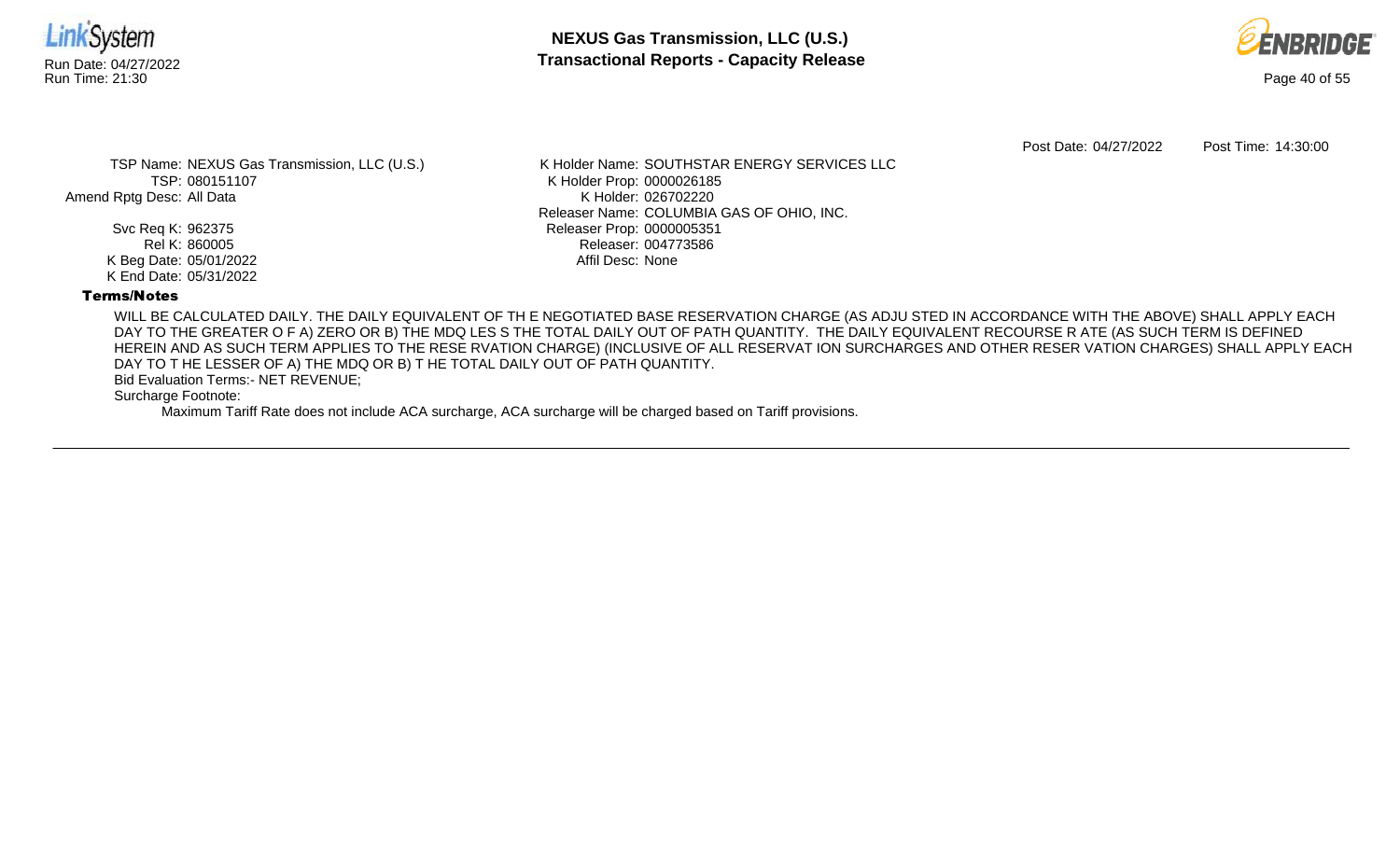Post Date: 04/27/2022 Post Time: 14:30:00

TSP Name: NEXUS Gas Transmission, LLC (U.S.)
TSP: 080151107
Amend Rptg Desc: All Data

Svc Req K: 962375
Rel K: 860005
K Beg Date: 05/01/2022
K End Date: 05/31/2022

K Holder Name: SOUTHSTAR ENERGY SERVICES LLC
K Holder Prop: 0000026185
K Holder: 026702220
Releaser Name: COLUMBIA GAS OF OHIO, INC.
Releaser Prop: 0000005351
Releaser: 004773586
Affil Desc: None

**Terms/Notes**

WILL BE CALCULATED DAILY. THE DAILY EQUIVALENT OF TH E NEGOTIATED BASE RESERVATION CHARGE (AS ADJU STED IN ACCORDANCE WITH THE ABOVE) SHALL APPLY EACH DAY TO THE GREATER O F A) ZERO OR B) THE MDQ LES S THE TOTAL DAILY OUT OF PATH QUANTITY. THE DAILY EQUIVALENT RECOURSE R ATE (AS SUCH TERM IS DEFINED HEREIN AND AS SUCH TERM APPLIES TO THE RESE RVATION CHARGE) (INCLUSIVE OF ALL RESERVAT ION SURCHARGES AND OTHER RESER VATION CHARGES) SHALL APPLY EACH DAY TO T HE LESSER OF A) THE MDQ OR B) T HE TOTAL DAILY OUT OF PATH QUANTITY.

Bid Evaluation Terms:- NET REVENUE;

Surcharge Footnote:

Maximum Tariff Rate does not include ACA surcharge, ACA surcharge will be charged based on Tariff provisions.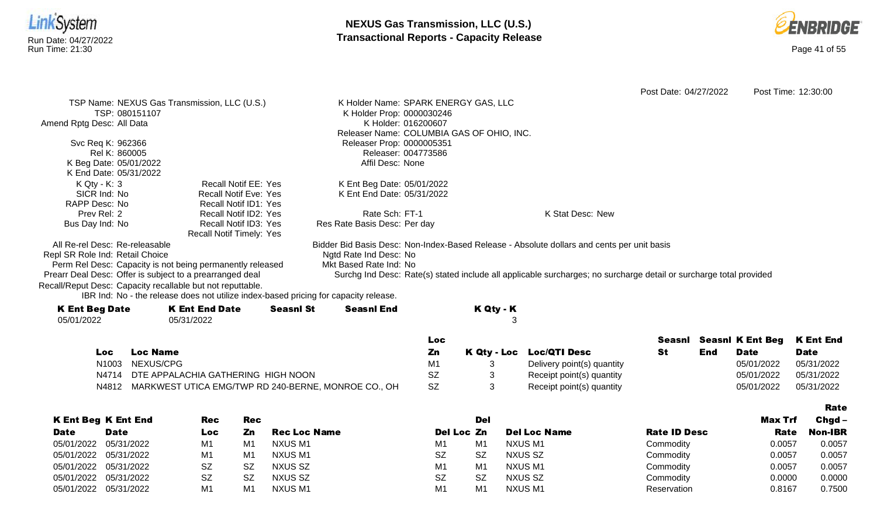Post Date: 04/27/2022 Post Time: 12:30:00

TSP Name: NEXUS Gas Transmission, LLC (U.S.)
TSP: 080151107
Amend Rptg Desc: All Data

Svc Req K: 962366
Rel K: 860005
K Beg Date: 05/01/2022
K End Date: 05/31/2022
K Qty - K: 3
SICR Ind: No
RAPP Desc: No
Prev Rel: 2
Bus Day Ind: No

Recall Notif EE: Yes
Recall Notif Eve: Yes
Recall Notif ID1: Yes
Recall Notif ID2: Yes
Recall Notif ID3: Yes
Recall Notif Timely: Yes

K Holder Name: SPARK ENERGY GAS, LLC
K Holder Prop: 0000030246
K Holder: 016200607
Releaser Name: COLUMBIA GAS OF OHIO, INC.
Releaser Prop: 0000005351
Releaser: 004773586
Affil Desc: None

K Ent Beg Date: 05/01/2022
K Ent End Date: 05/31/2022

Rate Sch: FT-1
Res Rate Basis Desc: Per day

K Stat Desc: New

All Re-rel Desc: Re-releasable
Repl SR Role Ind: Retail Choice
Perm Rel Desc: Capacity is not being permanently released
Prearr Deal Desc: Offer is subject to a prearranged deal
Recall/Reput Desc: Capacity recallable but not reputtable.
IBR Ind: No - the release does not utilize index-based pricing for capacity release.

Bidder Bid Basis Desc: Non-Index-Based Release - Absolute dollars and cents per unit basis
Ngtd Rate Ind Desc: No
Mkt Based Rate Ind: No
Surchg Ind Desc: Rate(s) stated include all applicable surcharges; no surcharge detail or surcharge total provided

| K Ent Beg Date | K Ent End Date | Seasnl St | Seasnl End | K Qty - K |
|---|---|---|---|---|
| 05/01/2022 | 05/31/2022 | | | 3 |

| Loc | Loc Name | Loc Zn | K Qty - Loc | Loc/QTI Desc | Seasnl St | Seasnl End | K Ent Beg Date | K Ent End Date |
|---|---|---|---|---|---|---|---|---|
| N1003 | NEXUS/CPG | M1 | 3 | Delivery point(s) quantity | | | 05/01/2022 | 05/31/2022 |
| N4714 | DTE APPALACHIA GATHERING HIGH NOON | SZ | 3 | Receipt point(s) quantity | | | 05/01/2022 | 05/31/2022 |
| N4812 | MARKWEST UTICA EMG/TWP RD 240-BERNE, MONROE CO., OH | SZ | 3 | Receipt point(s) quantity | | | 05/01/2022 | 05/31/2022 |

| K Ent Beg Date | K Ent End Date | Rec Loc | Rec Zn | Rec Loc Name | Del Loc | Del Zn | Del Loc Name | Rate ID Desc | Max Trf Rate | Rate Chgd – Non-IBR |
|---|---|---|---|---|---|---|---|---|---|---|
| 05/01/2022 | 05/31/2022 | M1 | M1 | NXUS M1 | M1 | M1 | NXUS M1 | Commodity | 0.0057 | 0.0057 |
| 05/01/2022 | 05/31/2022 | M1 | M1 | NXUS M1 | SZ | SZ | NXUS SZ | Commodity | 0.0057 | 0.0057 |
| 05/01/2022 | 05/31/2022 | SZ | SZ | NXUS SZ | M1 | M1 | NXUS M1 | Commodity | 0.0057 | 0.0057 |
| 05/01/2022 | 05/31/2022 | SZ | SZ | NXUS SZ | SZ | SZ | NXUS SZ | Commodity | 0.0000 | 0.0000 |
| 05/01/2022 | 05/31/2022 | M1 | M1 | NXUS M1 | M1 | M1 | NXUS M1 | Reservation | 0.8167 | 0.7500 |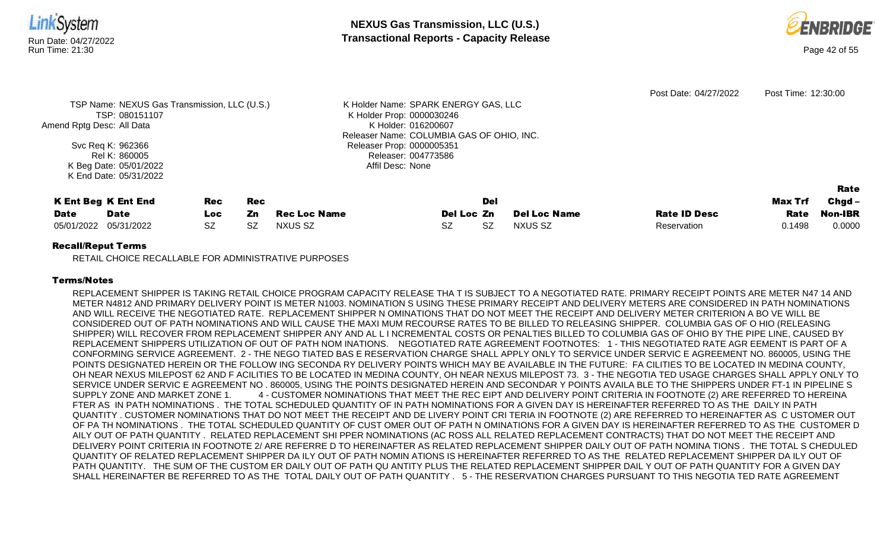Post Date: 04/27/2022 Post Time: 12:30:00

TSP Name: NEXUS Gas Transmission, LLC (U.S.)
TSP: 080151107
Amend Rptg Desc: All Data
Svc Req K: 962366
Rel K: 860005
K Beg Date: 05/01/2022
K End Date: 05/31/2022

K Holder Name: SPARK ENERGY GAS, LLC
K Holder Prop: 0000030246
K Holder: 016200607
Releaser Name: COLUMBIA GAS OF OHIO, INC.
Releaser Prop: 0000005351
Releaser: 004773586
Affil Desc: None

| K Ent Beg Date | K Ent End Date | Rec Loc | Rec Zn | Rec Loc Name | Del Loc | Del Zn | Del Loc Name | Rate ID Desc | Max Trf Rate | Rate Chgd – Non-IBR |
|---|---|---|---|---|---|---|---|---|---|---|
| 05/01/2022 | 05/31/2022 | SZ | SZ | NXUS SZ | SZ | SZ | NXUS SZ | Reservation | 0.1498 | 0.0000 |

**Recall/Reput Terms**

RETAIL CHOICE RECALLABLE FOR ADMINISTRATIVE PURPOSES

**Terms/Notes**

REPLACEMENT SHIPPER IS TAKING RETAIL CHOICE PROGRAM CAPACITY RELEASE THA T IS SUBJECT TO A NEGOTIATED RATE. PRIMARY RECEIPT POINTS ARE METER N47 14 AND METER N4812 AND PRIMARY DELIVERY POINT IS METER N1003. NOMINATION S USING THESE PRIMARY RECEIPT AND DELIVERY METERS ARE CONSIDERED IN PATH NOMINATIONS AND WILL RECEIVE THE NEGOTIATED RATE. REPLACEMENT SHIPPER N OMINATIONS THAT DO NOT MEET THE RECEIPT AND DELIVERY METER CRITERION A BO VE WILL BE CONSIDERED OUT OF PATH NOMINATIONS AND WILL CAUSE THE MAXI MUM RECOURSE RATES TO BE BILLED TO RELEASING SHIPPER. COLUMBIA GAS OF O HIO (RELEASING SHIPPER) WILL RECOVER FROM REPLACEMENT SHIPPER ANY AND AL L I NCREMENTAL COSTS OR PENALTIES BILLED TO COLUMBIA GAS OF OHIO BY THE PIPE LINE, CAUSED BY REPLACEMENT SHIPPERS UTILIZATION OF OUT OF PATH NOM INATIONS. NEGOTIATED RATE AGREEMENT FOOTNOTES: 1 - THIS NEGOTIATED RATE AGR EEMENT IS PART OF A CONFORMING SERVICE AGREEMENT. 2 - THE NEGO TIATED BAS E RESERVATION CHARGE SHALL APPLY ONLY TO SERVICE UNDER SERVIC E AGREEMENT NO. 860005, USING THE POINTS DESIGNATED HEREIN OR THE FOLLOW ING SECONDA RY DELIVERY POINTS WHICH MAY BE AVAILABLE IN THE FUTURE: FA CILITIES TO BE LOCATED IN MEDINA COUNTY, OH NEAR NEXUS MILEPOST 62 AND F ACILITIES TO BE LOCATED IN MEDINA COUNTY, OH NEAR NEXUS MILEPOST 73. 3 - THE NEGOTIA TED USAGE CHARGES SHALL APPLY ONLY TO SERVICE UNDER SERVIC E AGREEMENT NO . 860005, USING THE POINTS DESIGNATED HEREIN AND SECONDAR Y POINTS AVAILA BLE TO THE SHIPPERS UNDER FT-1 IN PIPELINE S SUPPLY ZONE AND MARKET ZONE 1. 4 - CUSTOMER NOMINATIONS THAT MEET THE REC EIPT AND DELIVERY POINT CRITERIA IN FOOTNOTE (2) ARE REFERRED TO HEREINA FTER AS IN PATH NOMINATIONS . THE TOTAL SCHEDULED QUANTITY OF IN PATH NOMINATIONS FOR A GIVEN DAY IS HEREINAFTER REFERRED TO AS THE DAILY IN PATH QUANTITY . CUSTOMER NOMINATIONS THAT DO NOT MEET THE RECEIPT AND DE LIVERY POINT CRI TERIA IN FOOTNOTE (2) ARE REFERRED TO HEREINAFTER AS C USTOMER OUT OF PA TH NOMINATIONS . THE TOTAL SCHEDULED QUANTITY OF CUST OMER OUT OF PATH N OMINATIONS FOR A GIVEN DAY IS HEREINAFTER REFERRED TO AS THE CUSTOMER D AILY OUT OF PATH QUANTITY . RELATED REPLACEMENT SHI PPER NOMINATIONS (AC ROSS ALL RELATED REPLACEMENT CONTRACTS) THAT DO NOT MEET THE RECEIPT AND DELIVERY POINT CRITERIA IN FOOTNOTE 2/ ARE REFERRE D TO HEREINAFTER AS RELATED REPLACEMENT SHIPPER DAILY OUT OF PATH NOMINA TIONS . THE TOTAL S CHEDULED QUANTITY OF RELATED REPLACEMENT SHIPPER DA ILY OUT OF PATH NOMIN ATIONS IS HEREINAFTER REFERRED TO AS THE RELATED REPLACEMENT SHIPPER DA ILY OUT OF PATH QUANTITY. THE SUM OF THE CUSTOM ER DAILY OUT OF PATH QU ANTITY PLUS THE RELATED REPLACEMENT SHIPPER DAIL Y OUT OF PATH QUANTITY FOR A GIVEN DAY SHALL HEREINAFTER BE REFERRED TO AS THE TOTAL DAILY OUT OF PATH QUANTITY . 5 - THE RESERVATION CHARGES PURSUANT TO THIS NEGOTIA TED RATE AGREEMENT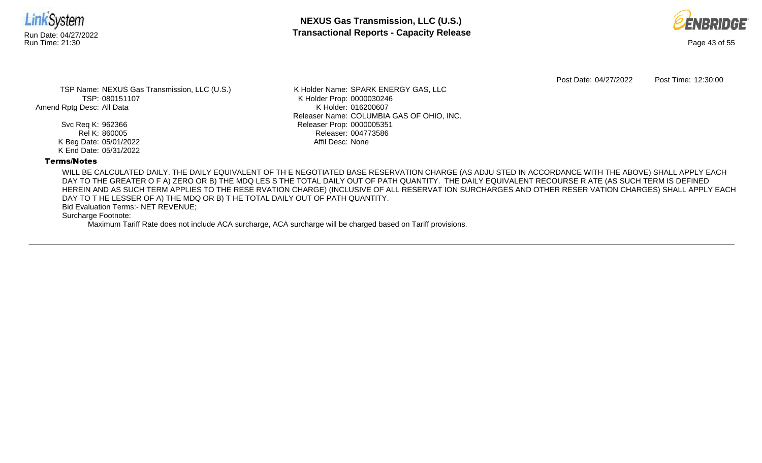Post Date: 04/27/2022 Post Time: 12:30:00

TSP Name: NEXUS Gas Transmission, LLC (U.S.)
TSP: 080151107
Amend Rptg Desc: All Data

Svc Req K: 962366
Rel K: 860005
K Beg Date: 05/01/2022
K End Date: 05/31/2022

K Holder Name: SPARK ENERGY GAS, LLC
K Holder Prop: 0000030246
K Holder: 016200607
Releaser Name: COLUMBIA GAS OF OHIO, INC.
Releaser Prop: 0000005351
Releaser: 004773586
Affil Desc: None

**Terms/Notes**

WILL BE CALCULATED DAILY. THE DAILY EQUIVALENT OF TH E NEGOTIATED BASE RESERVATION CHARGE (AS ADJU STED IN ACCORDANCE WITH THE ABOVE) SHALL APPLY EACH DAY TO THE GREATER O F A) ZERO OR B) THE MDQ LES S THE TOTAL DAILY OUT OF PATH QUANTITY. THE DAILY EQUIVALENT RECOURSE R ATE (AS SUCH TERM IS DEFINED HEREIN AND AS SUCH TERM APPLIES TO THE RESE RVATION CHARGE) (INCLUSIVE OF ALL RESERVAT ION SURCHARGES AND OTHER RESER VATION CHARGES) SHALL APPLY EACH DAY TO T HE LESSER OF A) THE MDQ OR B) T HE TOTAL DAILY OUT OF PATH QUANTITY.

Bid Evaluation Terms:- NET REVENUE;

Surcharge Footnote:

Maximum Tariff Rate does not include ACA surcharge, ACA surcharge will be charged based on Tariff provisions.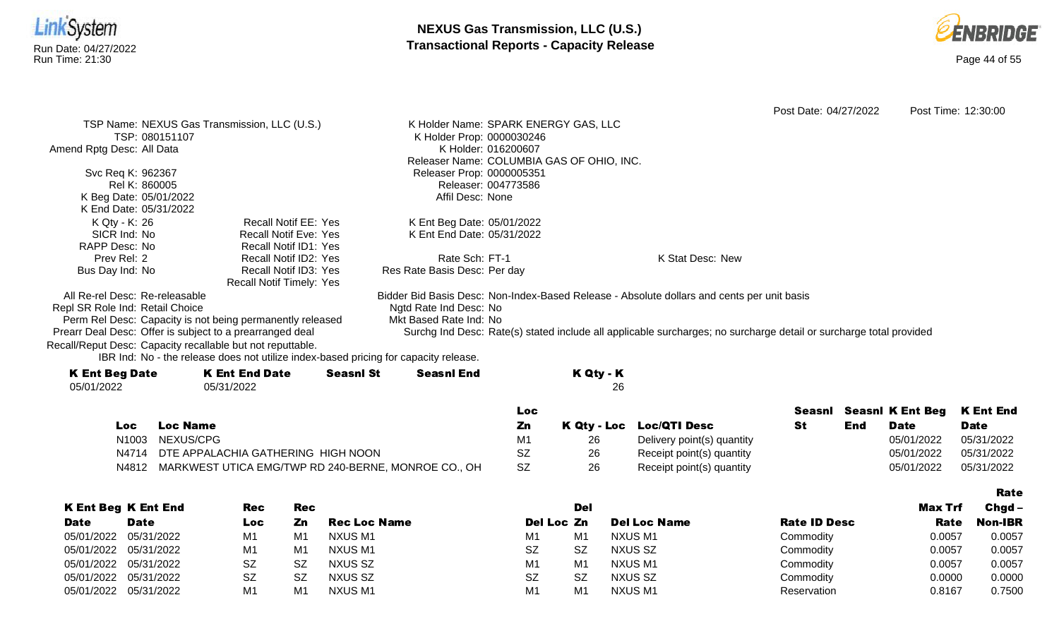**NEXUS Gas Transmission, LLC (U.S.)**
**Transactional Reports - Capacity Release**

Run Date: 04/27/2022
Run Time: 21:30

Post Date: 04/27/2022 Post Time: 12:30:00

TSP Name: NEXUS Gas Transmission, LLC (U.S.)
TSP: 080151107
Amend Rptg Desc: All Data

Svc Req K: 962367
Rel K: 860005
K Beg Date: 05/01/2022
K End Date: 05/31/2022
K Qty - K: 26
SICR Ind: No
RAPP Desc: No
Prev Rel: 2
Bus Day Ind: No

Recall Notif EE: Yes
Recall Notif Eve: Yes
Recall Notif ID1: Yes
Recall Notif ID2: Yes
Recall Notif ID3: Yes
Recall Notif Timely: Yes

K Holder Name: SPARK ENERGY GAS, LLC
K Holder Prop: 0000030246
K Holder: 016200607
Releaser Name: COLUMBIA GAS OF OHIO, INC.
Releaser Prop: 0000005351
Releaser: 004773586
Affil Desc: None

K Ent Beg Date: 05/01/2022
K Ent End Date: 05/31/2022

Rate Sch: FT-1
Res Rate Basis Desc: Per day

K Stat Desc: New

All Re-rel Desc: Re-releasable
Repl SR Role Ind: Retail Choice
Perm Rel Desc: Capacity is not being permanently released
Prearr Deal Desc: Offer is subject to a prearranged deal
Recall/Reput Desc: Capacity recallable but not reputtable.
IBR Ind: No - the release does not utilize index-based pricing for capacity release.

Bidder Bid Basis Desc: Non-Index-Based Release - Absolute dollars and cents per unit basis
Ngtd Rate Ind Desc: No
Mkt Based Rate Ind: No
Surchg Ind Desc: Rate(s) stated include all applicable surcharges; no surcharge detail or surcharge total provided

| K Ent Beg Date | K Ent End Date | Seasnl St | Seasnl End | K Qty - K |
|---|---|---|---|---|
| 05/01/2022 | 05/31/2022 | | | 26 |

| Loc | Loc Name | Loc Zn | K Qty - Loc | Loc/QTI Desc | Seasnl St | Seasnl End | K Ent Beg Date | K Ent End Date |
|---|---|---|---|---|---|---|---|---|
| N1003 | NEXUS/CPG | M1 | 26 | Delivery point(s) quantity | | | 05/01/2022 | 05/31/2022 |
| N4714 | DTE APPALACHIA GATHERING HIGH NOON | SZ | 26 | Receipt point(s) quantity | | | 05/01/2022 | 05/31/2022 |
| N4812 | MARKWEST UTICA EMG/TWP RD 240-BERNE, MONROE CO., OH | SZ | 26 | Receipt point(s) quantity | | | 05/01/2022 | 05/31/2022 |

| K Ent Beg Date | K Ent End Date | Rec Loc | Rec Zn | Rec Loc Name | Del Loc | Del Zn | Del Loc Name | Rate ID Desc | Max Trf Rate | Rate Chgd – Non-IBR |
|---|---|---|---|---|---|---|---|---|---|---|
| 05/01/2022 | 05/31/2022 | M1 | M1 | NXUS M1 | M1 | M1 | NXUS M1 | Commodity | 0.0057 | 0.0057 |
| 05/01/2022 | 05/31/2022 | M1 | M1 | NXUS M1 | SZ | SZ | NXUS SZ | Commodity | 0.0057 | 0.0057 |
| 05/01/2022 | 05/31/2022 | SZ | SZ | NXUS SZ | M1 | M1 | NXUS M1 | Commodity | 0.0057 | 0.0057 |
| 05/01/2022 | 05/31/2022 | SZ | SZ | NXUS SZ | SZ | SZ | NXUS SZ | Commodity | 0.0000 | 0.0000 |
| 05/01/2022 | 05/31/2022 | M1 | M1 | NXUS M1 | M1 | M1 | NXUS M1 | Reservation | 0.8167 | 0.7500 |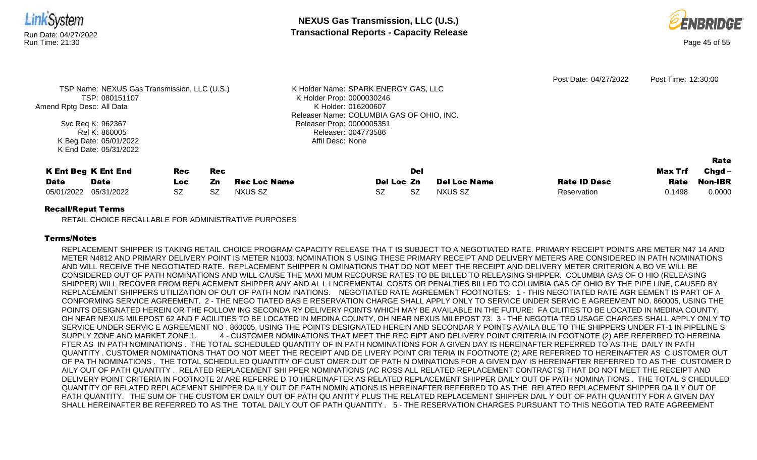Post Date: 04/27/2022 Post Time: 12:30:00

TSP Name: NEXUS Gas Transmission, LLC (U.S.)
TSP: 080151107
Amend Rptg Desc: All Data

Svc Req K: 962367
Rel K: 860005
K Beg Date: 05/01/2022
K End Date: 05/31/2022

K Holder Name: SPARK ENERGY GAS, LLC
K Holder Prop: 0000030246
K Holder: 016200607
Releaser Name: COLUMBIA GAS OF OHIO, INC.
Releaser Prop: 0000005351
Releaser: 004773586
Affil Desc: None

| K Ent Beg Date | K Ent End Date | Rec Loc | Rec Zn | Rec Loc Name | Del Loc | Del Zn | Del Loc Name | Rate ID Desc | Max Trf Rate | Rate Chgd – Non-IBR |
|---|---|---|---|---|---|---|---|---|---|---|
| 05/01/2022 | 05/31/2022 | SZ | SZ | NXUS SZ | SZ | SZ | NXUS SZ | Reservation | 0.1498 | 0.0000 |

### Recall/Reput Terms

RETAIL CHOICE RECALLABLE FOR ADMINISTRATIVE PURPOSES

### Terms/Notes

REPLACEMENT SHIPPER IS TAKING RETAIL CHOICE PROGRAM CAPACITY RELEASE THA T IS SUBJECT TO A NEGOTIATED RATE. PRIMARY RECEIPT POINTS ARE METER N47 14 AND METER N4812 AND PRIMARY DELIVERY POINT IS METER N1003. NOMINATION S USING THESE PRIMARY RECEIPT AND DELIVERY METERS ARE CONSIDERED IN PATH NOMINATIONS AND WILL RECEIVE THE NEGOTIATED RATE. REPLACEMENT SHIPPER N OMINATIONS THAT DO NOT MEET THE RECEIPT AND DELIVERY METER CRITERION A BO VE WILL BE CONSIDERED OUT OF PATH NOMINATIONS AND WILL CAUSE THE MAXI MUM RECOURSE RATES TO BE BILLED TO RELEASING SHIPPER. COLUMBIA GAS OF O HIO (RELEASING SHIPPER) WILL RECOVER FROM REPLACEMENT SHIPPER ANY AND AL L I NCREMENTAL COSTS OR PENALTIES BILLED TO COLUMBIA GAS OF OHIO BY THE PIPE LINE, CAUSED BY REPLACEMENT SHIPPERS UTILIZATION OF OUT OF PATH NOM INATIONS. NEGOTIATED RATE AGREEMENT FOOTNOTES: 1 - THIS NEGOTIATED RATE AGR EEMENT IS PART OF A CONFORMING SERVICE AGREEMENT. 2 - THE NEGO TIATED BAS E RESERVATION CHARGE SHALL APPLY ONLY TO SERVICE UNDER SERVIC E AGREEMENT NO. 860005, USING THE POINTS DESIGNATED HEREIN OR THE FOLLOW ING SECONDA RY DELIVERY POINTS WHICH MAY BE AVAILABLE IN THE FUTURE: FA CILITIES TO BE LOCATED IN MEDINA COUNTY, OH NEAR NEXUS MILEPOST 62 AND F ACILITIES TO BE LOCATED IN MEDINA COUNTY, OH NEAR NEXUS MILEPOST 73. 3 - THE NEGOTIA TED USAGE CHARGES SHALL APPLY ONLY TO SERVICE UNDER SERVIC E AGREEMENT NO . 860005, USING THE POINTS DESIGNATED HEREIN AND SECONDAR Y POINTS AVAILA BLE TO THE SHIPPERS UNDER FT-1 IN PIPELINE S SUPPLY ZONE AND MARKET ZONE 1. 4 - CUSTOMER NOMINATIONS THAT MEET THE REC EIPT AND DELIVERY POINT CRITERIA IN FOOTNOTE (2) ARE REFERRED TO HEREINA FTER AS IN PATH NOMINATIONS . THE TOTAL SCHEDULED QUANTITY OF IN PATH NOMINATIONS FOR A GIVEN DAY IS HEREINAFTER REFERRED TO AS THE DAILY IN PATH QUANTITY . CUSTOMER NOMINATIONS THAT DO NOT MEET THE RECEIPT AND DE LIVERY POINT CRI TERIA IN FOOTNOTE (2) ARE REFERRED TO HEREINAFTER AS C USTOMER OUT OF PA TH NOMINATIONS . THE TOTAL SCHEDULED QUANTITY OF CUST OMER OUT OF PATH N OMINATIONS FOR A GIVEN DAY IS HEREINAFTER REFERRED TO AS THE CUSTOMER D AILY OUT OF PATH QUANTITY . RELATED REPLACEMENT SHI PPER NOMINATIONS (AC ROSS ALL RELATED REPLACEMENT CONTRACTS) THAT DO NOT MEET THE RECEIPT AND DELIVERY POINT CRITERIA IN FOOTNOTE 2/ ARE REFERRE D TO HEREINAFTER AS RELATED REPLACEMENT SHIPPER DAILY OUT OF PATH NOMINA TIONS . THE TOTAL S CHEDULED QUANTITY OF RELATED REPLACEMENT SHIPPER DA ILY OUT OF PATH NOMIN ATIONS IS HEREINAFTER REFERRED TO AS THE RELATED REPLACEMENT SHIPPER DA ILY OUT OF PATH QUANTITY. THE SUM OF THE CUSTOM ER DAILY OUT OF PATH QU ANTITY PLUS THE RELATED REPLACEMENT SHIPPER DAIL Y OUT OF PATH QUANTITY FOR A GIVEN DAY SHALL HEREINAFTER BE REFERRED TO AS THE TOTAL DAILY OUT OF PATH QUANTITY . 5 - THE RESERVATION CHARGES PURSUANT TO THIS NEGOTIA TED RATE AGREEMENT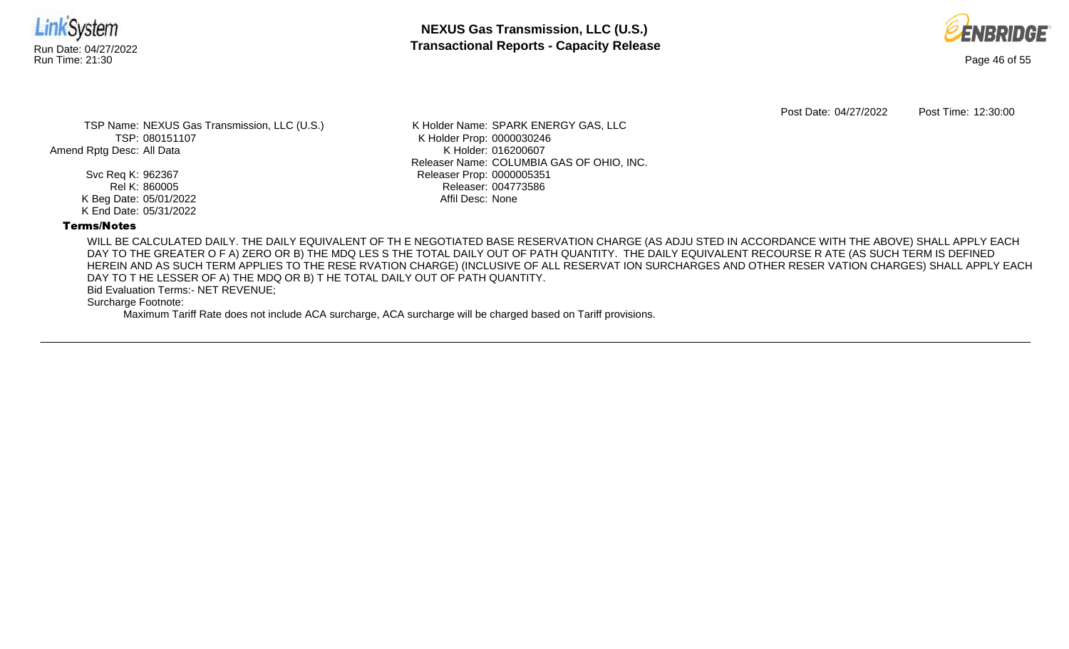Post Date: 04/27/2022 Post Time: 12:30:00

TSP Name: NEXUS Gas Transmission, LLC (U.S.)
TSP: 080151107
Amend Rptg Desc: All Data

Svc Req K: 962367
Rel K: 860005
K Beg Date: 05/01/2022
K End Date: 05/31/2022

K Holder Name: SPARK ENERGY GAS, LLC
K Holder Prop: 0000030246
K Holder: 016200607
Releaser Name: COLUMBIA GAS OF OHIO, INC.
Releaser Prop: 0000005351
Releaser: 004773586
Affil Desc: None

**Terms/Notes**

WILL BE CALCULATED DAILY. THE DAILY EQUIVALENT OF TH E NEGOTIATED BASE RESERVATION CHARGE (AS ADJU STED IN ACCORDANCE WITH THE ABOVE) SHALL APPLY EACH DAY TO THE GREATER O F A) ZERO OR B) THE MDQ LES S THE TOTAL DAILY OUT OF PATH QUANTITY. THE DAILY EQUIVALENT RECOURSE R ATE (AS SUCH TERM IS DEFINED HEREIN AND AS SUCH TERM APPLIES TO THE RESE RVATION CHARGE) (INCLUSIVE OF ALL RESERVAT ION SURCHARGES AND OTHER RESER VATION CHARGES) SHALL APPLY EACH DAY TO T HE LESSER OF A) THE MDQ OR B) T HE TOTAL DAILY OUT OF PATH QUANTITY.

Bid Evaluation Terms:- NET REVENUE;

Surcharge Footnote:

Maximum Tariff Rate does not include ACA surcharge, ACA surcharge will be charged based on Tariff provisions.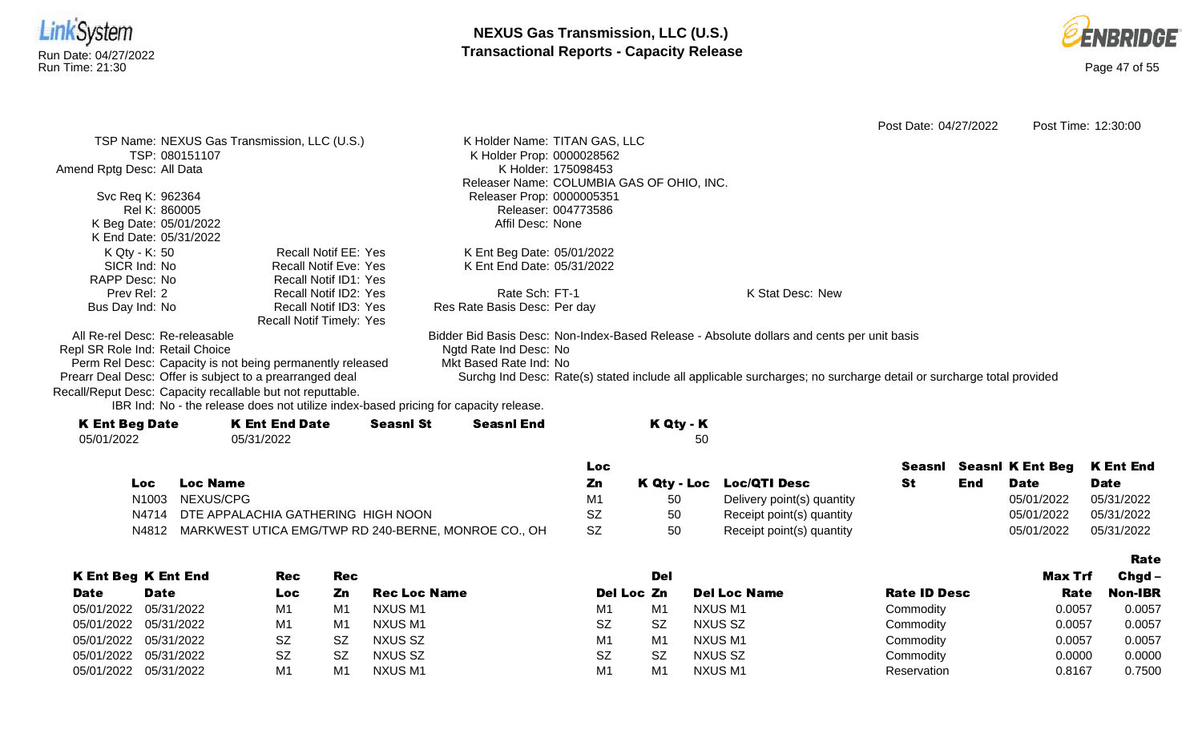# NEXUS Gas Transmission, LLC (U.S.)
## Transactional Reports - Capacity Release

Run Date: 04/27/2022
Run Time: 21:30

Post Date: 04/27/2022    Post Time: 12:30:00

TSP Name: NEXUS Gas Transmission, LLC (U.S.)
TSP: 080151107
Amend Rptg Desc: All Data

Svc Req K: 962364
Rel K: 860005
K Beg Date: 05/01/2022
K End Date: 05/31/2022
K Qty - K: 50
SICR Ind: No
RAPP Desc: No
Prev Rel: 2
Bus Day Ind: No

Recall Notif EE: Yes
Recall Notif Eve: Yes
Recall Notif ID1: Yes
Recall Notif ID2: Yes
Recall Notif ID3: Yes
Recall Notif Timely: Yes

K Holder Name: TITAN GAS, LLC
K Holder Prop: 0000028562
K Holder: 175098453
Releaser Name: COLUMBIA GAS OF OHIO, INC.
Releaser Prop: 0000005351
Releaser: 004773586
Affil Desc: None

K Ent Beg Date: 05/01/2022
K Ent End Date: 05/31/2022

Rate Sch: FT-1
Res Rate Basis Desc: Per day

K Stat Desc: New

All Re-rel Desc: Re-releasable
Repl SR Role Ind: Retail Choice
Perm Rel Desc: Capacity is not being permanently released
Prearr Deal Desc: Offer is subject to a prearranged deal
Recall/Reput Desc: Capacity recallable but not reputtable.
IBR Ind: No - the release does not utilize index-based pricing for capacity release.

Bidder Bid Basis Desc: Non-Index-Based Release - Absolute dollars and cents per unit basis
Ngtd Rate Ind Desc: No
Mkt Based Rate Ind: No
Surchg Ind Desc: Rate(s) stated include all applicable surcharges; no surcharge detail or surcharge total provided

| K Ent Beg Date | K Ent End Date | Seasnl St | Seasnl End | K Qty - K |
|---|---|---|---|---|
| 05/01/2022 | 05/31/2022 | | | 50 |

| Loc | Loc Name | Loc Zn | K Qty - Loc | Loc/QTI Desc | Seasnl St | Seasnl End | K Ent Beg Date | K Ent End Date |
|---|---|---|---|---|---|---|---|---|
| N1003 | NEXUS/CPG | M1 | 50 | Delivery point(s) quantity | | | 05/01/2022 | 05/31/2022 |
| N4714 | DTE APPALACHIA GATHERING HIGH NOON | SZ | 50 | Receipt point(s) quantity | | | 05/01/2022 | 05/31/2022 |
| N4812 | MARKWEST UTICA EMG/TWP RD 240-BERNE, MONROE CO., OH | SZ | 50 | Receipt point(s) quantity | | | 05/01/2022 | 05/31/2022 |

| K Ent Beg Date | K Ent End Date | Rec Loc | Rec Zn | Rec Loc Name | Del Loc | Del Zn | Del Loc Name | Rate ID Desc | Max Trf Rate | Rate Chgd – Non-IBR |
|---|---|---|---|---|---|---|---|---|---|---|
| 05/01/2022 | 05/31/2022 | M1 | M1 | NXUS M1 | M1 | M1 | NXUS M1 | Commodity | 0.0057 | 0.0057 |
| 05/01/2022 | 05/31/2022 | M1 | M1 | NXUS M1 | SZ | SZ | NXUS SZ | Commodity | 0.0057 | 0.0057 |
| 05/01/2022 | 05/31/2022 | SZ | SZ | NXUS SZ | M1 | M1 | NXUS M1 | Commodity | 0.0057 | 0.0057 |
| 05/01/2022 | 05/31/2022 | SZ | SZ | NXUS SZ | SZ | SZ | NXUS SZ | Commodity | 0.0000 | 0.0000 |
| 05/01/2022 | 05/31/2022 | M1 | M1 | NXUS M1 | M1 | M1 | NXUS M1 | Reservation | 0.8167 | 0.7500 |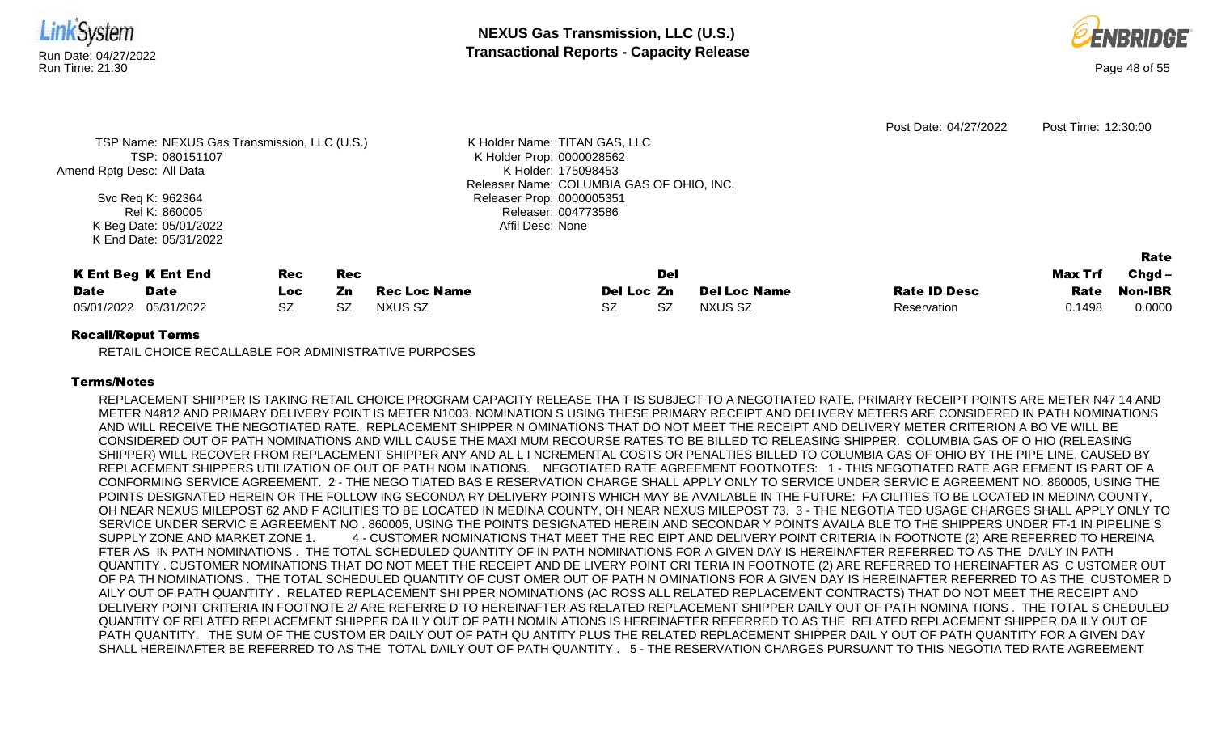Post Date: 04/27/2022 Post Time: 12:30:00

TSP Name: NEXUS Gas Transmission, LLC (U.S.)
TSP: 080151107
Amend Rptg Desc: All Data
Svc Req K: 962364
Rel K: 860005
K Beg Date: 05/01/2022
K End Date: 05/31/2022

K Holder Name: TITAN GAS, LLC
K Holder Prop: 0000028562
K Holder: 175098453
Releaser Name: COLUMBIA GAS OF OHIO, INC.
Releaser Prop: 0000005351
Releaser: 004773586
Affil Desc: None

| K Ent Beg Date | K Ent End Date | Rec Loc | Rec Zn | Rec Loc Name | Del Loc | Del Zn | Del Loc Name | Rate ID Desc | Max Trf Rate | Rate Chgd – Non-IBR |
|---|---|---|---|---|---|---|---|---|---|---|
| 05/01/2022 | 05/31/2022 | SZ | SZ | NXUS SZ | SZ | SZ | NXUS SZ | Reservation | 0.1498 | 0.0000 |

### Recall/Reput Terms

RETAIL CHOICE RECALLABLE FOR ADMINISTRATIVE PURPOSES

### Terms/Notes

REPLACEMENT SHIPPER IS TAKING RETAIL CHOICE PROGRAM CAPACITY RELEASE THA T IS SUBJECT TO A NEGOTIATED RATE. PRIMARY RECEIPT POINTS ARE METER N47 14 AND METER N4812 AND PRIMARY DELIVERY POINT IS METER N1003. NOMINATION S USING THESE PRIMARY RECEIPT AND DELIVERY METERS ARE CONSIDERED IN PATH NOMINATIONS AND WILL RECEIVE THE NEGOTIATED RATE. REPLACEMENT SHIPPER N OMINATIONS THAT DO NOT MEET THE RECEIPT AND DELIVERY METER CRITERION A BO VE WILL BE CONSIDERED OUT OF PATH NOMINATIONS AND WILL CAUSE THE MAXI MUM RECOURSE RATES TO BE BILLED TO RELEASING SHIPPER. COLUMBIA GAS OF O HIO (RELEASING SHIPPER) WILL RECOVER FROM REPLACEMENT SHIPPER ANY AND AL L I NCREMENTAL COSTS OR PENALTIES BILLED TO COLUMBIA GAS OF OHIO BY THE PIPE LINE, CAUSED BY REPLACEMENT SHIPPERS UTILIZATION OF OUT OF PATH NOM INATIONS. NEGOTIATED RATE AGREEMENT FOOTNOTES: 1 - THIS NEGOTIATED RATE AGR EEMENT IS PART OF A CONFORMING SERVICE AGREEMENT. 2 - THE NEGO TIATED BAS E RESERVATION CHARGE SHALL APPLY ONLY TO SERVICE UNDER SERVIC E AGREEMENT NO. 860005, USING THE POINTS DESIGNATED HEREIN OR THE FOLLOW ING SECONDA RY DELIVERY POINTS WHICH MAY BE AVAILABLE IN THE FUTURE: FA CILITIES TO BE LOCATED IN MEDINA COUNTY, OH NEAR NEXUS MILEPOST 62 AND F ACILITIES TO BE LOCATED IN MEDINA COUNTY, OH NEAR NEXUS MILEPOST 73. 3 - THE NEGOTIA TED USAGE CHARGES SHALL APPLY ONLY TO SERVICE UNDER SERVIC E AGREEMENT NO . 860005, USING THE POINTS DESIGNATED HEREIN AND SECONDAR Y POINTS AVAILA BLE TO THE SHIPPERS UNDER FT-1 IN PIPELINE S SUPPLY ZONE AND MARKET ZONE 1. 4 - CUSTOMER NOMINATIONS THAT MEET THE REC EIPT AND DELIVERY POINT CRITERIA IN FOOTNOTE (2) ARE REFERRED TO HEREINA FTER AS IN PATH NOMINATIONS . THE TOTAL SCHEDULED QUANTITY OF IN PATH NOMINATIONS FOR A GIVEN DAY IS HEREINAFTER REFERRED TO AS THE DAILY IN PATH QUANTITY . CUSTOMER NOMINATIONS THAT DO NOT MEET THE RECEIPT AND DE LIVERY POINT CRI TERIA IN FOOTNOTE (2) ARE REFERRED TO HEREINAFTER AS C USTOMER OUT OF PA TH NOMINATIONS . THE TOTAL SCHEDULED QUANTITY OF CUST OMER OUT OF PATH N OMINATIONS FOR A GIVEN DAY IS HEREINAFTER REFERRED TO AS THE CUSTOMER D AILY OUT OF PATH QUANTITY . RELATED REPLACEMENT SHI PPER NOMINATIONS (AC ROSS ALL RELATED REPLACEMENT CONTRACTS) THAT DO NOT MEET THE RECEIPT AND DELIVERY POINT CRITERIA IN FOOTNOTE 2/ ARE REFERRE D TO HEREINAFTER AS RELATED REPLACEMENT SHIPPER DAILY OUT OF PATH NOMINA TIONS . THE TOTAL S CHEDULED QUANTITY OF RELATED REPLACEMENT SHIPPER DA ILY OUT OF PATH NOMIN ATIONS IS HEREINAFTER REFERRED TO AS THE RELATED REPLACEMENT SHIPPER DA ILY OUT OF PATH QUANTITY. THE SUM OF THE CUSTOM ER DAILY OUT OF PATH QU ANTITY PLUS THE RELATED REPLACEMENT SHIPPER DAIL Y OUT OF PATH QUANTITY FOR A GIVEN DAY SHALL HEREINAFTER BE REFERRED TO AS THE TOTAL DAILY OUT OF PATH QUANTITY . 5 - THE RESERVATION CHARGES PURSUANT TO THIS NEGOTIA TED RATE AGREEMENT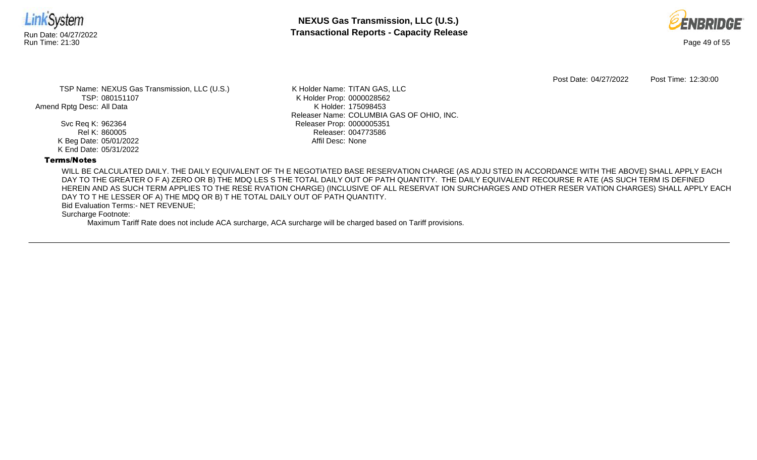Post Date: 04/27/2022 Post Time: 12:30:00

TSP Name: NEXUS Gas Transmission, LLC (U.S.)
TSP: 080151107
Amend Rptg Desc: All Data

Svc Req K: 962364
Rel K: 860005
K Beg Date: 05/01/2022
K End Date: 05/31/2022

K Holder Name: TITAN GAS, LLC
K Holder Prop: 0000028562
K Holder: 175098453
Releaser Name: COLUMBIA GAS OF OHIO, INC.
Releaser Prop: 0000005351
Releaser: 004773586
Affil Desc: None

**Terms/Notes**

WILL BE CALCULATED DAILY. THE DAILY EQUIVALENT OF TH E NEGOTIATED BASE RESERVATION CHARGE (AS ADJU STED IN ACCORDANCE WITH THE ABOVE) SHALL APPLY EACH DAY TO THE GREATER O F A) ZERO OR B) THE MDQ LES S THE TOTAL DAILY OUT OF PATH QUANTITY. THE DAILY EQUIVALENT RECOURSE R ATE (AS SUCH TERM IS DEFINED HEREIN AND AS SUCH TERM APPLIES TO THE RESE RVATION CHARGE) (INCLUSIVE OF ALL RESERVAT ION SURCHARGES AND OTHER RESER VATION CHARGES) SHALL APPLY EACH DAY TO T HE LESSER OF A) THE MDQ OR B) T HE TOTAL DAILY OUT OF PATH QUANTITY.

Bid Evaluation Terms:- NET REVENUE;

Surcharge Footnote:

Maximum Tariff Rate does not include ACA surcharge, ACA surcharge will be charged based on Tariff provisions.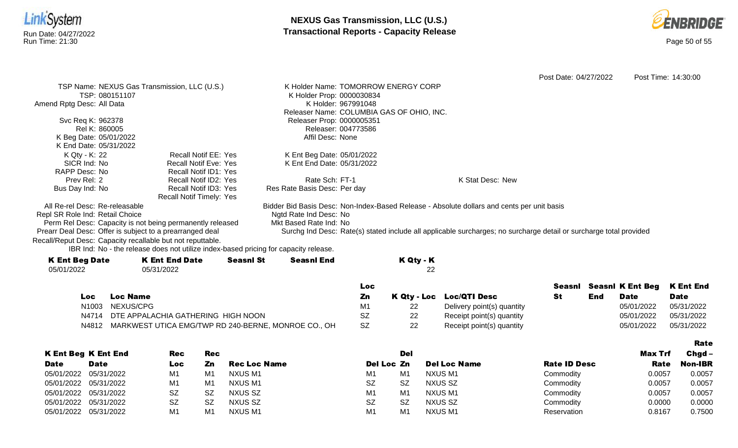Post Date: 04/27/2022 Post Time: 14:30:00

TSP Name: NEXUS Gas Transmission, LLC (U.S.)
TSP: 080151107
Amend Rptg Desc: All Data

Svc Req K: 962378
Rel K: 860005
K Beg Date: 05/01/2022
K End Date: 05/31/2022
K Qty - K: 22
SICR Ind: No
RAPP Desc: No
Prev Rel: 2
Bus Day Ind: No

Recall Notif EE: Yes
Recall Notif Eve: Yes
Recall Notif ID1: Yes
Recall Notif ID2: Yes
Recall Notif ID3: Yes
Recall Notif Timely: Yes

K Holder Name: TOMORROW ENERGY CORP
K Holder Prop: 0000030834
K Holder: 967991048
Releaser Name: COLUMBIA GAS OF OHIO, INC.
Releaser Prop: 0000005351
Releaser: 004773586
Affil Desc: None

K Ent Beg Date: 05/01/2022
K Ent End Date: 05/31/2022

Rate Sch: FT-1
Res Rate Basis Desc: Per day

K Stat Desc: New

All Re-rel Desc: Re-releasable
Repl SR Role Ind: Retail Choice
Perm Rel Desc: Capacity is not being permanently released
Prearr Deal Desc: Offer is subject to a prearranged deal
Recall/Reput Desc: Capacity recallable but not reputtable.
IBR Ind: No - the release does not utilize index-based pricing for capacity release.

Bidder Bid Basis Desc: Non-Index-Based Release - Absolute dollars and cents per unit basis
Ngtd Rate Ind Desc: No
Mkt Based Rate Ind: No
Surchg Ind Desc: Rate(s) stated include all applicable surcharges; no surcharge detail or surcharge total provided

| K Ent Beg Date | K Ent End Date | Seasnl St | Seasnl End | K Qty - K |
|---|---|---|---|---|
| 05/01/2022 | 05/31/2022 | | | 22 |

| Loc | Loc Name | Loc Zn | K Qty - Loc | Loc/QTI Desc | Seasnl St | Seasnl End | K Ent Beg Date | K Ent End Date |
|---|---|---|---|---|---|---|---|---|
| N1003 | NEXUS/CPG | M1 | 22 | Delivery point(s) quantity | | | 05/01/2022 | 05/31/2022 |
| N4714 | DTE APPALACHIA GATHERING HIGH NOON | SZ | 22 | Receipt point(s) quantity | | | 05/01/2022 | 05/31/2022 |
| N4812 | MARKWEST UTICA EMG/TWP RD 240-BERNE, MONROE CO., OH | SZ | 22 | Receipt point(s) quantity | | | 05/01/2022 | 05/31/2022 |

| K Ent Beg Date | K Ent End Date | Rec Loc | Rec Zn | Rec Loc Name | Del Loc | Del Zn | Del Loc Name | Rate ID Desc | Max Trf Rate | Rate Chgd – Non-IBR |
|---|---|---|---|---|---|---|---|---|---|---|
| 05/01/2022 | 05/31/2022 | M1 | M1 | NXUS M1 | M1 | M1 | NXUS M1 | Commodity | 0.0057 | 0.0057 |
| 05/01/2022 | 05/31/2022 | M1 | M1 | NXUS M1 | SZ | SZ | NXUS SZ | Commodity | 0.0057 | 0.0057 |
| 05/01/2022 | 05/31/2022 | SZ | SZ | NXUS SZ | M1 | M1 | NXUS M1 | Commodity | 0.0057 | 0.0057 |
| 05/01/2022 | 05/31/2022 | SZ | SZ | NXUS SZ | SZ | SZ | NXUS SZ | Commodity | 0.0000 | 0.0000 |
| 05/01/2022 | 05/31/2022 | M1 | M1 | NXUS M1 | M1 | M1 | NXUS M1 | Reservation | 0.8167 | 0.7500 |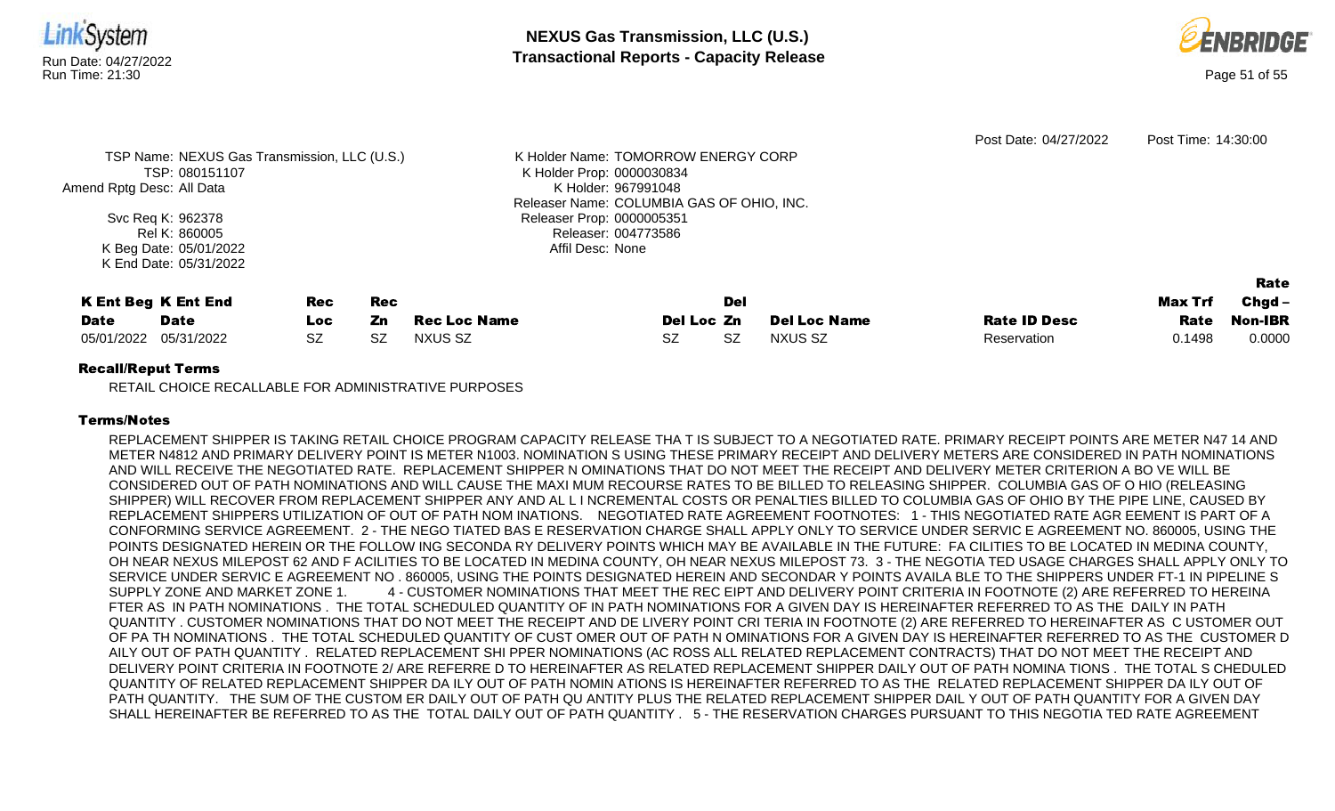Post Date: 04/27/2022 Post Time: 14:30:00

TSP Name: NEXUS Gas Transmission, LLC (U.S.)
TSP: 080151107
Amend Rptg Desc: All Data
Svc Req K: 962378
Rel K: 860005
K Beg Date: 05/01/2022
K End Date: 05/31/2022

K Holder Name: TOMORROW ENERGY CORP
K Holder Prop: 0000030834
K Holder: 967991048
Releaser Name: COLUMBIA GAS OF OHIO, INC.
Releaser Prop: 0000005351
Releaser: 004773586
Affil Desc: None

| K Ent Beg Date | K Ent End Date | Rec Loc | Rec Zn | Rec Loc Name | Del Loc | Del Zn | Del Loc Name | Rate ID Desc | Max Trf Rate | Rate Chgd – Non-IBR |
|---|---|---|---|---|---|---|---|---|---|---|
| 05/01/2022 | 05/31/2022 | SZ | SZ | NXUS SZ | SZ | SZ | NXUS SZ | Reservation | 0.1498 | 0.0000 |

**Recall/Reput Terms**

RETAIL CHOICE RECALLABLE FOR ADMINISTRATIVE PURPOSES

**Terms/Notes**

REPLACEMENT SHIPPER IS TAKING RETAIL CHOICE PROGRAM CAPACITY RELEASE THA T IS SUBJECT TO A NEGOTIATED RATE. PRIMARY RECEIPT POINTS ARE METER N47 14 AND METER N4812 AND PRIMARY DELIVERY POINT IS METER N1003. NOMINATION S USING THESE PRIMARY RECEIPT AND DELIVERY METERS ARE CONSIDERED IN PATH NOMINATIONS AND WILL RECEIVE THE NEGOTIATED RATE. REPLACEMENT SHIPPER N OMINATIONS THAT DO NOT MEET THE RECEIPT AND DELIVERY METER CRITERION A BO VE WILL BE CONSIDERED OUT OF PATH NOMINATIONS AND WILL CAUSE THE MAXI MUM RECOURSE RATES TO BE BILLED TO RELEASING SHIPPER. COLUMBIA GAS OF O HIO (RELEASING SHIPPER) WILL RECOVER FROM REPLACEMENT SHIPPER ANY AND AL L I NCREMENTAL COSTS OR PENALTIES BILLED TO COLUMBIA GAS OF OHIO BY THE PIPE LINE, CAUSED BY REPLACEMENT SHIPPERS UTILIZATION OF OUT OF PATH NOM INATIONS. NEGOTIATED RATE AGREEMENT FOOTNOTES: 1 - THIS NEGOTIATED RATE AGR EEMENT IS PART OF A CONFORMING SERVICE AGREEMENT. 2 - THE NEGO TIATED BAS E RESERVATION CHARGE SHALL APPLY ONLY TO SERVICE UNDER SERVIC E AGREEMENT NO. 860005, USING THE POINTS DESIGNATED HEREIN OR THE FOLLOW ING SECONDA RY DELIVERY POINTS WHICH MAY BE AVAILABLE IN THE FUTURE: FA CILITIES TO BE LOCATED IN MEDINA COUNTY, OH NEAR NEXUS MILEPOST 62 AND F ACILITIES TO BE LOCATED IN MEDINA COUNTY, OH NEAR NEXUS MILEPOST 73. 3 - THE NEGOTIA TED USAGE CHARGES SHALL APPLY ONLY TO SERVICE UNDER SERVIC E AGREEMENT NO . 860005, USING THE POINTS DESIGNATED HEREIN AND SECONDAR Y POINTS AVAILA BLE TO THE SHIPPERS UNDER FT-1 IN PIPELINE S SUPPLY ZONE AND MARKET ZONE 1. 4 - CUSTOMER NOMINATIONS THAT MEET THE REC EIPT AND DELIVERY POINT CRITERIA IN FOOTNOTE (2) ARE REFERRED TO HEREINA FTER AS IN PATH NOMINATIONS . THE TOTAL SCHEDULED QUANTITY OF IN PATH NOMINATIONS FOR A GIVEN DAY IS HEREINAFTER REFERRED TO AS THE DAILY IN PATH QUANTITY . CUSTOMER NOMINATIONS THAT DO NOT MEET THE RECEIPT AND DE LIVERY POINT CRI TERIA IN FOOTNOTE (2) ARE REFERRED TO HEREINAFTER AS C USTOMER OUT OF PA TH NOMINATIONS . THE TOTAL SCHEDULED QUANTITY OF CUST OMER OUT OF PATH N OMINATIONS FOR A GIVEN DAY IS HEREINAFTER REFERRED TO AS THE CUSTOMER D AILY OUT OF PATH QUANTITY . RELATED REPLACEMENT SHI PPER NOMINATIONS (AC ROSS ALL RELATED REPLACEMENT CONTRACTS) THAT DO NOT MEET THE RECEIPT AND DELIVERY POINT CRITERIA IN FOOTNOTE 2/ ARE REFERRE D TO HEREINAFTER AS RELATED REPLACEMENT SHIPPER DAILY OUT OF PATH NOMINA TIONS . THE TOTAL S CHEDULED QUANTITY OF RELATED REPLACEMENT SHIPPER DA ILY OUT OF PATH NOMIN ATIONS IS HEREINAFTER REFERRED TO AS THE RELATED REPLACEMENT SHIPPER DA ILY OUT OF PATH QUANTITY. THE SUM OF THE CUSTOM ER DAILY OUT OF PATH QU ANTITY PLUS THE RELATED REPLACEMENT SHIPPER DAIL Y OUT OF PATH QUANTITY FOR A GIVEN DAY SHALL HEREINAFTER BE REFERRED TO AS THE TOTAL DAILY OUT OF PATH QUANTITY . 5 - THE RESERVATION CHARGES PURSUANT TO THIS NEGOTIA TED RATE AGREEMENT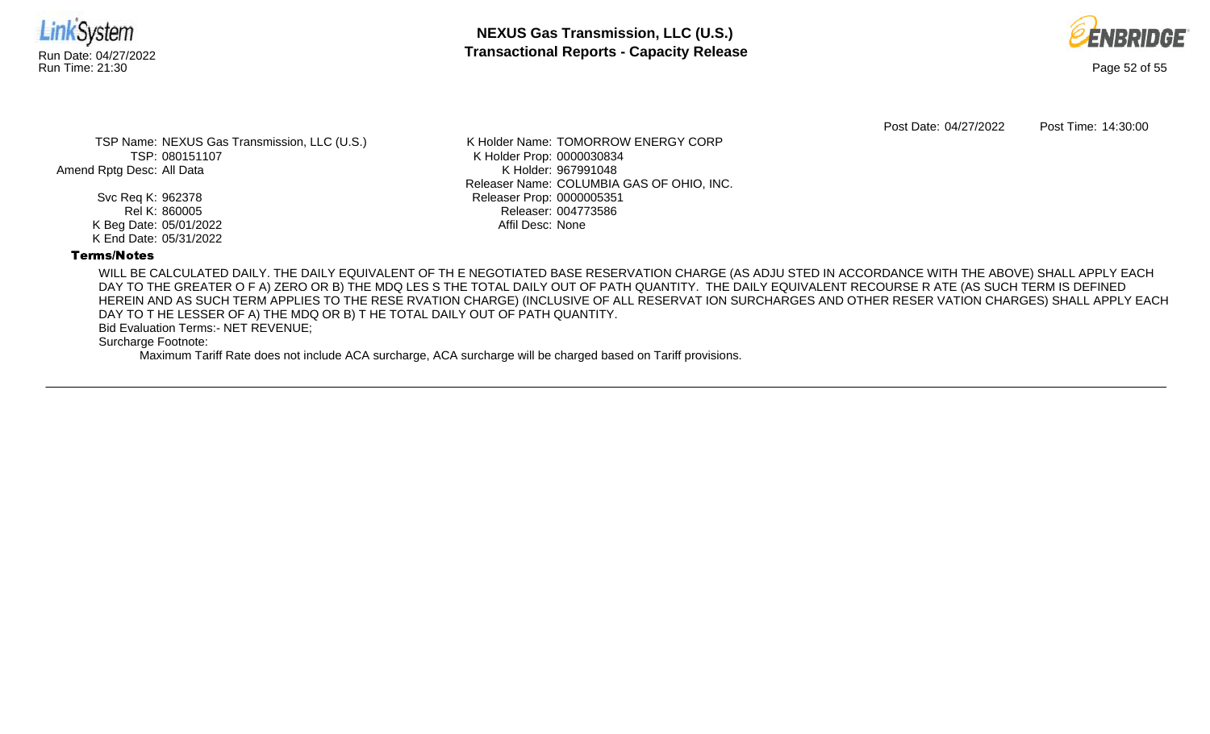Post Date: 04/27/2022 Post Time: 14:30:00

TSP Name: NEXUS Gas Transmission, LLC (U.S.)
TSP: 080151107
Amend Rptg Desc: All Data

Svc Req K: 962378
Rel K: 860005
K Beg Date: 05/01/2022
K End Date: 05/31/2022

K Holder Name: TOMORROW ENERGY CORP
K Holder Prop: 0000030834
K Holder: 967991048
Releaser Name: COLUMBIA GAS OF OHIO, INC.
Releaser Prop: 0000005351
Releaser: 004773586
Affil Desc: None

**Terms/Notes**

WILL BE CALCULATED DAILY. THE DAILY EQUIVALENT OF TH E NEGOTIATED BASE RESERVATION CHARGE (AS ADJU STED IN ACCORDANCE WITH THE ABOVE) SHALL APPLY EACH DAY TO THE GREATER O F A) ZERO OR B) THE MDQ LES S THE TOTAL DAILY OUT OF PATH QUANTITY. THE DAILY EQUIVALENT RECOURSE R ATE (AS SUCH TERM IS DEFINED HEREIN AND AS SUCH TERM APPLIES TO THE RESE RVATION CHARGE) (INCLUSIVE OF ALL RESERVAT ION SURCHARGES AND OTHER RESER VATION CHARGES) SHALL APPLY EACH DAY TO T HE LESSER OF A) THE MDQ OR B) T HE TOTAL DAILY OUT OF PATH QUANTITY.

Bid Evaluation Terms:- NET REVENUE;

Surcharge Footnote:

Maximum Tariff Rate does not include ACA surcharge, ACA surcharge will be charged based on Tariff provisions.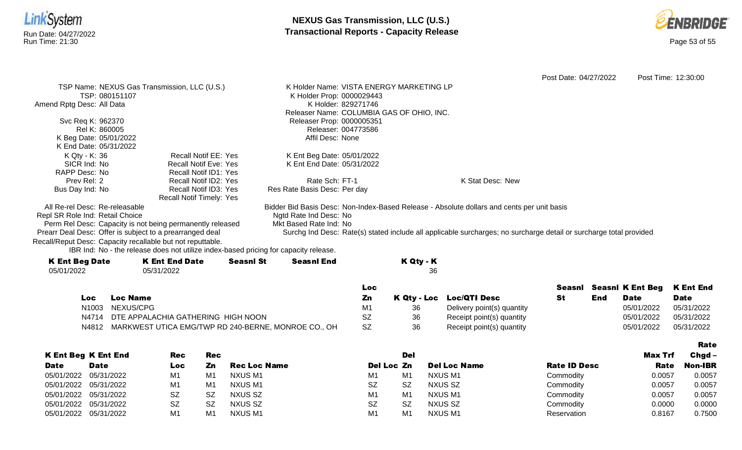Post Date: 04/27/2022 Post Time: 12:30:00

TSP Name: NEXUS Gas Transmission, LLC (U.S.)
TSP: 080151107
Amend Rptg Desc: All Data

Svc Req K: 962370
Rel K: 860005
K Beg Date: 05/01/2022
K End Date: 05/31/2022
K Qty - K: 36
SICR Ind: No
RAPP Desc: No
Prev Rel: 2
Bus Day Ind: No

Recall Notif EE: Yes
Recall Notif Eve: Yes
Recall Notif ID1: Yes
Recall Notif ID2: Yes
Recall Notif ID3: Yes
Recall Notif Timely: Yes

K Holder Name: VISTA ENERGY MARKETING LP
K Holder Prop: 0000029443
K Holder: 829271746
Releaser Name: COLUMBIA GAS OF OHIO, INC.
Releaser Prop: 0000005351
Releaser: 004773586
Affil Desc: None

K Ent Beg Date: 05/01/2022
K Ent End Date: 05/31/2022

Rate Sch: FT-1
Res Rate Basis Desc: Per day

K Stat Desc: New

All Re-rel Desc: Re-releasable
Repl SR Role Ind: Retail Choice
Perm Rel Desc: Capacity is not being permanently released
Prearr Deal Desc: Offer is subject to a prearranged deal
Recall/Reput Desc: Capacity recallable but not reputtable.
IBR Ind: No - the release does not utilize index-based pricing for capacity release.

Bidder Bid Basis Desc: Non-Index-Based Release - Absolute dollars and cents per unit basis
Ngtd Rate Ind Desc: No
Mkt Based Rate Ind: No
Surchg Ind Desc: Rate(s) stated include all applicable surcharges; no surcharge detail or surcharge total provided

| K Ent Beg Date | K Ent End Date | Seasnl St | Seasnl End | K Qty - K |
|---|---|---|---|---|
| 05/01/2022 | 05/31/2022 | | | 36 |

| Loc | Loc Name | Loc Zn | K Qty - Loc | Loc/QTI Desc | Seasnl St | Seasnl End | K Ent Beg Date | K Ent End Date |
|---|---|---|---|---|---|---|---|---|
| N1003 | NEXUS/CPG | M1 | 36 | Delivery point(s) quantity | | | 05/01/2022 | 05/31/2022 |
| N4714 | DTE APPALACHIA GATHERING HIGH NOON | SZ | 36 | Receipt point(s) quantity | | | 05/01/2022 | 05/31/2022 |
| N4812 | MARKWEST UTICA EMG/TWP RD 240-BERNE, MONROE CO., OH | SZ | 36 | Receipt point(s) quantity | | | 05/01/2022 | 05/31/2022 |

| K Ent Beg Date | K Ent End Date | Rec Loc | Rec Zn | Rec Loc Name | Del Loc | Del Zn | Del Loc Name | Rate ID Desc | Max Trf Rate | Rate Chgd – Non-IBR |
|---|---|---|---|---|---|---|---|---|---|---|
| 05/01/2022 | 05/31/2022 | M1 | M1 | NXUS M1 | M1 | M1 | NXUS M1 | Commodity | 0.0057 | 0.0057 |
| 05/01/2022 | 05/31/2022 | M1 | M1 | NXUS M1 | SZ | SZ | NXUS SZ | Commodity | 0.0057 | 0.0057 |
| 05/01/2022 | 05/31/2022 | SZ | SZ | NXUS SZ | M1 | M1 | NXUS M1 | Commodity | 0.0057 | 0.0057 |
| 05/01/2022 | 05/31/2022 | SZ | SZ | NXUS SZ | SZ | SZ | NXUS SZ | Commodity | 0.0000 | 0.0000 |
| 05/01/2022 | 05/31/2022 | M1 | M1 | NXUS M1 | M1 | M1 | NXUS M1 | Reservation | 0.8167 | 0.7500 |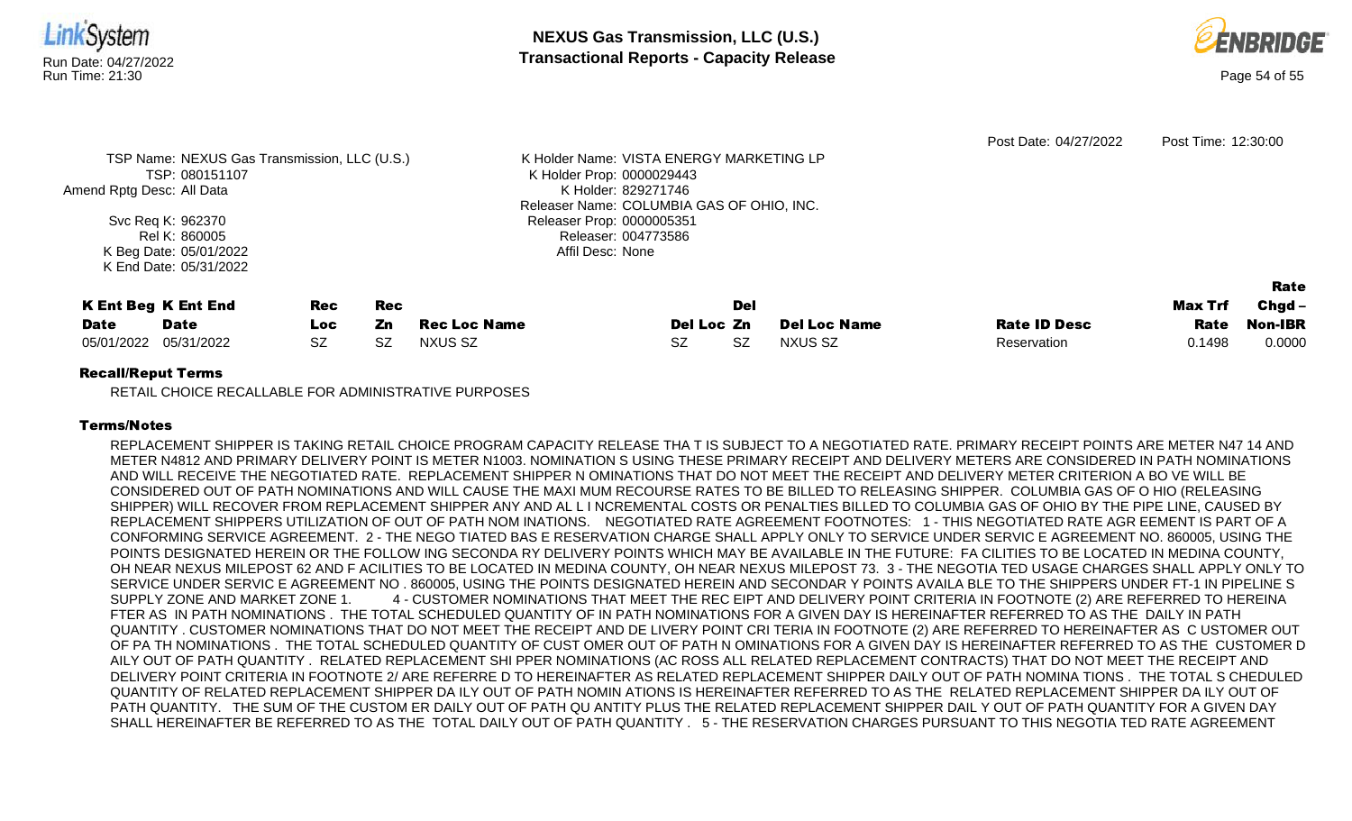Post Date: 04/27/2022 Post Time: 12:30:00

TSP Name: NEXUS Gas Transmission, LLC (U.S.)
TSP: 080151107
Amend Rptg Desc: All Data
Svc Req K: 962370
Rel K: 860005
K Beg Date: 05/01/2022
K End Date: 05/31/2022

K Holder Name: VISTA ENERGY MARKETING LP
K Holder Prop: 0000029443
K Holder: 829271746
Releaser Name: COLUMBIA GAS OF OHIO, INC.
Releaser Prop: 0000005351
Releaser: 004773586
Affil Desc: None

| K Ent Beg Date | K Ent End Date | Rec Loc | Rec Zn | Rec Loc Name | Del Loc | Del Zn | Del Loc Name | Rate ID Desc | Max Trf Rate | Rate Chgd – Non-IBR |
|---|---|---|---|---|---|---|---|---|---|---|
| 05/01/2022 | 05/31/2022 | SZ | SZ | NXUS SZ | SZ | SZ | NXUS SZ | Reservation | 0.1498 | 0.0000 |

**Recall/Reput Terms**

RETAIL CHOICE RECALLABLE FOR ADMINISTRATIVE PURPOSES

**Terms/Notes**

REPLACEMENT SHIPPER IS TAKING RETAIL CHOICE PROGRAM CAPACITY RELEASE THA T IS SUBJECT TO A NEGOTIATED RATE. PRIMARY RECEIPT POINTS ARE METER N47 14 AND METER N4812 AND PRIMARY DELIVERY POINT IS METER N1003. NOMINATION S USING THESE PRIMARY RECEIPT AND DELIVERY METERS ARE CONSIDERED IN PATH NOMINATIONS AND WILL RECEIVE THE NEGOTIATED RATE. REPLACEMENT SHIPPER N OMINATIONS THAT DO NOT MEET THE RECEIPT AND DELIVERY METER CRITERION A BO VE WILL BE CONSIDERED OUT OF PATH NOMINATIONS AND WILL CAUSE THE MAXI MUM RECOURSE RATES TO BE BILLED TO RELEASING SHIPPER. COLUMBIA GAS OF O HIO (RELEASING SHIPPER) WILL RECOVER FROM REPLACEMENT SHIPPER ANY AND AL L I NCREMENTAL COSTS OR PENALTIES BILLED TO COLUMBIA GAS OF OHIO BY THE PIPE LINE, CAUSED BY REPLACEMENT SHIPPERS UTILIZATION OF OUT OF PATH NOM INATIONS. NEGOTIATED RATE AGREEMENT FOOTNOTES: 1 - THIS NEGOTIATED RATE AGR EEMENT IS PART OF A CONFORMING SERVICE AGREEMENT. 2 - THE NEGO TIATED BAS E RESERVATION CHARGE SHALL APPLY ONLY TO SERVICE UNDER SERVIC E AGREEMENT NO. 860005, USING THE POINTS DESIGNATED HEREIN OR THE FOLLOW ING SECONDA RY DELIVERY POINTS WHICH MAY BE AVAILABLE IN THE FUTURE: FA CILITIES TO BE LOCATED IN MEDINA COUNTY, OH NEAR NEXUS MILEPOST 62 AND F ACILITIES TO BE LOCATED IN MEDINA COUNTY, OH NEAR NEXUS MILEPOST 73. 3 - THE NEGOTIA TED USAGE CHARGES SHALL APPLY ONLY TO SERVICE UNDER SERVIC E AGREEMENT NO . 860005, USING THE POINTS DESIGNATED HEREIN AND SECONDAR Y POINTS AVAILA BLE TO THE SHIPPERS UNDER FT-1 IN PIPELINE S SUPPLY ZONE AND MARKET ZONE 1. 4 - CUSTOMER NOMINATIONS THAT MEET THE REC EIPT AND DELIVERY POINT CRITERIA IN FOOTNOTE (2) ARE REFERRED TO HEREINA FTER AS IN PATH NOMINATIONS . THE TOTAL SCHEDULED QUANTITY OF IN PATH NOMINATIONS FOR A GIVEN DAY IS HEREINAFTER REFERRED TO AS THE DAILY IN PATH QUANTITY . CUSTOMER NOMINATIONS THAT DO NOT MEET THE RECEIPT AND DE LIVERY POINT CRI TERIA IN FOOTNOTE (2) ARE REFERRED TO HEREINAFTER AS C USTOMER OUT OF PA TH NOMINATIONS . THE TOTAL SCHEDULED QUANTITY OF CUST OMER OUT OF PATH N OMINATIONS FOR A GIVEN DAY IS HEREINAFTER REFERRED TO AS THE CUSTOMER D AILY OUT OF PATH QUANTITY . RELATED REPLACEMENT SHI PPER NOMINATIONS (AC ROSS ALL RELATED REPLACEMENT CONTRACTS) THAT DO NOT MEET THE RECEIPT AND DELIVERY POINT CRITERIA IN FOOTNOTE 2/ ARE REFERRE D TO HEREINAFTER AS RELATED REPLACEMENT SHIPPER DAILY OUT OF PATH NOMINA TIONS . THE TOTAL S CHEDULED QUANTITY OF RELATED REPLACEMENT SHIPPER DA ILY OUT OF PATH NOMIN ATIONS IS HEREINAFTER REFERRED TO AS THE RELATED REPLACEMENT SHIPPER DA ILY OUT OF PATH QUANTITY. THE SUM OF THE CUSTOM ER DAILY OUT OF PATH QU ANTITY PLUS THE RELATED REPLACEMENT SHIPPER DAIL Y OUT OF PATH QUANTITY FOR A GIVEN DAY SHALL HEREINAFTER BE REFERRED TO AS THE TOTAL DAILY OUT OF PATH QUANTITY . 5 - THE RESERVATION CHARGES PURSUANT TO THIS NEGOTIA TED RATE AGREEMENT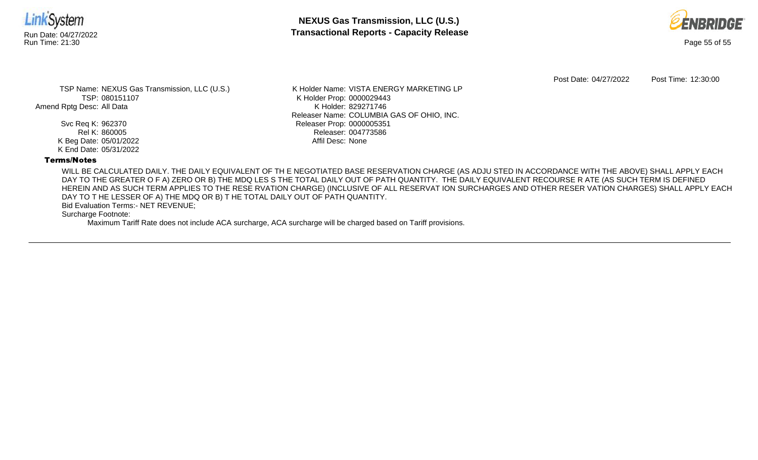Post Date: 04/27/2022 Post Time: 12:30:00

TSP Name: NEXUS Gas Transmission, LLC (U.S.)
TSP: 080151107
Amend Rptg Desc: All Data

Svc Req K: 962370
Rel K: 860005
K Beg Date: 05/01/2022
K End Date: 05/31/2022

K Holder Name: VISTA ENERGY MARKETING LP
K Holder Prop: 0000029443
K Holder: 829271746
Releaser Name: COLUMBIA GAS OF OHIO, INC.
Releaser Prop: 0000005351
Releaser: 004773586
Affil Desc: None

**Terms/Notes**

WILL BE CALCULATED DAILY. THE DAILY EQUIVALENT OF TH E NEGOTIATED BASE RESERVATION CHARGE (AS ADJU STED IN ACCORDANCE WITH THE ABOVE) SHALL APPLY EACH DAY TO THE GREATER O F A) ZERO OR B) THE MDQ LES S THE TOTAL DAILY OUT OF PATH QUANTITY. THE DAILY EQUIVALENT RECOURSE R ATE (AS SUCH TERM IS DEFINED HEREIN AND AS SUCH TERM APPLIES TO THE RESE RVATION CHARGE) (INCLUSIVE OF ALL RESERVAT ION SURCHARGES AND OTHER RESER VATION CHARGES) SHALL APPLY EACH DAY TO T HE LESSER OF A) THE MDQ OR B) T HE TOTAL DAILY OUT OF PATH QUANTITY.

Bid Evaluation Terms:- NET REVENUE;

Surcharge Footnote:

Maximum Tariff Rate does not include ACA surcharge, ACA surcharge will be charged based on Tariff provisions.